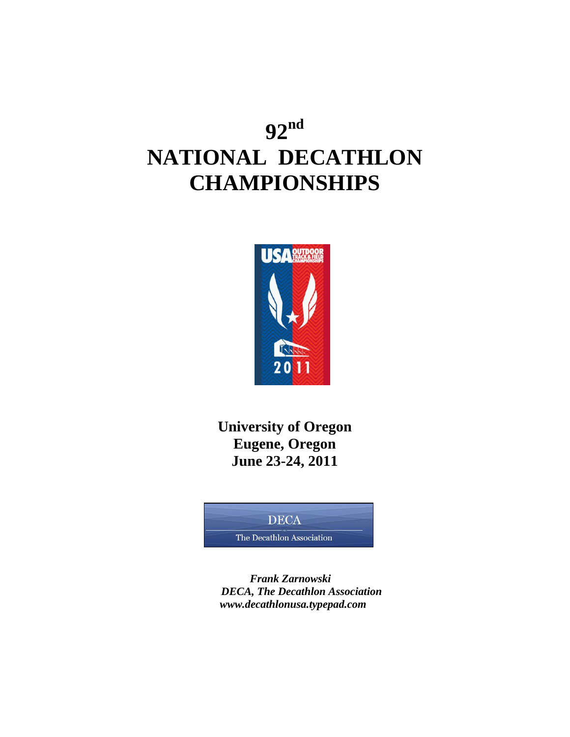# 92nd NATIONAL DECATHLON CHAMPIONSHIPS

**University of Oregon**
**Eugene, Oregon**
**June 23-24, 2011**

DECA

The Decathlon Association

***Frank Zarnowski***
***DECA, The Decathlon Association***
***www.decathlonusa.typepad.com***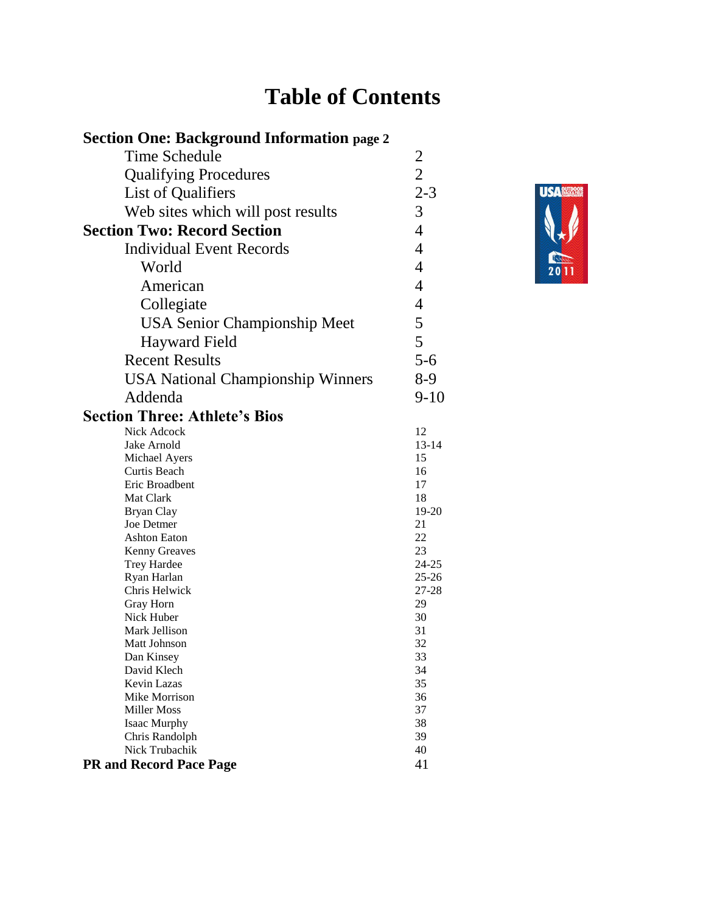# Table of Contents

| | |
|---|---|
| **Section One: Background Information** page 2 | |
| Time Schedule | 2 |
| Qualifying Procedures | 2 |
| List of Qualifiers | 2-3 |
| Web sites which will post results | 3 |
| **Section Two: Record Section** | 4 |
| Individual Event Records | 4 |
| World | 4 |
| American | 4 |
| Collegiate | 4 |
| USA Senior Championship Meet | 5 |
| Hayward Field | 5 |
| Recent Results | 5-6 |
| USA National Championship Winners | 8-9 |
| Addenda | 9-10 |
| **Section Three: Athlete's Bios** | |
| Nick Adcock | 12 |
| Jake Arnold | 13-14 |
| Michael Ayers | 15 |
| Curtis Beach | 16 |
| Eric Broadbent | 17 |
| Mat Clark | 18 |
| Bryan Clay | 19-20 |
| Joe Detmer | 21 |
| Ashton Eaton | 22 |
| Kenny Greaves | 23 |
| Trey Hardee | 24-25 |
| Ryan Harlan | 25-26 |
| Chris Helwick | 27-28 |
| Gray Horn | 29 |
| Nick Huber | 30 |
| Mark Jellison | 31 |
| Matt Johnson | 32 |
| Dan Kinsey | 33 |
| David Klech | 34 |
| Kevin Lazas | 35 |
| Mike Morrison | 36 |
| Miller Moss | 37 |
| Isaac Murphy | 38 |
| Chris Randolph | 39 |
| Nick Trubachik | 40 |
| **PR and Record Pace Page** | 41 |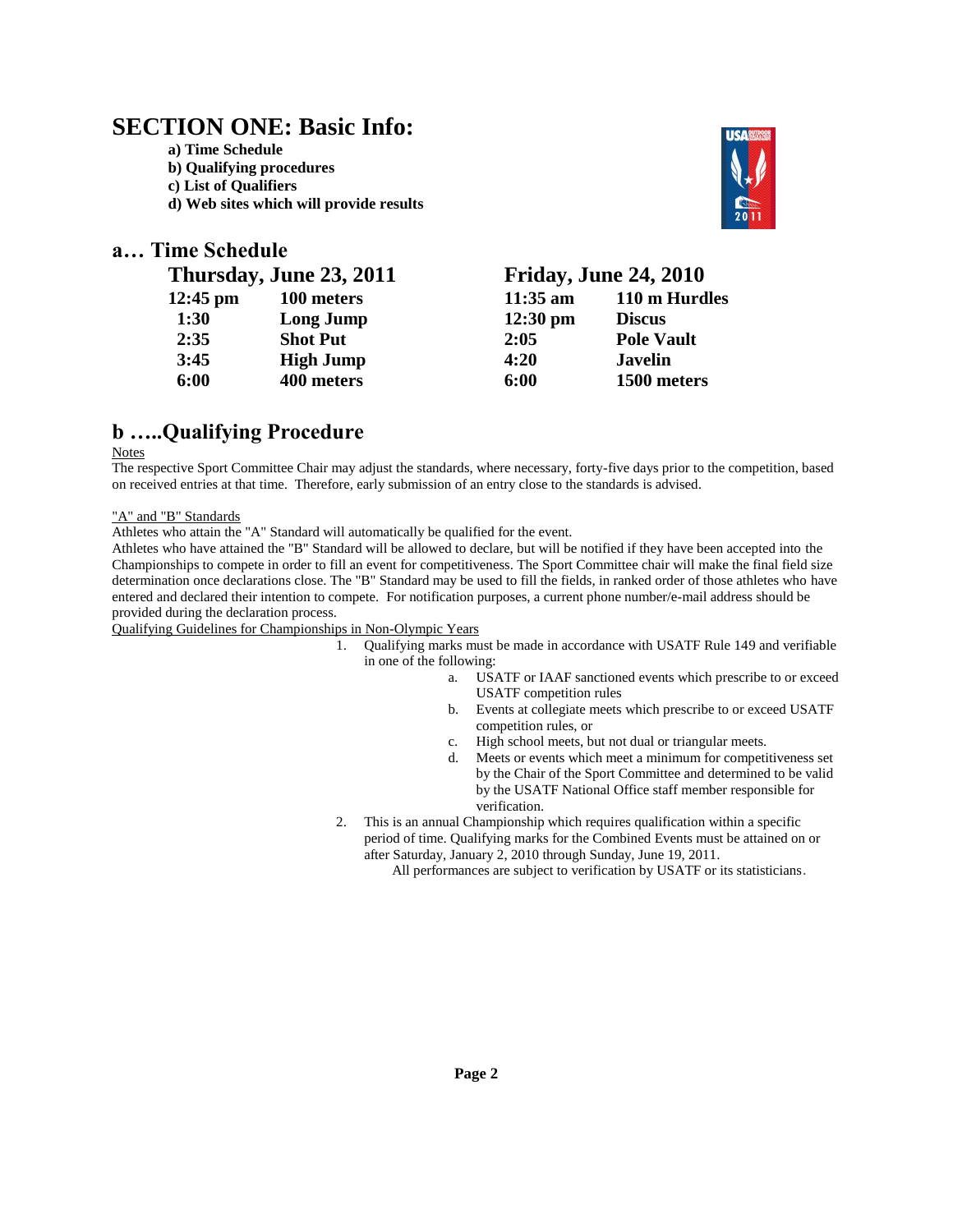# SECTION ONE: Basic Info:

**a) Time Schedule**
**b) Qualifying procedures**
**c) List of Qualifiers**
**d) Web sites which will provide results**

## a… Time Schedule

| Thursday, June 23, 2011 | | Friday, June 24, 2010 | |
|---|---|---|---|
| 12:45 pm | 100 meters | 11:35 am | 110 m Hurdles |
| 1:30 | Long Jump | 12:30 pm | Discus |
| 2:35 | Shot Put | 2:05 | Pole Vault |
| 3:45 | High Jump | 4:20 | Javelin |
| 6:00 | 400 meters | 6:00 | 1500 meters |

## b …..Qualifying Procedure

Notes

The respective Sport Committee Chair may adjust the standards, where necessary, forty-five days prior to the competition, based on received entries at that time. Therefore, early submission of an entry close to the standards is advised.

"A" and "B" Standards

Athletes who attain the "A" Standard will automatically be qualified for the event.

Athletes who have attained the "B" Standard will be allowed to declare, but will be notified if they have been accepted into the Championships to compete in order to fill an event for competitiveness. The Sport Committee chair will make the final field size determination once declarations close. The "B" Standard may be used to fill the fields, in ranked order of those athletes who have entered and declared their intention to compete. For notification purposes, a current phone number/e-mail address should be provided during the declaration process.

Qualifying Guidelines for Championships in Non-Olympic Years

1. Qualifying marks must be made in accordance with USATF Rule 149 and verifiable in one of the following:
   a. USATF or IAAF sanctioned events which prescribe to or exceed USATF competition rules
   b. Events at collegiate meets which prescribe to or exceed USATF competition rules, or
   c. High school meets, but not dual or triangular meets.
   d. Meets or events which meet a minimum for competitiveness set by the Chair of the Sport Committee and determined to be valid by the USATF National Office staff member responsible for verification.
2. This is an annual Championship which requires qualification within a specific period of time. Qualifying marks for the Combined Events must be attained on or after Saturday, January 2, 2010 through Sunday, June 19, 2011.

   All performances are subject to verification by USATF or its statisticians.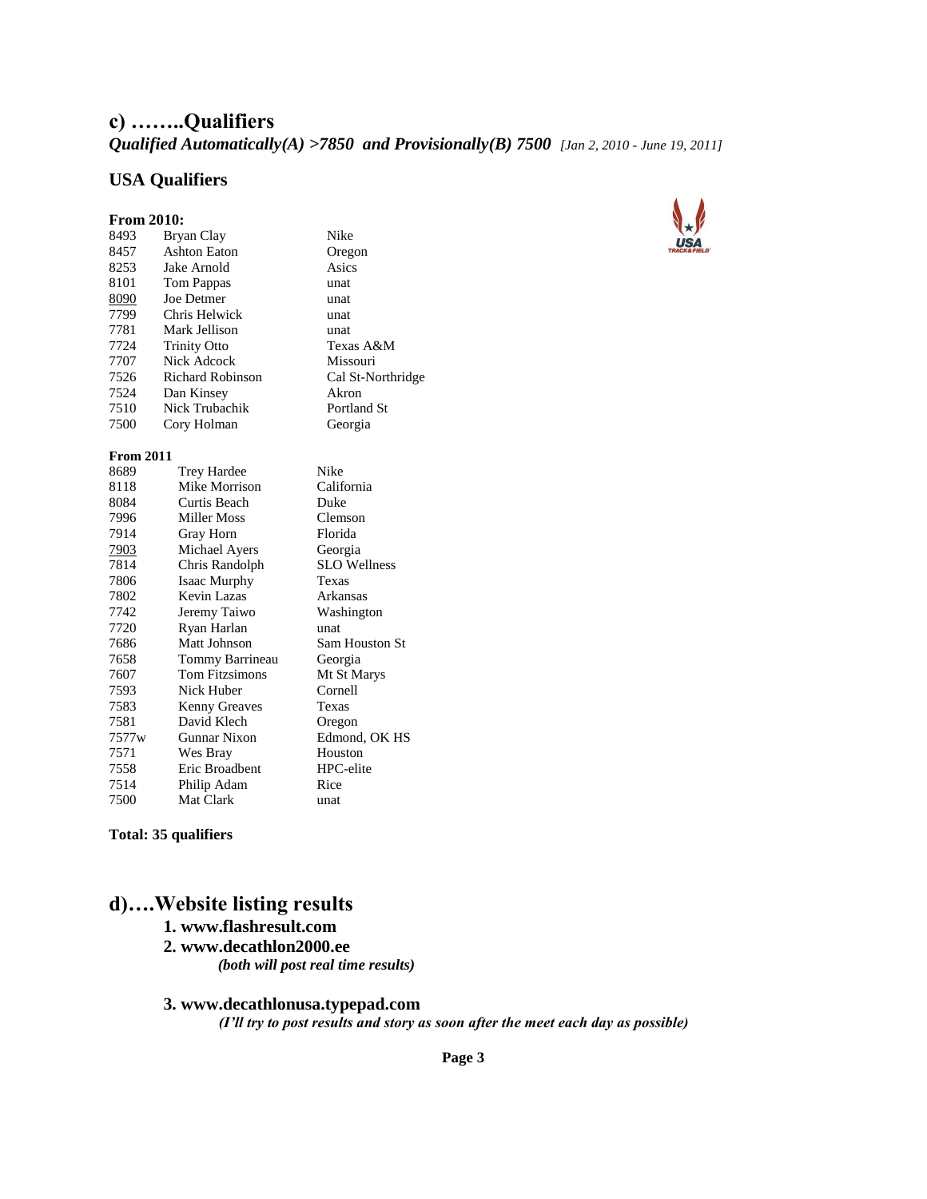## c) ……..Qualifiers

***Qualified Automatically(A) >7850 and Provisionally(B) 7500*** *[Jan 2, 2010 - June 19, 2011]*

### USA Qualifiers

**From 2010:**

| | | |
|---|---|---|
| 8493 | Bryan Clay | Nike |
| 8457 | Ashton Eaton | Oregon |
| 8253 | Jake Arnold | Asics |
| 8101 | Tom Pappas | unat |
| 8090 | Joe Detmer | unat |
| 7799 | Chris Helwick | unat |
| 7781 | Mark Jellison | unat |
| 7724 | Trinity Otto | Texas A&M |
| 7707 | Nick Adcock | Missouri |
| 7526 | Richard Robinson | Cal St-Northridge |
| 7524 | Dan Kinsey | Akron |
| 7510 | Nick Trubachik | Portland St |
| 7500 | Cory Holman | Georgia |

**From 2011**

| | | |
|---|---|---|
| 8689 | Trey Hardee | Nike |
| 8118 | Mike Morrison | California |
| 8084 | Curtis Beach | Duke |
| 7996 | Miller Moss | Clemson |
| 7914 | Gray Horn | Florida |
| 7903 | Michael Ayers | Georgia |
| 7814 | Chris Randolph | SLO Wellness |
| 7806 | Isaac Murphy | Texas |
| 7802 | Kevin Lazas | Arkansas |
| 7742 | Jeremy Taiwo | Washington |
| 7720 | Ryan Harlan | unat |
| 7686 | Matt Johnson | Sam Houston St |
| 7658 | Tommy Barrineau | Georgia |
| 7607 | Tom Fitzsimons | Mt St Marys |
| 7593 | Nick Huber | Cornell |
| 7583 | Kenny Greaves | Texas |
| 7581 | David Klech | Oregon |
| 7577w | Gunnar Nixon | Edmond, OK HS |
| 7571 | Wes Bray | Houston |
| 7558 | Eric Broadbent | HPC-elite |
| 7514 | Philip Adam | Rice |
| 7500 | Mat Clark | unat |

**Total: 35 qualifiers**

## d)….Website listing results

1. **www.flashresult.com**
2. **www.decathlon2000.ee**

   ***(both will post real time results)***

3. **www.decathlonusa.typepad.com**

   ***(I'll try to post results and story as soon after the meet each day as possible)***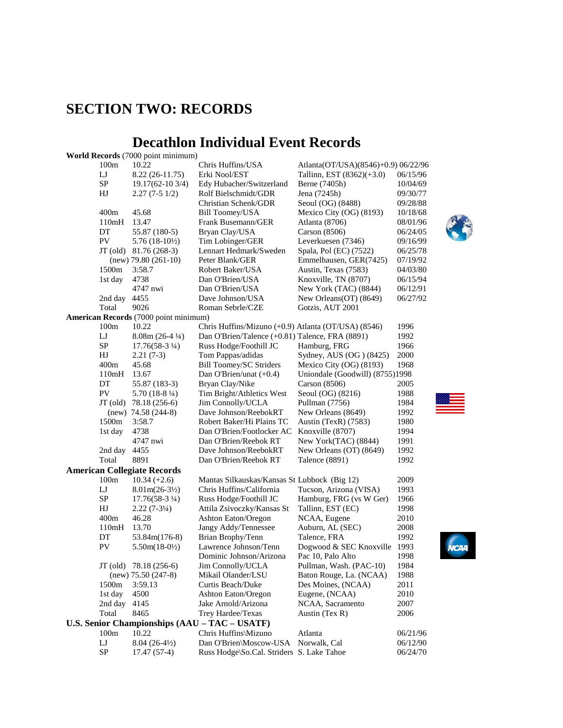# SECTION TWO: RECORDS

## Decathlon Individual Event Records

**World Records** (7000 point minimum)

| Event | Mark | Athlete | Meet | Date |
|---|---|---|---|---|
| 100m | 10.22 | Chris Huffins/USA | Atlanta(OT/USA)(8546)+0.9) | 06/22/96 |
| LJ | 8.22 (26-11.75) | Erki Nool/EST | Tallinn, EST (8362)(+3.0) | 06/15/96 |
| SP | 19.17(62-10 3/4) | Edy Hubacher/Switzerland | Berne (7405h) | 10/04/69 |
| HJ | 2.27 (7-5 1/2) | Rolf Bielschmidt/GDR | Jena (7245h) | 09/30/77 |
| | | Christian Schenk/GDR | Seoul (OG) (8488) | 09/28/88 |
| 400m | 45.68 | Bill Toomey/USA | Mexico City (OG) (8193) | 10/18/68 |
| 110mH | 13.47 | Frank Busemann/GER | Atlanta (8706) | 08/01/96 |
| DT | 55.87 (180-5) | Bryan Clay/USA | Carson (8506) | 06/24/05 |
| PV | 5.76 (18-10½) | Tim Lobinger/GER | Leverkuesen (7346) | 09/16/99 |
| JT (old) | 81.76 (268-3) | Lennart Hedmark/Sweden | Spala, Pol (EC) (7522) | 06/25/78 |
| (new) | 79.80 (261-10) | Peter Blank/GER | Emmelhausen, GER(7425) | 07/19/92 |
| 1500m | 3:58.7 | Robert Baker/USA | Austin, Texas (7583) | 04/03/80 |
| 1st day | 4738 | Dan O'Brien/USA | Knoxville, TN (8707) | 06/15/94 |
| | 4747 nwi | Dan O'Brien/USA | New York (TAC) (8844) | 06/12/91 |
| 2nd day | 4455 | Dave Johnson/USA | New Orleans(OT) (8649) | 06/27/92 |
| Total | 9026 | Roman Sebrle/CZE | Gotzis, AUT 2001 | |

**American Records** (7000 point minimum)

| Event | Mark | Athlete | Meet | Year |
|---|---|---|---|---|
| 100m | 10.22 | Chris Huffins/Mizuno (+0.9) | Atlanta (OT/USA) (8546) | 1996 |
| LJ | 8.08m (26-4 ¼) | Dan O'Brien/Talence (+0.81) | Talence, FRA (8891) | 1992 |
| SP | 17.76(58-3 ¼) | Russ Hodge/Foothill JC | Hamburg, FRG | 1966 |
| HJ | 2.21 (7-3) | Tom Pappas/adidas | Sydney, AUS (OG ) (8425) | 2000 |
| 400m | 45.68 | Bill Toomey/SC Striders | Mexico City (OG) (8193) | 1968 |
| 110mH | 13.67 | Dan O'Brien/unat (+0.4) | Uniondale (Goodwill) (8755) | 1998 |
| DT | 55.87 (183-3) | Bryan Clay/Nike | Carson (8506) | 2005 |
| PV | 5.70 (18-8 ¼) | Tim Bright/Athletics West | Seoul (OG) (8216) | 1988 |
| JT (old) | 78.18 (256-6) | Jim Connolly/UCLA | Pullman (7756) | 1984 |
| (new) | 74.58 (244-8) | Dave Johnson/ReebokRT | New Orleans (8649) | 1992 |
| 1500m | 3:58.7 | Robert Baker/Hi Plains TC | Austin (TexR) (7583) | 1980 |
| 1st day | 4738 | Dan O'Brien/Footlocker AC | Knoxville (8707) | 1994 |
| | 4747 nwi | Dan O'Brien/Reebok RT | New York(TAC) (8844) | 1991 |
| 2nd day | 4455 | Dave Johnson/ReebokRT | New Orleans (OT) (8649) | 1992 |
| Total | 8891 | Dan O'Brien/Reebok RT | Talence (8891) | 1992 |

**American Collegiate Records**

| Event | Mark | Athlete | Meet | Year |
|---|---|---|---|---|
| 100m | 10.34 (+2.6) | Mantas Silkauskas/Kansas St | Lubbock (Big 12) | 2009 |
| LJ | 8.01m(26-3½) | Chris Huffins/California | Tucson, Arizona (VISA) | 1993 |
| SP | 17.76(58-3 ¼) | Russ Hodge/Foothill JC | Hamburg, FRG (vs W Ger) | 1966 |
| HJ | 2.22 (7-3¼) | Attila Zsivoczky/Kansas St | Tallinn, EST (EC) | 1998 |
| 400m | 46.28 | Ashton Eaton/Oregon | NCAA, Eugene | 2010 |
| 110mH | 13.70 | Jangy Addy/Tennessee | Auburn, AL (SEC) | 2008 |
| DT | 53.84m(176-8) | Brian Brophy/Tenn | Talence, FRA | 1992 |
| PV | 5.50m(18-0½) | Lawrence Johnson/Tenn | Dogwood & SEC Knoxville | 1993 |
| | | Dominic Johnson/Arizona | Pac 10, Palo Alto | 1998 |
| JT (old) | 78.18 (256-6) | Jim Connolly/UCLA | Pullman, Wash. (PAC-10) | 1984 |
| (new) | 75.50 (247-8) | Mikail Olander/LSU | Baton Rouge, La. (NCAA) | 1988 |
| 1500m | 3:59.13 | Curtis Beach/Duke | Des Moines, (NCAA) | 2011 |
| 1st day | 4500 | Ashton Eaton/Oregon | Eugene, (NCAA) | 2010 |
| 2nd day | 4145 | Jake Arnold/Arizona | NCAA, Sacramento | 2007 |
| Total | 8465 | Trey Hardee/Texas | Austin (Tex R) | 2006 |

**U.S. Senior Championships (AAU – TAC – USATF)**

| Event | Mark | Athlete | Meet | Date |
|---|---|---|---|---|
| 100m | 10.22 | Chris Huffins\Mizuno | Atlanta | 06/21/96 |
| LJ | 8.04 (26-4½) | Dan O'Brien\Moscow-USA | Norwalk, Cal | 06/12/90 |
| SP | 17.47 (57-4) | Russ Hodge\So.Cal. Striders | S. Lake Tahoe | 06/24/70 |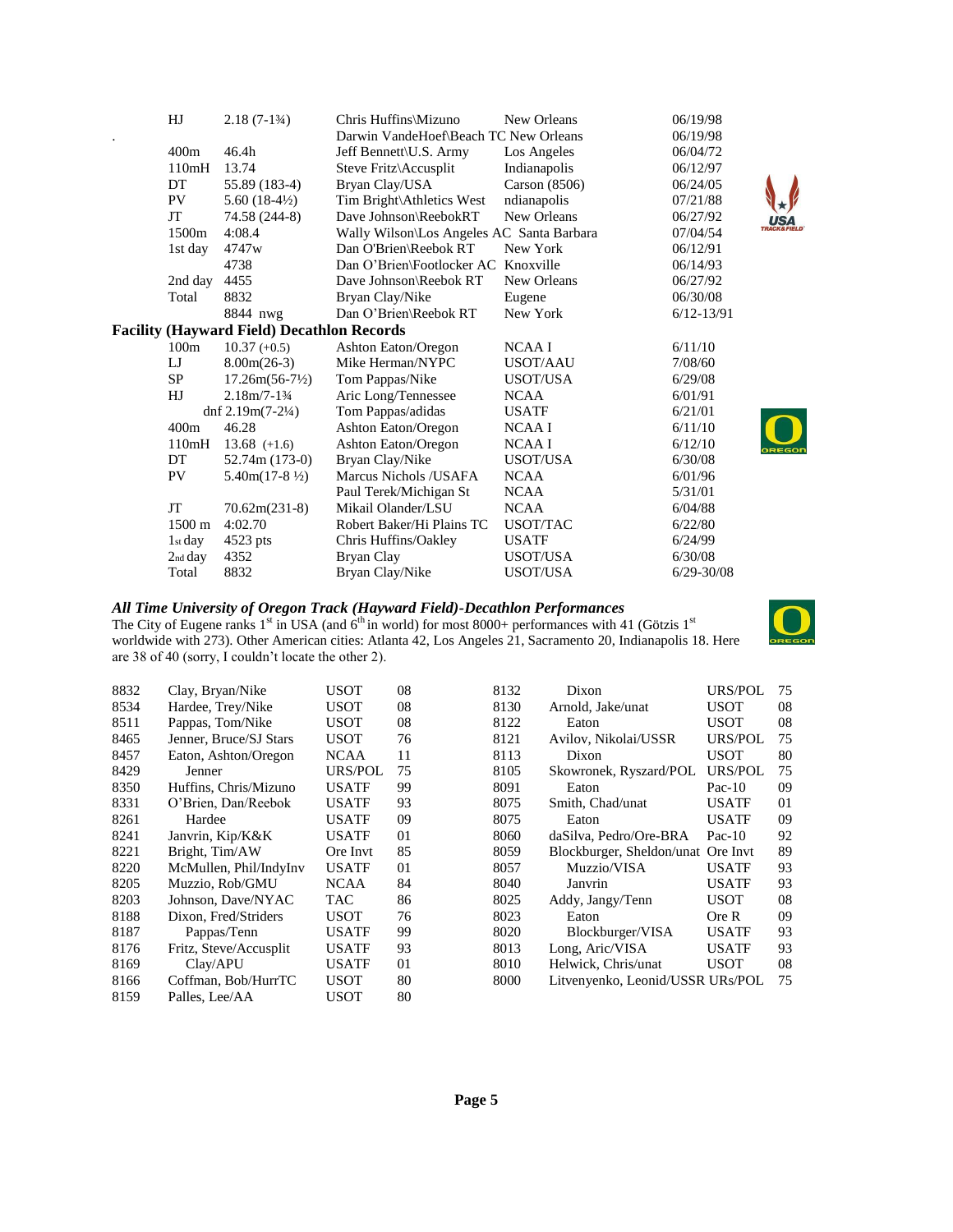| | | | | |
|---|---|---|---|---|
| HJ | 2.18 (7-1¾) | Chris Huffins\Mizuno | New Orleans | 06/19/98 |
| . | | Darwin VandeHoef\Beach TC | New Orleans | 06/19/98 |
| 400m | 46.4h | Jeff Bennett\U.S. Army | Los Angeles | 06/04/72 |
| 110mH | 13.74 | Steve Fritz\Accusplit | Indianapolis | 06/12/97 |
| DT | 55.89 (183-4) | Bryan Clay/USA | Carson (8506) | 06/24/05 |
| PV | 5.60 (18-4½) | Tim Bright\Athletics West | ndianapolis | 07/21/88 |
| JT | 74.58 (244-8) | Dave Johnson\ReebokRT | New Orleans | 06/27/92 |
| 1500m | 4:08.4 | Wally Wilson\Los Angeles AC | Santa Barbara | 07/04/54 |
| 1st day | 4747w | Dan O'Brien\Reebok RT | New York | 06/12/91 |
| | 4738 | Dan O'Brien\Footlocker AC | Knoxville | 06/14/93 |
| 2nd day | 4455 | Dave Johnson\Reebok RT | New Orleans | 06/27/92 |
| Total | 8832 | Bryan Clay/Nike | Eugene | 06/30/08 |
| | 8844 nwg | Dan O'Brien\Reebok RT | New York | 6/12-13/91 |

**Facility (Hayward Field) Decathlon Records**

| | | | | |
|---|---|---|---|---|
| 100m | 10.37 (+0.5) | Ashton Eaton/Oregon | NCAA I | 6/11/10 |
| LJ | 8.00m(26-3) | Mike Herman/NYPC | USOT/AAU | 7/08/60 |
| SP | 17.26m(56-7½) | Tom Pappas/Nike | USOT/USA | 6/29/08 |
| HJ | 2.18m/7-1¾ | Aric Long/Tennessee | NCAA | 6/01/91 |
| | dnf 2.19m(7-2¼) | Tom Pappas/adidas | USATF | 6/21/01 |
| 400m | 46.28 | Ashton Eaton/Oregon | NCAA I | 6/11/10 |
| 110mH | 13.68 (+1.6) | Ashton Eaton/Oregon | NCAA I | 6/12/10 |
| DT | 52.74m (173-0) | Bryan Clay/Nike | USOT/USA | 6/30/08 |
| PV | 5.40m(17-8 ½) | Marcus Nichols /USAFA | NCAA | 6/01/96 |
| | | Paul Terek/Michigan St | NCAA | 5/31/01 |
| JT | 70.62m(231-8) | Mikail Olander/LSU | NCAA | 6/04/88 |
| 1500 m | 4:02.70 | Robert Baker/Hi Plains TC | USOT/TAC | 6/22/80 |
| 1st day | 4523 pts | Chris Huffins/Oakley | USATF | 6/24/99 |
| 2nd day | 4352 | Bryan Clay | USOT/USA | 6/30/08 |
| Total | 8832 | Bryan Clay/Nike | USOT/USA | 6/29-30/08 |

### *All Time University of Oregon Track (Hayward Field)-Decathlon Performances*

The City of Eugene ranks 1st in USA (and 6th in world) for most 8000+ performances with 41 (Götzis 1st worldwide with 273). Other American cities: Atlanta 42, Los Angeles 21, Sacramento 20, Indianapolis 18. Here are 38 of 40 (sorry, I couldn't locate the other 2).

| | | | |
|---|---|---|---|
| 8832 | Clay, Bryan/Nike | USOT | 08 |
| 8534 | Hardee, Trey/Nike | USOT | 08 |
| 8511 | Pappas, Tom/Nike | USOT | 08 |
| 8465 | Jenner, Bruce/SJ Stars | USOT | 76 |
| 8457 | Eaton, Ashton/Oregon | NCAA | 11 |
| 8429 | Jenner | URS/POL | 75 |
| 8350 | Huffins, Chris/Mizuno | USATF | 99 |
| 8331 | O'Brien, Dan/Reebok | USATF | 93 |
| 8261 | Hardee | USATF | 09 |
| 8241 | Janvrin, Kip/K&K | USATF | 01 |
| 8221 | Bright, Tim/AW | Ore Invt | 85 |
| 8220 | McMullen, Phil/IndyInv | USATF | 01 |
| 8205 | Muzzio, Rob/GMU | NCAA | 84 |
| 8203 | Johnson, Dave/NYAC | TAC | 86 |
| 8188 | Dixon, Fred/Striders | USOT | 76 |
| 8187 | Pappas/Tenn | USATF | 99 |
| 8176 | Fritz, Steve/Accusplit | USATF | 93 |
| 8169 | Clay/APU | USATF | 01 |
| 8166 | Coffman, Bob/HurrTC | USOT | 80 |
| 8159 | Palles, Lee/AA | USOT | 80 |
| 8132 | Dixon | URS/POL | 75 |
| 8130 | Arnold, Jake/unat | USOT | 08 |
| 8122 | Eaton | USOT | 08 |
| 8121 | Avilov, Nikolai/USSR | URS/POL | 75 |
| 8113 | Dixon | USOT | 80 |
| 8105 | Skowronek, Ryszard/POL | URS/POL | 75 |
| 8091 | Eaton | Pac-10 | 09 |
| 8075 | Smith, Chad/unat | USATF | 01 |
| 8075 | Eaton | USATF | 09 |
| 8060 | daSilva, Pedro/Ore-BRA | Pac-10 | 92 |
| 8059 | Blockburger, Sheldon/unat | Ore Invt | 89 |
| 8057 | Muzzio/VISA | USATF | 93 |
| 8040 | Janvrin | USATF | 93 |
| 8025 | Addy, Jangy/Tenn | USOT | 08 |
| 8023 | Eaton | Ore R | 09 |
| 8020 | Blockburger/VISA | USATF | 93 |
| 8013 | Long, Aric/VISA | USATF | 93 |
| 8010 | Helwick, Chris/unat | USOT | 08 |
| 8000 | Litvenyenko, Leonid/USSR | URs/POL | 75 |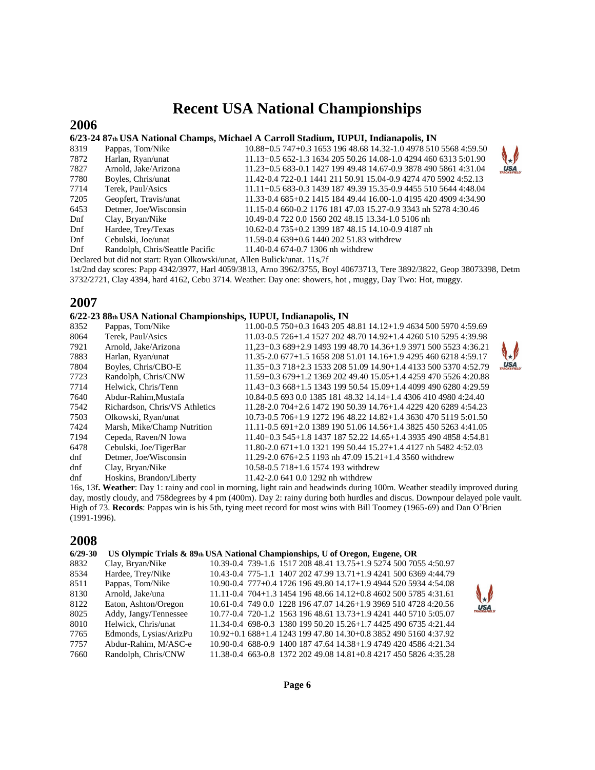# Recent USA National Championships

## 2006

### 6/23-24 87th USA National Champs, Michael A Carroll Stadium, IUPUI, Indianapolis, IN

| | | |
|---|---|---|
| 8319 | Pappas, Tom/Nike | 10.88+0.5 747+0.3 1653 196 48.68 14.32-1.0 4978 510 5568 4:59.50 |
| 7872 | Harlan, Ryan/unat | 11.13+0.5 652-1.3 1634 205 50.26 14.08-1.0 4294 460 6313 5:01.90 |
| 7827 | Arnold, Jake/Arizona | 11.23+0.5 683-0.1 1427 199 49.48 14.67-0.9 3878 490 5861 4:31.04 |
| 7780 | Boyles, Chris/unat | 11.42-0.4 722-0.1 1441 211 50.91 15.04-0.9 4274 470 5902 4:52.13 |
| 7714 | Terek, Paul/Asics | 11.11+0.5 683-0.3 1439 187 49.39 15.35-0.9 4455 510 5644 4:48.04 |
| 7205 | Geopfert, Travis/unat | 11.33-0.4 685+0.2 1415 184 49.44 16.00-1.0 4195 420 4909 4:34.90 |
| 6453 | Detmer, Joe/Wisconsin | 11.15-0.4 660-0.2 1176 181 47.03 15.27-0.9 3343 nh 5278 4:30.46 |
| Dnf | Clay, Bryan/Nike | 10.49-0.4 722 0.0 1560 202 48.15 13.34-1.0 5106 nh |
| Dnf | Hardee, Trey/Texas | 10.62-0.4 735+0.2 1399 187 48.15 14.10-0.9 4187 nh |
| Dnf | Cebulski, Joe/unat | 11.59-0.4 639+0.6 1440 202 51.83 withdrew |
| Dnf | Randolph, Chris/Seattle Pacific | 11.40-0.4 674-0.7 1306 nh withdrew |

Declared but did not start: Ryan Olkowski/unat, Allen Bulick/unat. 11s,7f

1st/2nd day scores: Papp 4342/3977, Harl 4059/3813, Arno 3962/3755, Boyl 40673713, Tere 3892/3822, Geop 38073398, Detm 3732/2721, Clay 4394, hard 4162, Cebu 3714. Weather: Day one: showers, hot , muggy, Day Two: Hot, muggy.

## 2007

### 6/22-23 88th USA National Championships, IUPUI, Indianapolis, IN

| | | |
|---|---|---|
| 8352 | Pappas, Tom/Nike | 11.00-0.5 750+0.3 1643 205 48.81 14.12+1.9 4634 500 5970 4:59.69 |
| 8064 | Terek, Paul/Asics | 11.03-0.5 726+1.4 1527 202 48.70 14.92+1.4 4260 510 5295 4:39.98 |
| 7921 | Arnold, Jake/Arizona | 11,23+0.3 689+2.9 1493 199 48.70 14.36+1.9 3971 500 5523 4:36.21 |
| 7883 | Harlan, Ryan/unat | 11.35-2.0 677+1.5 1658 208 51.01 14.16+1.9 4295 460 6218 4:59.17 |
| 7804 | Boyles, Chris/CBO-E | 11.35+0.3 718+2.3 1533 208 51.09 14.90+1.4 4133 500 5370 4:52.79 |
| 7723 | Randolph, Chris/CNW | 11.59+0.3 679+1.2 1369 202 49.40 15.05+1.4 4259 470 5526 4:20.88 |
| 7714 | Helwick, Chris/Tenn | 11.43+0.3 668+1.5 1343 199 50.54 15.09+1.4 4099 490 6280 4:29.59 |
| 7640 | Abdur-Rahim,Mustafa | 10.84-0.5 693 0.0 1385 181 48.32 14.14+1.4 4306 410 4980 4:24.40 |
| 7542 | Richardson, Chris/VS Athletics | 11.28-2.0 704+2.6 1472 190 50.39 14.76+1.4 4229 420 6289 4:54.23 |
| 7503 | Olkowski, Ryan/unat | 10.73-0.5 706+1.9 1272 196 48.22 14.82+1.4 3630 470 5119 5:01.50 |
| 7424 | Marsh, Mike/Champ Nutrition | 11.11-0.5 691+2.0 1389 190 51.06 14.56+1.4 3825 450 5263 4:41.05 |
| 7194 | Cepeda, Raven/N Iowa | 11.40+0.3 545+1.8 1437 187 52.22 14.65+1.4 3935 490 4858 4:54.81 |
| 6478 | Cebulski, Joe/TigerBar | 11.80-2.0 671+1.0 1321 199 50.44 15.27+1.4 4127 nh 5482 4:52.03 |
| dnf | Detmer, Joe/Wisconsin | 11.29-2.0 676+2.5 1193 nh 47.09 15.21+1.4 3560 withdrew |
| dnf | Clay, Bryan/Nike | 10.58-0.5 718+1.6 1574 193 withdrew |
| dnf | Hoskins, Brandon/Liberty | 11.42-2.0 641 0.0 1292 nh withdrew |

16s, 13f**. Weather**: Day 1: rainy and cool in morning, light rain and headwinds during 100m. Weather steadily improved during day, mostly cloudy, and 758degrees by 4 pm (400m). Day 2: rainy during both hurdles and discus. Downpour delayed pole vault. High of 73. **Records**: Pappas win is his 5th, tying meet record for most wins with Bill Toomey (1965-69) and Dan O'Brien (1991-1996).

## 2008

### 6/29-30 US Olympic Trials & 89th USA National Championships, U of Oregon, Eugene, OR

| | | |
|---|---|---|
| 8832 | Clay, Bryan/Nike | 10.39-0.4 739-1.6 1517 208 48.41 13.75+1.9 5274 500 7055 4:50.97 |
| 8534 | Hardee, Trey/Nike | 10.43-0.4 775-1.1 1407 202 47.99 13.71+1.9 4241 500 6369 4:44.79 |
| 8511 | Pappas, Tom/Nike | 10.90-0.4 777+0.4 1726 196 49.80 14.17+1.9 4944 520 5934 4:54.08 |
| 8130 | Arnold, Jake/una | 11.11-0.4 704+1.3 1454 196 48.66 14.12+0.8 4602 500 5785 4:31.61 |
| 8122 | Eaton, Ashton/Oregon | 10.61-0.4 749 0.0 1228 196 47.07 14.26+1.9 3969 510 4728 4:20.56 |
| 8025 | Addy, Jangy/Tennessee | 10.77-0.4 720-1.2 1563 196 48.61 13.73+1.9 4241 440 5710 5:05.07 |
| 8010 | Helwick, Chris/unat | 11.34-0.4 698-0.3 1380 199 50.20 15.26+1.7 4425 490 6735 4:21.44 |
| 7765 | Edmonds, Lysias/ArizPu | 10.92+0.1 688+1.4 1243 199 47.80 14.30+0.8 3852 490 5160 4:37.92 |
| 7757 | Abdur-Rahim, M/ASC-e | 10.90-0.4 688-0.9 1400 187 47.64 14.38+1.9 4749 420 4586 4:21.34 |
| 7660 | Randolph, Chris/CNW | 11.38-0.4 663-0.8 1372 202 49.08 14.81+0.8 4217 450 5826 4:35.28 |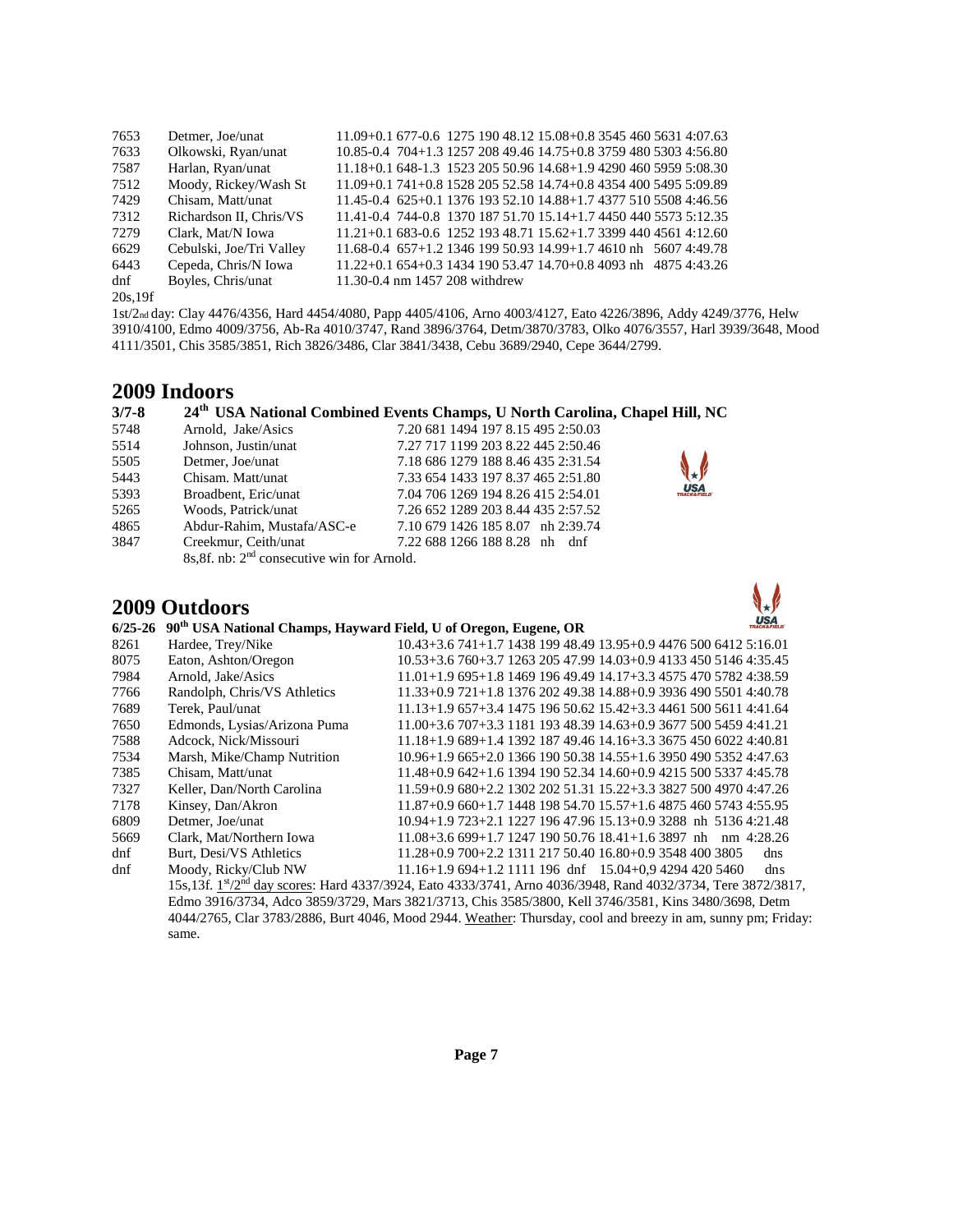| | | |
|---|---|---|
| 7653 | Detmer, Joe/unat | 11.09+0.1 677-0.6 1275 190 48.12 15.08+0.8 3545 460 5631 4:07.63 |
| 7633 | Olkowski, Ryan/unat | 10.85-0.4 704+1.3 1257 208 49.46 14.75+0.8 3759 480 5303 4:56.80 |
| 7587 | Harlan, Ryan/unat | 11.18+0.1 648-1.3 1523 205 50.96 14.68+1.9 4290 460 5959 5:08.30 |
| 7512 | Moody, Rickey/Wash St | 11.09+0.1 741+0.8 1528 205 52.58 14.74+0.8 4354 400 5495 5:09.89 |
| 7429 | Chisam, Matt/unat | 11.45-0.4 625+0.1 1376 193 52.10 14.88+1.7 4377 510 5508 4:46.56 |
| 7312 | Richardson II, Chris/VS | 11.41-0.4 744-0.8 1370 187 51.70 15.14+1.7 4450 440 5573 5:12.35 |
| 7279 | Clark, Mat/N Iowa | 11.21+0.1 683-0.6 1252 193 48.71 15.62+1.7 3399 440 4561 4:12.60 |
| 6629 | Cebulski, Joe/Tri Valley | 11.68-0.4 657+1.2 1346 199 50.93 14.99+1.7 4610 nh 5607 4:49.78 |
| 6443 | Cepeda, Chris/N Iowa | 11.22+0.1 654+0.3 1434 190 53.47 14.70+0.8 4093 nh 4875 4:43.26 |
| dnf | Boyles, Chris/unat | 11.30-0.4 nm 1457 208 withdrew |

20s,19f

1st/2nd day: Clay 4476/4356, Hard 4454/4080, Papp 4405/4106, Arno 4003/4127, Eato 4226/3896, Addy 4249/3776, Helw 3910/4100, Edmo 4009/3756, Ab-Ra 4010/3747, Rand 3896/3764, Detm/3870/3783, Olko 4076/3557, Harl 3939/3648, Mood 4111/3501, Chis 3585/3851, Rich 3826/3486, Clar 3841/3438, Cebu 3689/2940, Cepe 3644/2799.

## 2009 Indoors

### 3/7-8 24th USA National Combined Events Champs, U North Carolina, Chapel Hill, NC

| | | |
|---|---|---|
| 5748 | Arnold, Jake/Asics | 7.20 681 1494 197 8.15 495 2:50.03 |
| 5514 | Johnson, Justin/unat | 7.27 717 1199 203 8.22 445 2:50.46 |
| 5505 | Detmer, Joe/unat | 7.18 686 1279 188 8.46 435 2:31.54 |
| 5443 | Chisam. Matt/unat | 7.33 654 1433 197 8.37 465 2:51.80 |
| 5393 | Broadbent, Eric/unat | 7.04 706 1269 194 8.26 415 2:54.01 |
| 5265 | Woods, Patrick/unat | 7.26 652 1289 203 8.44 435 2:57.52 |
| 4865 | Abdur-Rahim, Mustafa/ASC-e | 7.10 679 1426 185 8.07 nh 2:39.74 |
| 3847 | Creekmur, Ceith/unat | 7.22 688 1266 188 8.28 nh dnf |

8s,8f. nb: 2nd consecutive win for Arnold.

## 2009 Outdoors

### 6/25-26 90th USA National Champs, Hayward Field, U of Oregon, Eugene, OR

| | | |
|---|---|---|
| 8261 | Hardee, Trey/Nike | 10.43+3.6 741+1.7 1438 199 48.49 13.95+0.9 4476 500 6412 5:16.01 |
| 8075 | Eaton, Ashton/Oregon | 10.53+3.6 760+3.7 1263 205 47.99 14.03+0.9 4133 450 5146 4:35.45 |
| 7984 | Arnold, Jake/Asics | 11.01+1.9 695+1.8 1469 196 49.49 14.17+3.3 4575 470 5782 4:38.59 |
| 7766 | Randolph, Chris/VS Athletics | 11.33+0.9 721+1.8 1376 202 49.38 14.88+0.9 3936 490 5501 4:40.78 |
| 7689 | Terek, Paul/unat | 11.13+1.9 657+3.4 1475 196 50.62 15.42+3.3 4461 500 5611 4:41.64 |
| 7650 | Edmonds, Lysias/Arizona Puma | 11.00+3.6 707+3.3 1181 193 48.39 14.63+0.9 3677 500 5459 4:41.21 |
| 7588 | Adcock, Nick/Missouri | 11.18+1.9 689+1.4 1392 187 49.46 14.16+3.3 3675 450 6022 4:40.81 |
| 7534 | Marsh, Mike/Champ Nutrition | 10.96+1.9 665+2.0 1366 190 50.38 14.55+1.6 3950 490 5352 4:47.63 |
| 7385 | Chisam, Matt/unat | 11.48+0.9 642+1.6 1394 190 52.34 14.60+0.9 4215 500 5337 4:45.78 |
| 7327 | Keller, Dan/North Carolina | 11.59+0.9 680+2.2 1302 202 51.31 15.22+3.3 3827 500 4970 4:47.26 |
| 7178 | Kinsey, Dan/Akron | 11.87+0.9 660+1.7 1448 198 54.70 15.57+1.6 4875 460 5743 4:55.95 |
| 6809 | Detmer, Joe/unat | 10.94+1.9 723+2.1 1227 196 47.96 15.13+0.9 3288 nh 5136 4:21.48 |
| 5669 | Clark, Mat/Northern Iowa | 11.08+3.6 699+1.7 1247 190 50.76 18.41+1.6 3897 nh nm 4:28.26 |
| dnf | Burt, Desi/VS Athletics | 11.28+0.9 700+2.2 1311 217 50.40 16.80+0.9 3548 400 3805 dns |
| dnf | Moody, Ricky/Club NW | 11.16+1.9 694+1.2 1111 196 dnf 15.04+0,9 4294 420 5460 dns |

15s,13f. 1st/2nd day scores: Hard 4337/3924, Eato 4333/3741, Arno 4036/3948, Rand 4032/3734, Tere 3872/3817, Edmo 3916/3734, Adco 3859/3729, Mars 3821/3713, Chis 3585/3800, Kell 3746/3581, Kins 3480/3698, Detm 4044/2765, Clar 3783/2886, Burt 4046, Mood 2944. Weather: Thursday, cool and breezy in am, sunny pm; Friday: same.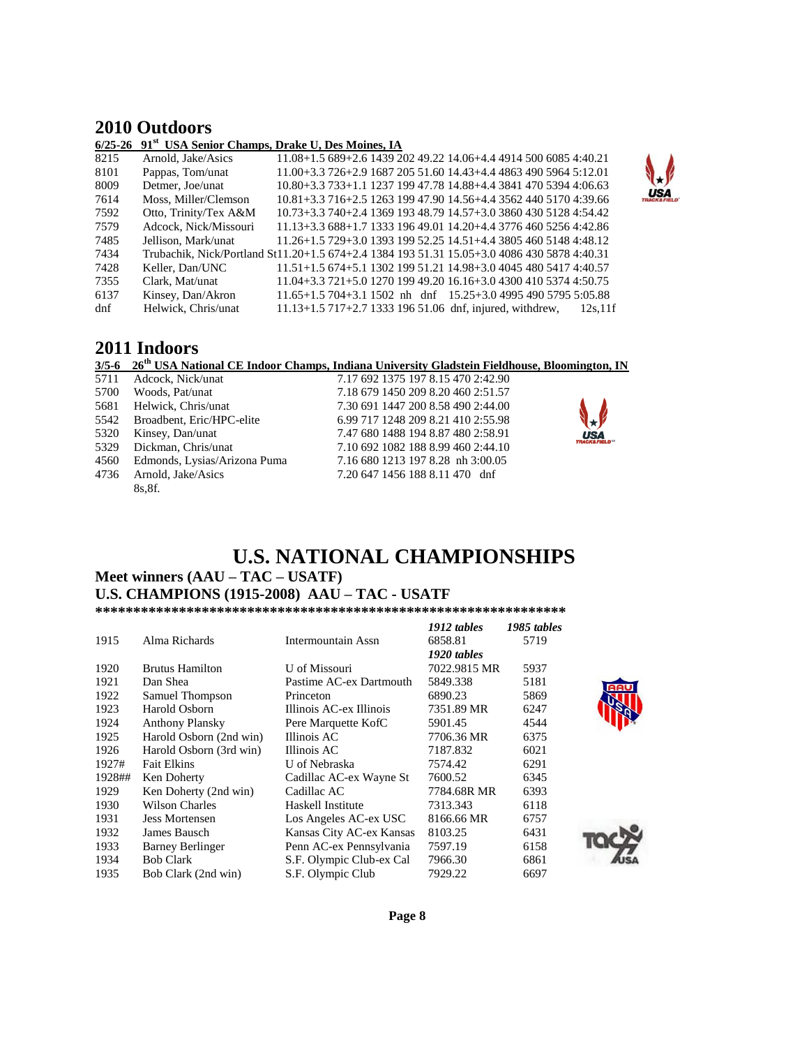## 2010 Outdoors

**6/25-26 91st USA Senior Champs, Drake U, Des Moines, IA**

| | | |
|---|---|---|
| 8215 | Arnold, Jake/Asics | 11.08+1.5 689+2.6 1439 202 49.22 14.06+4.4 4914 500 6085 4:40.21 |
| 8101 | Pappas, Tom/unat | 11.00+3.3 726+2.9 1687 205 51.60 14.43+4.4 4863 490 5964 5:12.01 |
| 8009 | Detmer, Joe/unat | 10.80+3.3 733+1.1 1237 199 47.78 14.88+4.4 3841 470 5394 4:06.63 |
| 7614 | Moss, Miller/Clemson | 10.81+3.3 716+2.5 1263 199 47.90 14.56+4.4 3562 440 5170 4:39.66 |
| 7592 | Otto, Trinity/Tex A&M | 10.73+3.3 740+2.4 1369 193 48.79 14.57+3.0 3860 430 5128 4:54.42 |
| 7579 | Adcock, Nick/Missouri | 11.13+3.3 688+1.7 1333 196 49.01 14.20+4.4 3776 460 5256 4:42.86 |
| 7485 | Jellison, Mark/unat | 11.26+1.5 729+3.0 1393 199 52.25 14.51+4.4 3805 460 5148 4:48.12 |
| 7434 | Trubachik, Nick/Portland St | 11.20+1.5 674+2.4 1384 193 51.31 15.05+3.0 4086 430 5878 4:40.31 |
| 7428 | Keller, Dan/UNC | 11.51+1.5 674+5.1 1302 199 51.21 14.98+3.0 4045 480 5417 4:40.57 |
| 7355 | Clark, Mat/unat | 11.04+3.3 721+5.0 1270 199 49.20 16.16+3.0 4300 410 5374 4:50.75 |
| 6137 | Kinsey, Dan/Akron | 11.65+1.5 704+3.1 1502 nh dnf 15.25+3.0 4995 490 5795 5:05.88 |
| dnf | Helwick, Chris/unat | 11.13+1.5 717+2.7 1333 196 51.06 dnf, injured, withdrew, 12s,11f |

## 2011 Indoors

**3/5-6 26th USA National CE Indoor Champs, Indiana University Gladstein Fieldhouse, Bloomington, IN**

| | | |
|---|---|---|
| 5711 | Adcock, Nick/unat | 7.17 692 1375 197 8.15 470 2:42.90 |
| 5700 | Woods, Pat/unat | 7.18 679 1450 209 8.20 460 2:51.57 |
| 5681 | Helwick, Chris/unat | 7.30 691 1447 200 8.58 490 2:44.00 |
| 5542 | Broadbent, Eric/HPC-elite | 6.99 717 1248 209 8.21 410 2:55.98 |
| 5320 | Kinsey, Dan/unat | 7.47 680 1488 194 8.87 480 2:58.91 |
| 5329 | Dickman, Chris/unat | 7.10 692 1082 188 8.99 460 2:44.10 |
| 4560 | Edmonds, Lysias/Arizona Puma | 7.16 680 1213 197 8.28 nh 3:00.05 |
| 4736 | Arnold, Jake/Asics | 7.20 647 1456 188 8.11 470 dnf |

8s,8f.

# U.S. NATIONAL CHAMPIONSHIPS

## Meet winners (AAU – TAC – USATF)
## U.S. CHAMPIONS (1915-2008) AAU – TAC - USATF

**************************************************************

| | | | *1912 tables* | *1985 tables* |
|---|---|---|---|---|
| 1915 | Alma Richards | Intermountain Assn | 6858.81 | 5719 |
| | | | *1920 tables* | |
| 1920 | Brutus Hamilton | U of Missouri | 7022.9815 MR | 5937 |
| 1921 | Dan Shea | Pastime AC-ex Dartmouth | 5849.338 | 5181 |
| 1922 | Samuel Thompson | Princeton | 6890.23 | 5869 |
| 1923 | Harold Osborn | Illinois AC-ex Illinois | 7351.89 MR | 6247 |
| 1924 | Anthony Plansky | Pere Marquette KofC | 5901.45 | 4544 |
| 1925 | Harold Osborn (2nd win) | Illinois AC | 7706.36 MR | 6375 |
| 1926 | Harold Osborn (3rd win) | Illinois AC | 7187.832 | 6021 |
| 1927# | Fait Elkins | U of Nebraska | 7574.42 | 6291 |
| 1928## | Ken Doherty | Cadillac AC-ex Wayne St | 7600.52 | 6345 |
| 1929 | Ken Doherty (2nd win) | Cadillac AC | 7784.68R MR | 6393 |
| 1930 | Wilson Charles | Haskell Institute | 7313.343 | 6118 |
| 1931 | Jess Mortensen | Los Angeles AC-ex USC | 8166.66 MR | 6757 |
| 1932 | James Bausch | Kansas City AC-ex Kansas | 8103.25 | 6431 |
| 1933 | Barney Berlinger | Penn AC-ex Pennsylvania | 7597.19 | 6158 |
| 1934 | Bob Clark | S.F. Olympic Club-ex Cal | 7966.30 | 6861 |
| 1935 | Bob Clark (2nd win) | S.F. Olympic Club | 7929.22 | 6697 |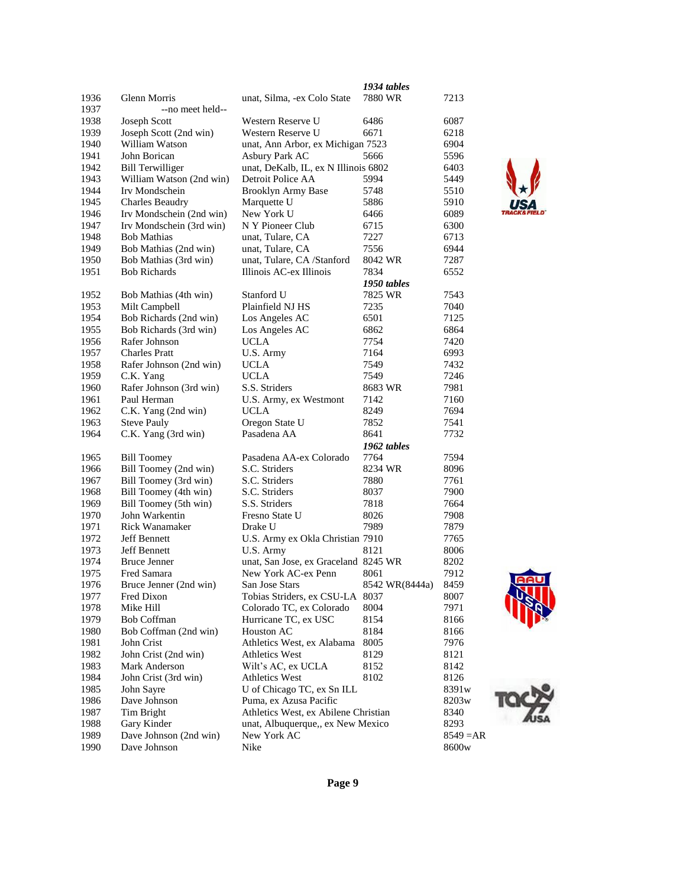| | | | 1934 tables | |
|---|---|---|---|---|
| 1936 | Glenn Morris | unat, Silma, -ex Colo State | 7880 WR | 7213 |
| 1937 | --no meet held-- | | | |
| 1938 | Joseph Scott | Western Reserve U | 6486 | 6087 |
| 1939 | Joseph Scott (2nd win) | Western Reserve U | 6671 | 6218 |
| 1940 | William Watson | unat, Ann Arbor, ex Michigan | 7523 | 6904 |
| 1941 | John Borican | Asbury Park AC | 5666 | 5596 |
| 1942 | Bill Terwilliger | unat, DeKalb, IL, ex N Illinois | 6802 | 6403 |
| 1943 | William Watson (2nd win) | Detroit Police AA | 5994 | 5449 |
| 1944 | Irv Mondschein | Brooklyn Army Base | 5748 | 5510 |
| 1945 | Charles Beaudry | Marquette U | 5886 | 5910 |
| 1946 | Irv Mondschein (2nd win) | New York U | 6466 | 6089 |
| 1947 | Irv Mondschein (3rd win) | N Y Pioneer Club | 6715 | 6300 |
| 1948 | Bob Mathias | unat, Tulare, CA | 7227 | 6713 |
| 1949 | Bob Mathias (2nd win) | unat, Tulare, CA | 7556 | 6944 |
| 1950 | Bob Mathias (3rd win) | unat, Tulare, CA /Stanford | 8042 WR | 7287 |
| 1951 | Bob Richards | Illinois AC-ex Illinois | 7834 | 6552 |
| | | | *1950 tables* | |
| 1952 | Bob Mathias (4th win) | Stanford U | 7825 WR | 7543 |
| 1953 | Milt Campbell | Plainfield NJ HS | 7235 | 7040 |
| 1954 | Bob Richards (2nd win) | Los Angeles AC | 6501 | 7125 |
| 1955 | Bob Richards (3rd win) | Los Angeles AC | 6862 | 6864 |
| 1956 | Rafer Johnson | UCLA | 7754 | 7420 |
| 1957 | Charles Pratt | U.S. Army | 7164 | 6993 |
| 1958 | Rafer Johnson (2nd win) | UCLA | 7549 | 7432 |
| 1959 | C.K. Yang | UCLA | 7549 | 7246 |
| 1960 | Rafer Johnson (3rd win) | S.S. Striders | 8683 WR | 7981 |
| 1961 | Paul Herman | U.S. Army, ex Westmont | 7142 | 7160 |
| 1962 | C.K. Yang (2nd win) | UCLA | 8249 | 7694 |
| 1963 | Steve Pauly | Oregon State U | 7852 | 7541 |
| 1964 | C.K. Yang (3rd win) | Pasadena AA | 8641 | 7732 |
| | | | *1962 tables* | |
| 1965 | Bill Toomey | Pasadena AA-ex Colorado | 7764 | 7594 |
| 1966 | Bill Toomey (2nd win) | S.C. Striders | 8234 WR | 8096 |
| 1967 | Bill Toomey (3rd win) | S.C. Striders | 7880 | 7761 |
| 1968 | Bill Toomey (4th win) | S.C. Striders | 8037 | 7900 |
| 1969 | Bill Toomey (5th win) | S.S. Striders | 7818 | 7664 |
| 1970 | John Warkentin | Fresno State U | 8026 | 7908 |
| 1971 | Rick Wanamaker | Drake U | 7989 | 7879 |
| 1972 | Jeff Bennett | U.S. Army ex Okla Christian | 7910 | 7765 |
| 1973 | Jeff Bennett | U.S. Army | 8121 | 8006 |
| 1974 | Bruce Jenner | unat, San Jose, ex Graceland | 8245 WR | 8202 |
| 1975 | Fred Samara | New York AC-ex Penn | 8061 | 7912 |
| 1976 | Bruce Jenner (2nd win) | San Jose Stars | 8542 WR(8444a) | 8459 |
| 1977 | Fred Dixon | Tobias Striders, ex CSU-LA | 8037 | 8007 |
| 1978 | Mike Hill | Colorado TC, ex Colorado | 8004 | 7971 |
| 1979 | Bob Coffman | Hurricane TC, ex USC | 8154 | 8166 |
| 1980 | Bob Coffman (2nd win) | Houston AC | 8184 | 8166 |
| 1981 | John Crist | Athletics West, ex Alabama | 8005 | 7976 |
| 1982 | John Crist (2nd win) | Athletics West | 8129 | 8121 |
| 1983 | Mark Anderson | Wilt's AC, ex UCLA | 8152 | 8142 |
| 1984 | John Crist (3rd win) | Athletics West | 8102 | 8126 |
| 1985 | John Sayre | U of Chicago TC, ex Sn ILL | | 8391w |
| 1986 | Dave Johnson | Puma, ex Azusa Pacific | | 8203w |
| 1987 | Tim Bright | Athletics West, ex Abilene Christian | | 8340 |
| 1988 | Gary Kinder | unat, Albuquerque,, ex New Mexico | | 8293 |
| 1989 | Dave Johnson (2nd win) | New York AC | | 8549 =AR |
| 1990 | Dave Johnson | Nike | | 8600w |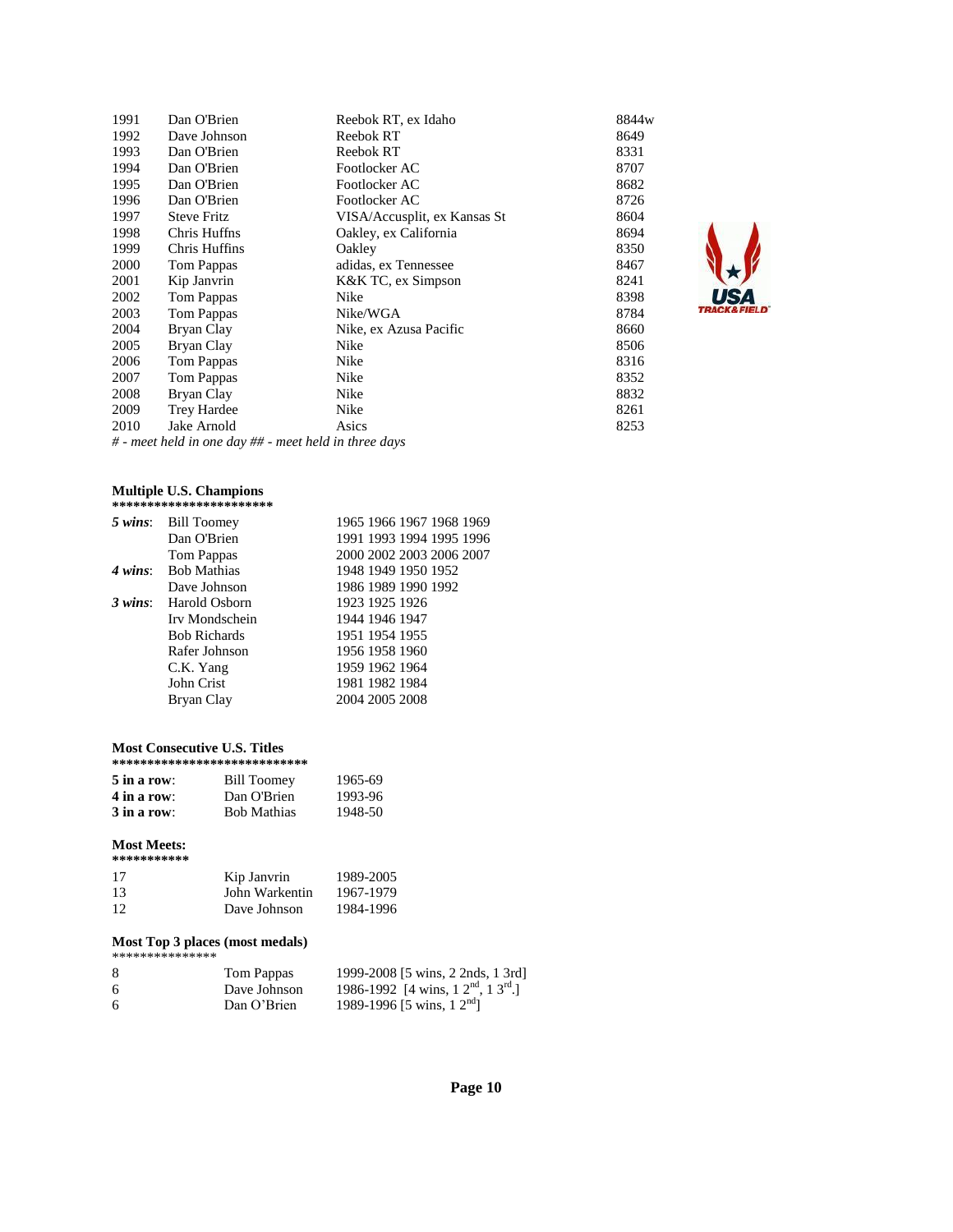| | | | |
|---|---|---|---|
| 1991 | Dan O'Brien | Reebok RT, ex Idaho | 8844w |
| 1992 | Dave Johnson | Reebok RT | 8649 |
| 1993 | Dan O'Brien | Reebok RT | 8331 |
| 1994 | Dan O'Brien | Footlocker AC | 8707 |
| 1995 | Dan O'Brien | Footlocker AC | 8682 |
| 1996 | Dan O'Brien | Footlocker AC | 8726 |
| 1997 | Steve Fritz | VISA/Accusplit, ex Kansas St | 8604 |
| 1998 | Chris Huffns | Oakley, ex California | 8694 |
| 1999 | Chris Huffins | Oakley | 8350 |
| 2000 | Tom Pappas | adidas, ex Tennessee | 8467 |
| 2001 | Kip Janvrin | K&K TC, ex Simpson | 8241 |
| 2002 | Tom Pappas | Nike | 8398 |
| 2003 | Tom Pappas | Nike/WGA | 8784 |
| 2004 | Bryan Clay | Nike, ex Azusa Pacific | 8660 |
| 2005 | Bryan Clay | Nike | 8506 |
| 2006 | Tom Pappas | Nike | 8316 |
| 2007 | Tom Pappas | Nike | 8352 |
| 2008 | Bryan Clay | Nike | 8832 |
| 2009 | Trey Hardee | Nike | 8261 |
| 2010 | Jake Arnold | Asics | 8253 |

*# - meet held in one day ## - meet held in three days*

**Multiple U.S. Champions**
***********************

| | | |
|---|---|---|
| ***5 wins***: | Bill Toomey | 1965 1966 1967 1968 1969 |
| | Dan O'Brien | 1991 1993 1994 1995 1996 |
| | Tom Pappas | 2000 2002 2003 2006 2007 |
| ***4 wins***: | Bob Mathias | 1948 1949 1950 1952 |
| | Dave Johnson | 1986 1989 1990 1992 |
| ***3 wins***: | Harold Osborn | 1923 1925 1926 |
| | Irv Mondschein | 1944 1946 1947 |
| | Bob Richards | 1951 1954 1955 |
| | Rafer Johnson | 1956 1958 1960 |
| | C.K. Yang | 1959 1962 1964 |
| | John Crist | 1981 1982 1984 |
| | Bryan Clay | 2004 2005 2008 |

**Most Consecutive U.S. Titles**
****************************

| | | |
|---|---|---|
| **5 in a row**: | Bill Toomey | 1965-69 |
| **4 in a row**: | Dan O'Brien | 1993-96 |
| **3 in a row**: | Bob Mathias | 1948-50 |

**Most Meets:**
***********

| | | |
|---|---|---|
| 17 | Kip Janvrin | 1989-2005 |
| 13 | John Warkentin | 1967-1979 |
| 12 | Dave Johnson | 1984-1996 |

**Most Top 3 places (most medals)**
***************

| | | |
|---|---|---|
| 8 | Tom Pappas | 1999-2008 [5 wins, 2 2nds, 1 3rd] |
| 6 | Dave Johnson | 1986-1992 [4 wins, 1 2nd, 1 3rd.] |
| 6 | Dan O'Brien | 1989-1996 [5 wins, 1 2nd] |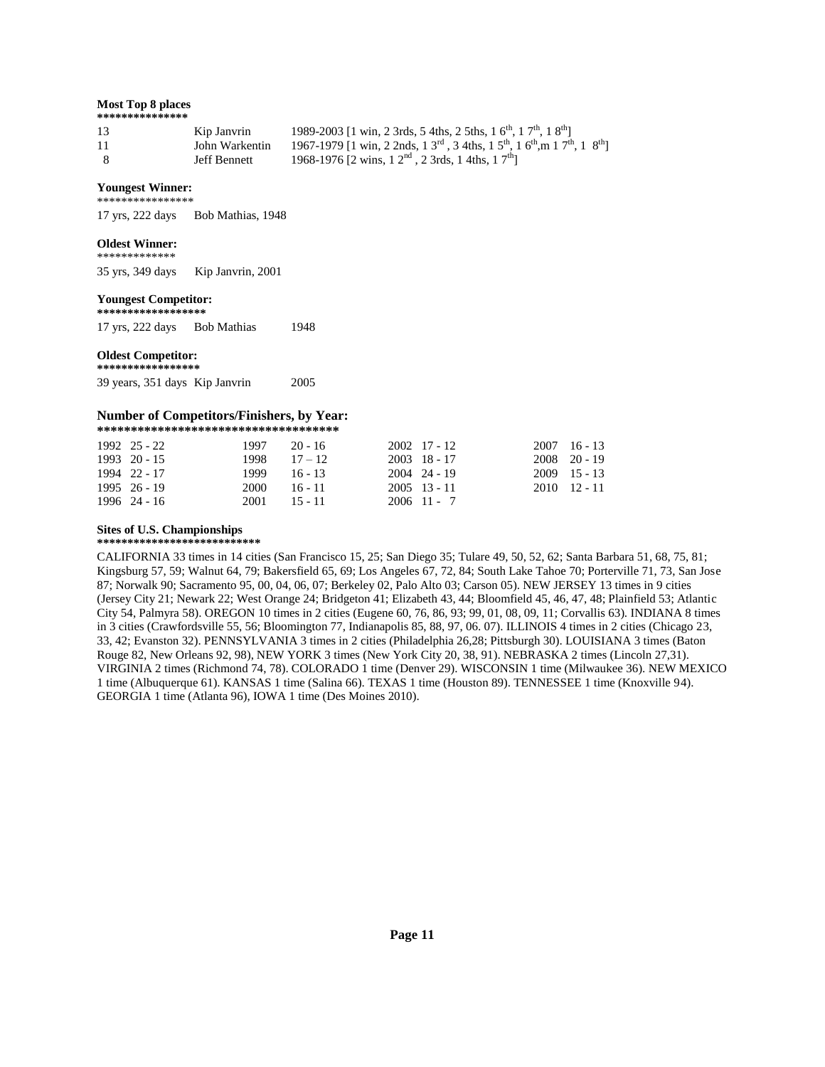**Most Top 8 places**

***************

| | | |
|---|---|---|
| 13 | Kip Janvrin | 1989-2003 [1 win, 2 3rds, 5 4ths, 2 5ths, 1 6th, 1 7th, 1 8th] |
| 11 | John Warkentin | 1967-1979 [1 win, 2 2nds, 1 3rd, 3 4ths, 1 5th, 1 6th,m 1 7th, 1 8th] |
| 8 | Jeff Bennett | 1968-1976 [2 wins, 1 2nd, 2 3rds, 1 4ths, 1 7th] |

**Youngest Winner:**

****************

17 yrs, 222 days Bob Mathias, 1948

**Oldest Winner:**

*************

35 yrs, 349 days Kip Janvrin, 2001

**Youngest Competitor:**

*****************

17 yrs, 222 days Bob Mathias 1948

**Oldest Competitor:**

****************

39 years, 351 days Kip Janvrin 2005

### Number of Competitors/Finishers, by Year:

************************************

| | | | | | | | |
|---|---|---|---|---|---|---|---|
| 1992 | 25 - 22 | 1997 | 20 - 16 | 2002 | 17 - 12 | 2007 | 16 - 13 |
| 1993 | 20 - 15 | 1998 | 17 – 12 | 2003 | 18 - 17 | 2008 | 20 - 19 |
| 1994 | 22 - 17 | 1999 | 16 - 13 | 2004 | 24 - 19 | 2009 | 15 - 13 |
| 1995 | 26 - 19 | 2000 | 16 - 11 | 2005 | 13 - 11 | 2010 | 12 - 11 |
| 1996 | 24 - 16 | 2001 | 15 - 11 | 2006 | 11 - 7 | | |

**Sites of U.S. Championships**

**************************

CALIFORNIA 33 times in 14 cities (San Francisco 15, 25; San Diego 35; Tulare 49, 50, 52, 62; Santa Barbara 51, 68, 75, 81; Kingsburg 57, 59; Walnut 64, 79; Bakersfield 65, 69; Los Angeles 67, 72, 84; South Lake Tahoe 70; Porterville 71, 73, San Jose 87; Norwalk 90; Sacramento 95, 00, 04, 06, 07; Berkeley 02, Palo Alto 03; Carson 05). NEW JERSEY 13 times in 9 cities (Jersey City 21; Newark 22; West Orange 24; Bridgeton 41; Elizabeth 43, 44; Bloomfield 45, 46, 47, 48; Plainfield 53; Atlantic City 54, Palmyra 58). OREGON 10 times in 2 cities (Eugene 60, 76, 86, 93; 99, 01, 08, 09, 11; Corvallis 63). INDIANA 8 times in 3 cities (Crawfordsville 55, 56; Bloomington 77, Indianapolis 85, 88, 97, 06. 07). ILLINOIS 4 times in 2 cities (Chicago 23, 33, 42; Evanston 32). PENNSYLVANIA 3 times in 2 cities (Philadelphia 26,28; Pittsburgh 30). LOUISIANA 3 times (Baton Rouge 82, New Orleans 92, 98), NEW YORK 3 times (New York City 20, 38, 91). NEBRASKA 2 times (Lincoln 27,31). VIRGINIA 2 times (Richmond 74, 78). COLORADO 1 time (Denver 29). WISCONSIN 1 time (Milwaukee 36). NEW MEXICO 1 time (Albuquerque 61). KANSAS 1 time (Salina 66). TEXAS 1 time (Houston 89). TENNESSEE 1 time (Knoxville 94). GEORGIA 1 time (Atlanta 96), IOWA 1 time (Des Moines 2010).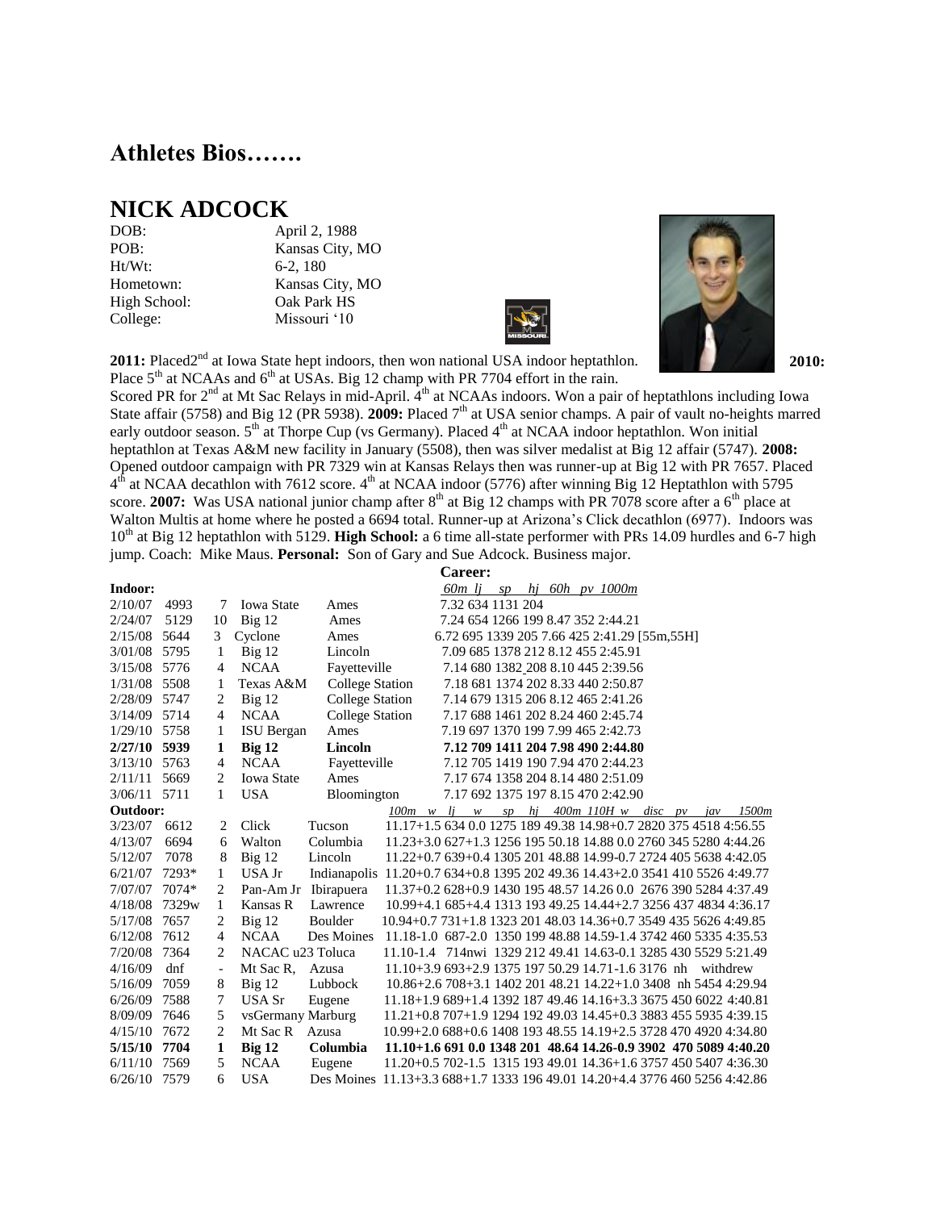# Athletes Bios…….

## NICK ADCOCK

DOB: April 2, 1988
POB: Kansas City, MO
Ht/Wt: 6-2, 180
Hometown: Kansas City, MO
High School: Oak Park HS
College: Missouri '10

**2011:** Placed2nd at Iowa State hept indoors, then won national USA indoor heptathlon. **2010:** Place 5th at NCAAs and 6th at USAs. Big 12 champ with PR 7704 effort in the rain. Scored PR for 2nd at Mt Sac Relays in mid-April. 4th at NCAAs indoors. Won a pair of heptathlons including Iowa State affair (5758) and Big 12 (PR 5938). **2009:** Placed 7th at USA senior champs. A pair of vault no-heights marred early outdoor season. 5th at Thorpe Cup (vs Germany). Placed 4th at NCAA indoor heptathlon. Won initial heptathlon at Texas A&M new facility in January (5508), then was silver medalist at Big 12 affair (5747). **2008:** Opened outdoor campaign with PR 7329 win at Kansas Relays then was runner-up at Big 12 with PR 7657. Placed 4th at NCAA decathlon with 7612 score. 4th at NCAA indoor (5776) after winning Big 12 Heptathlon with 5795 score. **2007:** Was USA national junior champ after 8th at Big 12 champs with PR 7078 score after a 6th place at Walton Multis at home where he posted a 6694 total. Runner-up at Arizona's Click decathlon (6977). Indoors was 10th at Big 12 heptathlon with 5129. **High School:** a 6 time all-state performer with PRs 14.09 hurdles and 6-7 high jump. Coach: Mike Maus. **Personal:** Son of Gary and Sue Adcock. Business major.

**Career:**

| Indoor: | | | | | *60m lj sp hj 60h pv 1000m* |
|---|---|---|---|---|---|
| 2/10/07 | 4993 | 7 | Iowa State | Ames | 7.32 634 1131 204 |
| 2/24/07 | 5129 | 10 | Big 12 | Ames | 7.24 654 1266 199 8.47 352 2:44.21 |
| 2/15/08 | 5644 | 3 | Cyclone | Ames | 6.72 695 1339 205 7.66 425 2:41.29 [55m,55H] |
| 3/01/08 | 5795 | 1 | Big 12 | Lincoln | 7.09 685 1378 212 8.12 455 2:45.91 |
| 3/15/08 | 5776 | 4 | NCAA | Fayetteville | 7.14 680 1382 208 8.10 445 2:39.56 |
| 1/31/08 | 5508 | 1 | Texas A&M | College Station | 7.18 681 1374 202 8.33 440 2:50.87 |
| 2/28/09 | 5747 | 2 | Big 12 | College Station | 7.14 679 1315 206 8.12 465 2:41.26 |
| 3/14/09 | 5714 | 4 | NCAA | College Station | 7.17 688 1461 202 8.24 460 2:45.74 |
| 1/29/10 | 5758 | 1 | ISU Bergan | Ames | 7.19 697 1370 199 7.99 465 2:42.73 |
| **2/27/10** | **5939** | **1** | **Big 12** | **Lincoln** | **7.12 709 1411 204 7.98 490 2:44.80** |
| 3/13/10 | 5763 | 4 | NCAA | Fayetteville | 7.12 705 1419 190 7.94 470 2:44.23 |
| 2/11/11 | 5669 | 2 | Iowa State | Ames | 7.17 674 1358 204 8.14 480 2:51.09 |
| 3/06/11 | 5711 | 1 | USA | Bloomington | 7.17 692 1375 197 8.15 470 2:42.90 |
| **Outdoor:** | | | | | *100m w lj w sp hj 400m 110H w disc pv jav 1500m* |
| 3/23/07 | 6612 | 2 | Click | Tucson | 11.17+1.5 634 0.0 1275 189 49.38 14.98+0.7 2820 375 4518 4:56.55 |
| 4/13/07 | 6694 | 6 | Walton | Columbia | 11.23+3.0 627+1.3 1256 195 50.18 14.88 0.0 2760 345 5280 4:44.26 |
| 5/12/07 | 7078 | 8 | Big 12 | Lincoln | 11.22+0.7 639+0.4 1305 201 48.88 14.99-0.7 2724 405 5638 4:42.05 |
| 6/21/07 | 7293* | 1 | USA Jr | Indianapolis | 11.20+0.7 634+0.8 1395 202 49.36 14.43+2.0 3541 410 5526 4:49.77 |
| 7/07/07 | 7074* | 2 | Pan-Am Jr | Ibirapuera | 11.37+0.2 628+0.9 1430 195 48.57 14.26 0.0 2676 390 5284 4:37.49 |
| 4/18/08 | 7329w | 1 | Kansas R | Lawrence | 10.99+4.1 685+4.4 1313 193 49.25 14.44+2.7 3256 437 4834 4:36.17 |
| 5/17/08 | 7657 | 2 | Big 12 | Boulder | 10.94+0.7 731+1.8 1323 201 48.03 14.36+0.7 3549 435 5626 4:49.85 |
| 6/12/08 | 7612 | 4 | NCAA | Des Moines | 11.18-1.0 687-2.0 1350 199 48.88 14.59-1.4 3742 460 5335 4:35.53 |
| 7/20/08 | 7364 | 2 | NACAC u23 | Toluca | 11.10-1.4 714nwi 1329 212 49.41 14.63-0.1 3285 430 5529 5:21.49 |
| 4/16/09 | dnf | - | Mt Sac R, | Azusa | 11.10+3.9 693+2.9 1375 197 50.29 14.71-1.6 3176 nh withdrew |
| 5/16/09 | 7059 | 8 | Big 12 | Lubbock | 10.86+2.6 708+3.1 1402 201 48.21 14.22+1.0 3408 nh 5454 4:29.94 |
| 6/26/09 | 7588 | 7 | USA Sr | Eugene | 11.18+1.9 689+1.4 1392 187 49.46 14.16+3.3 3675 450 6022 4:40.81 |
| 8/09/09 | 7646 | 5 | vsGermany | Marburg | 11.21+0.8 707+1.9 1294 192 49.03 14.45+0.3 3883 455 5935 4:39.15 |
| 4/15/10 | 7672 | 2 | Mt Sac R | Azusa | 10.99+2.0 688+0.6 1408 193 48.55 14.19+2.5 3728 470 4920 4:34.80 |
| **5/15/10** | **7704** | **1** | **Big 12** | **Columbia** | **11.10+1.6 691 0.0 1348 201 48.64 14.26-0.9 3902 470 5089 4:40.20** |
| 6/11/10 | 7569 | 5 | NCAA | Eugene | 11.20+0.5 702-1.5 1315 193 49.01 14.36+1.6 3757 450 5407 4:36.30 |
| 6/26/10 | 7579 | 6 | USA | Des Moines | 11.13+3.3 688+1.7 1333 196 49.01 14.20+4.4 3776 460 5256 4:42.86 |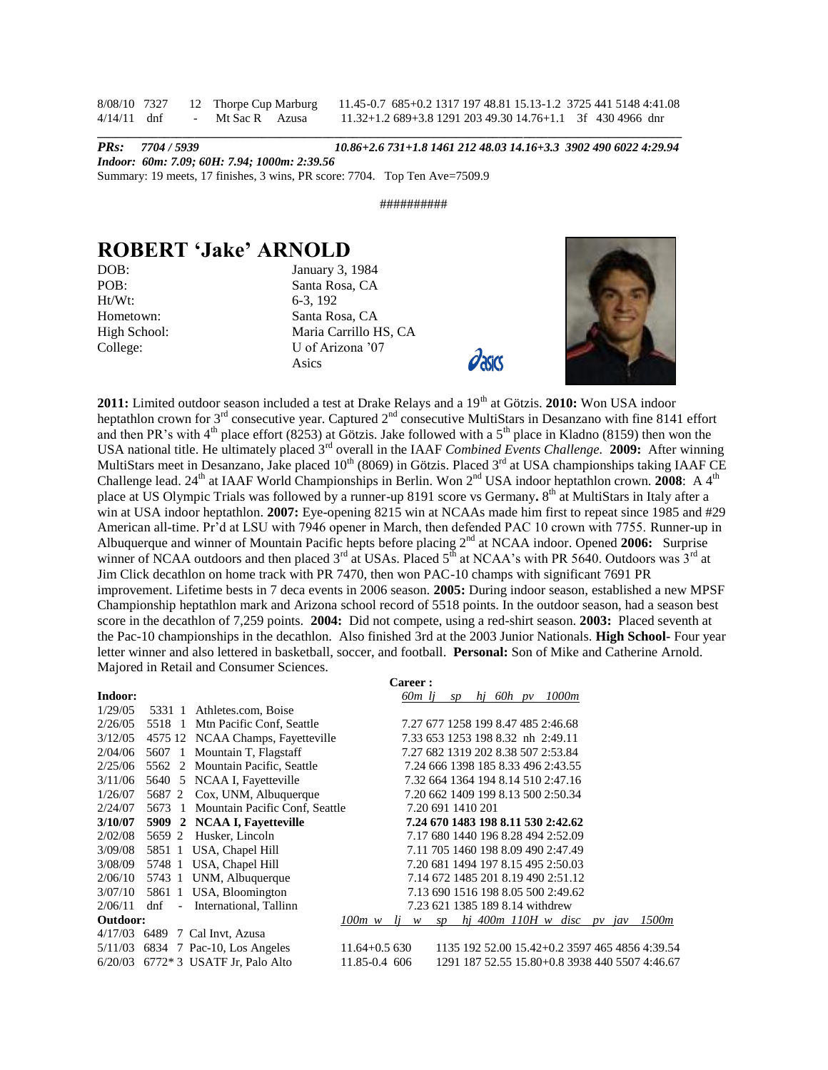| | | | | |
|---|---|---|---|---|
| 8/08/10 | 7327 | 12 | Thorpe Cup Marburg | 11.45-0.7 685+0.2 1317 197 48.81 15.13-1.2 3725 441 5148 4:41.08 |
| 4/14/11 | dnf | - | Mt Sac R Azusa | 11.32+1.2 689+3.8 1291 203 49.30 14.76+1.1 3f 430 4966 dnr |

***PRs: 7704 / 5939*** ***10.86+2.6 731+1.8 1461 212 48.03 14.16+3.3 3902 490 6022 4:29.94***

***Indoor: 60m: 7.09; 60H: 7.94; 1000m: 2:39.56***

Summary: 19 meets, 17 finishes, 3 wins, PR score: 7704. Top Ten Ave=7509.9

##########

# ROBERT 'Jake' ARNOLD

| | |
|---|---|
| DOB: | January 3, 1984 |
| POB: | Santa Rosa, CA |
| Ht/Wt: | 6-3, 192 |
| Hometown: | Santa Rosa, CA |
| High School: | Maria Carrillo HS, CA |
| College: | U of Arizona '07 |
| | Asics |

**2011:** Limited outdoor season included a test at Drake Relays and a 19th at Götzis. **2010:** Won USA indoor heptathlon crown for 3rd consecutive year. Captured 2nd consecutive MultiStars in Desanzano with fine 8141 effort and then PR's with 4th place effort (8253) at Götzis. Jake followed with a 5th place in Kladno (8159) then won the USA national title. He ultimately placed 3rd overall in the IAAF *Combined Events Challenge.* **2009:** After winning MultiStars meet in Desanzano, Jake placed 10th (8069) in Götzis. Placed 3rd at USA championships taking IAAF CE Challenge lead. 24th at IAAF World Championships in Berlin. Won 2nd USA indoor heptathlon crown. **2008**: A 4th place at US Olympic Trials was followed by a runner-up 8191 score vs Germany**.** 8th at MultiStars in Italy after a win at USA indoor heptathlon. **2007:** Eye-opening 8215 win at NCAAs made him first to repeat since 1985 and #29 American all-time. Pr'd at LSU with 7946 opener in March, then defended PAC 10 crown with 7755. Runner-up in Albuquerque and winner of Mountain Pacific hepts before placing 2nd at NCAA indoor. Opened **2006:** Surprise winner of NCAA outdoors and then placed 3rd at USAs. Placed 5th at NCAA's with PR 5640. Outdoors was 3rd at Jim Click decathlon on home track with PR 7470, then won PAC-10 champs with significant 7691 PR improvement. Lifetime bests in 7 deca events in 2006 season. **2005:** During indoor season, established a new MPSF Championship heptathlon mark and Arizona school record of 5518 points. In the outdoor season, had a season best score in the decathlon of 7,259 points. **2004:** Did not compete, using a red-shirt season. **2003:** Placed seventh at the Pac-10 championships in the decathlon. Also finished 3rd at the 2003 Junior Nationals. **High School**- Four year letter winner and also lettered in basketball, soccer, and football. **Personal:** Son of Mike and Catherine Arnold. Majored in Retail and Consumer Sciences.

**Career :**

| **Indoor:** | | | | *60m lj sp hj 60h pv 1000m* |
|---|---|---|---|---|
| 1/29/05 | 5331 | 1 | Athletes.com, Boise | |
| 2/26/05 | 5518 | 1 | Mtn Pacific Conf, Seattle | 7.27 677 1258 199 8.47 485 2:46.68 |
| 3/12/05 | 4575 | 12 | NCAA Champs, Fayetteville | 7.33 653 1253 198 8.32 nh 2:49.11 |
| 2/04/06 | 5607 | 1 | Mountain T, Flagstaff | 7.27 682 1319 202 8.38 507 2:53.84 |
| 2/25/06 | 5562 | 2 | Mountain Pacific, Seattle | 7.24 666 1398 185 8.33 496 2:43.55 |
| 3/11/06 | 5640 | 5 | NCAA I, Fayetteville | 7.32 664 1364 194 8.14 510 2:47.16 |
| 1/26/07 | 5687 | 2 | Cox, UNM, Albuquerque | 7.20 662 1409 199 8.13 500 2:50.34 |
| 2/24/07 | 5673 | 1 | Mountain Pacific Conf, Seattle | 7.20 691 1410 201 |
| **3/10/07** | **5909** | **2** | **NCAA I, Fayetteville** | **7.24 670 1483 198 8.11 530 2:42.62** |
| 2/02/08 | 5659 | 2 | Husker, Lincoln | 7.17 680 1440 196 8.28 494 2:52.09 |
| 3/09/08 | 5851 | 1 | USA, Chapel Hill | 7.11 705 1460 198 8.09 490 2:47.49 |
| 3/08/09 | 5748 | 1 | USA, Chapel Hill | 7.20 681 1494 197 8.15 495 2:50.03 |
| 2/06/10 | 5743 | 1 | UNM, Albuquerque | 7.14 672 1485 201 8.19 490 2:51.12 |
| 3/07/10 | 5861 | 1 | USA, Bloomington | 7.13 690 1516 198 8.05 500 2:49.62 |
| 2/06/11 | dnf | - | International, Tallinn | 7.23 621 1385 189 8.14 withdrew |
| **Outdoor:** | | | | *100m w lj w sp hj 400m 110H w disc pv jav 1500m* |
| 4/17/03 | 6489 | 7 | Cal Invt, Azusa | |
| 5/11/03 | 6834 | 7 | Pac-10, Los Angeles | 11.64+0.5 630 1135 192 52.00 15.42+0.2 3597 465 4856 4:39.54 |
| 6/20/03 | 6772* | 3 | USATF Jr, Palo Alto | 11.85-0.4 606 1291 187 52.55 15.80+0.8 3938 440 5507 4:46.67 |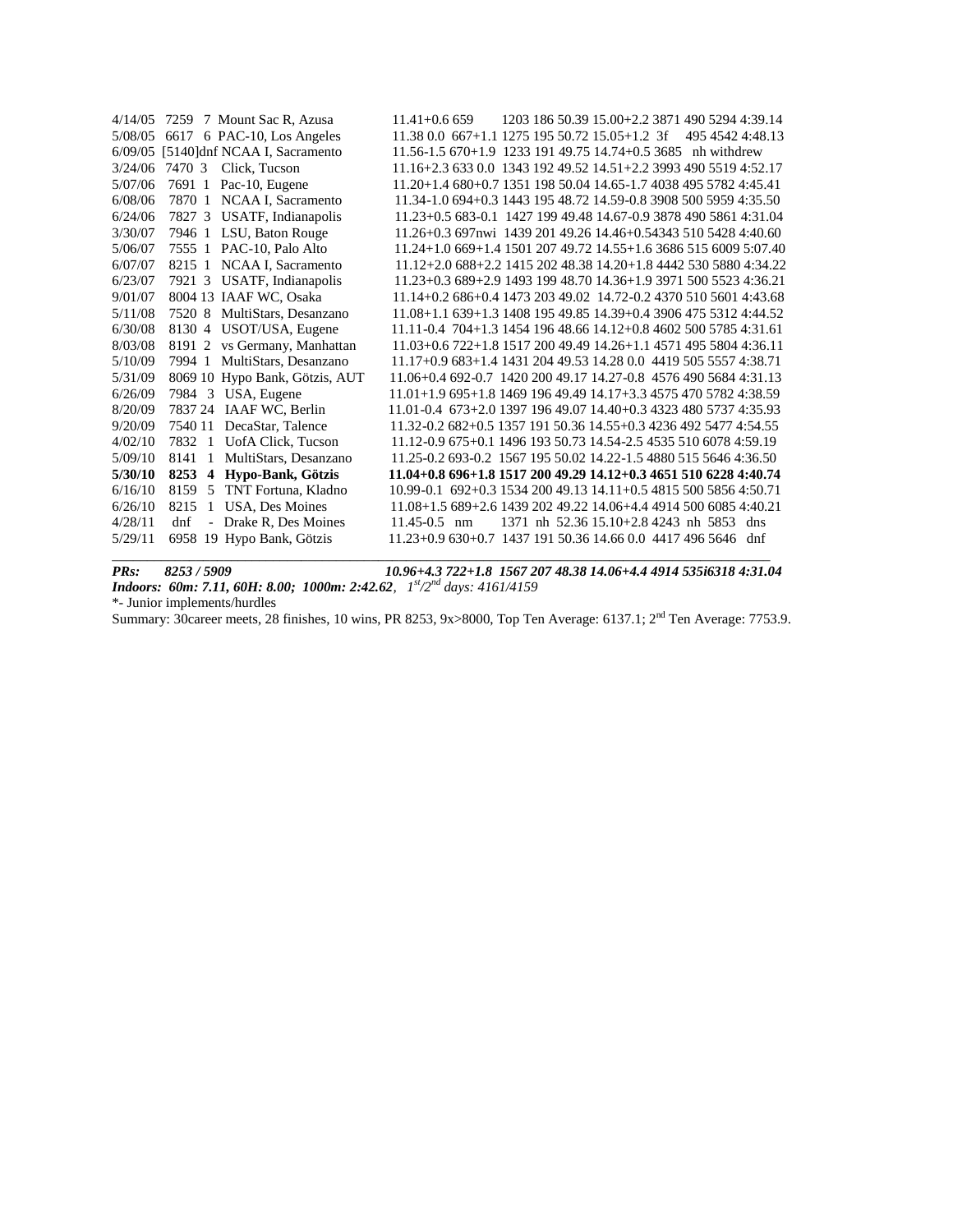4/14/05 7259 7 Mount Sac R, Azusa 11.41+0.6 659 1203 186 50.39 15.00+2.2 3871 490 5294 4:39.14
5/08/05 6617 6 PAC-10, Los Angeles 11.38 0.0 667+1.1 1275 195 50.72 15.05+1.2 3f 495 4542 4:48.13
6/09/05 [5140]dnf NCAA I, Sacramento 11.56-1.5 670+1.9 1233 191 49.75 14.74+0.5 3685 nh withdrew
3/24/06 7470 3 Click, Tucson 11.16+2.3 633 0.0 1343 192 49.52 14.51+2.2 3993 490 5519 4:52.17
5/07/06 7691 1 Pac-10, Eugene 11.20+1.4 680+0.7 1351 198 50.04 14.65-1.7 4038 495 5782 4:45.41
6/08/06 7870 1 NCAA I, Sacramento 11.34-1.0 694+0.3 1443 195 48.72 14.59-0.8 3908 500 5959 4:35.50
6/24/06 7827 3 USATF, Indianapolis 11.23+0.5 683-0.1 1427 199 49.48 14.67-0.9 3878 490 5861 4:31.04
3/30/07 7946 1 LSU, Baton Rouge 11.26+0.3 697nwi 1439 201 49.26 14.46+0.54343 510 5428 4:40.60
5/06/07 7555 1 PAC-10, Palo Alto 11.24+1.0 669+1.4 1501 207 49.72 14.55+1.6 3686 515 6009 5:07.40
6/07/07 8215 1 NCAA I, Sacramento 11.12+2.0 688+2.2 1415 202 48.38 14.20+1.8 4442 530 5880 4:34.22
6/23/07 7921 3 USATF, Indianapolis 11.23+0.3 689+2.9 1493 199 48.70 14.36+1.9 3971 500 5523 4:36.21
9/01/07 8004 13 IAAF WC, Osaka 11.14+0.2 686+0.4 1473 203 49.02 14.72-0.2 4370 510 5601 4:43.68
5/11/08 7520 8 MultiStars, Desanzano 11.08+1.1 639+1.3 1408 195 49.85 14.39+0.4 3906 475 5312 4:44.52
6/30/08 8130 4 USOT/USA, Eugene 11.11-0.4 704+1.3 1454 196 48.66 14.12+0.8 4602 500 5785 4:31.61
8/03/08 8191 2 vs Germany, Manhattan 11.03+0.6 722+1.8 1517 200 49.49 14.26+1.1 4571 495 5804 4:36.11
5/10/09 7994 1 MultiStars, Desanzano 11.17+0.9 683+1.4 1431 204 49.53 14.28 0.0 4419 505 5557 4:38.71
5/31/09 8069 10 Hypo Bank, Götzis, AUT 11.06+0.4 692-0.7 1420 200 49.17 14.27-0.8 4576 490 5684 4:31.13
6/26/09 7984 3 USA, Eugene 11.01+1.9 695+1.8 1469 196 49.49 14.17+3.3 4575 470 5782 4:38.59
8/20/09 7837 24 IAAF WC, Berlin 11.01-0.4 673+2.0 1397 196 49.07 14.40+0.3 4323 480 5737 4:35.93
9/20/09 7540 11 DecaStar, Talence 11.32-0.2 682+0.5 1357 191 50.36 14.55+0.3 4236 492 5477 4:54.55
4/02/10 7832 1 UofA Click, Tucson 11.12-0.9 675+0.1 1496 193 50.73 14.54-2.5 4535 510 6078 4:59.19
5/09/10 8141 1 MultiStars, Desanzano 11.25-0.2 693-0.2 1567 195 50.02 14.22-1.5 4880 515 5646 4:36.50
**5/30/10 8253 4 Hypo-Bank, Götzis 11.04+0.8 696+1.8 1517 200 49.29 14.12+0.3 4651 510 6228 4:40.74**
6/16/10 8159 5 TNT Fortuna, Kladno 10.99-0.1 692+0.3 1534 200 49.13 14.11+0.5 4815 500 5856 4:50.71
6/26/10 8215 1 USA, Des Moines 11.08+1.5 689+2.6 1439 202 49.22 14.06+4.4 4914 500 6085 4:40.21
4/28/11 dnf - Drake R, Des Moines 11.45-0.5 nm 1371 nh 52.36 15.10+2.8 4243 nh 5853 dns
5/29/11 6958 19 Hypo Bank, Götzis 11.23+0.9 630+0.7 1437 191 50.36 14.66 0.0 4417 496 5646 dnf

***PRs: 8253 / 5909 10.96+4.3 722+1.8 1567 207 48.38 14.06+4.4 4914 535i6318 4:31.04***

***Indoors: 60m: 7.11, 60H: 8.00; 1000m: 2:42.62**, 1st/2nd days: 4161/4159*

*- Junior implements/hurdles

Summary: 30career meets, 28 finishes, 10 wins, PR 8253, 9x>8000, Top Ten Average: 6137.1; 2nd Ten Average: 7753.9.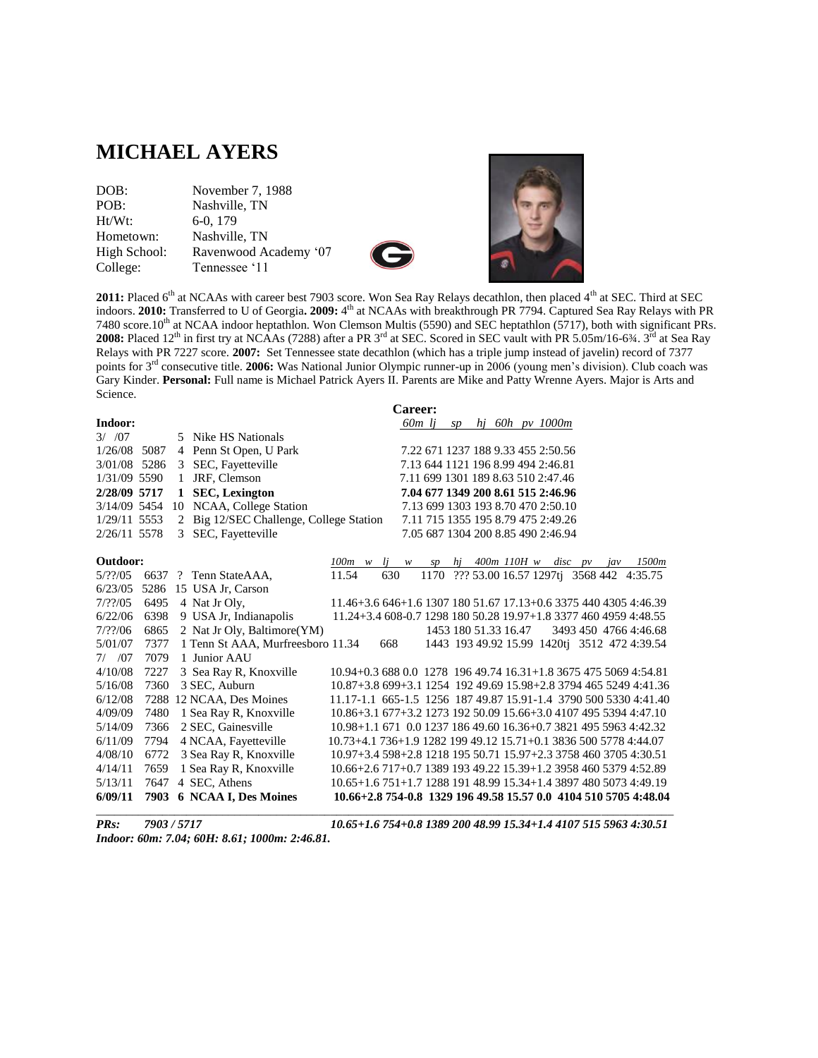# MICHAEL AYERS

| | |
|---|---|
| DOB: | November 7, 1988 |
| POB: | Nashville, TN |
| Ht/Wt: | 6-0, 179 |
| Hometown: | Nashville, TN |
| High School: | Ravenwood Academy '07 |
| College: | Tennessee '11 |

**2011:** Placed 6th at NCAAs with career best 7903 score. Won Sea Ray Relays decathlon, then placed 4th at SEC. Third at SEC indoors. **2010:** Transferred to U of Georgia**. 2009:** 4th at NCAAs with breakthrough PR 7794. Captured Sea Ray Relays with PR 7480 score.10th at NCAA indoor heptathlon. Won Clemson Multis (5590) and SEC heptathlon (5717), both with significant PRs. **2008:** Placed 12th in first try at NCAAs (7288) after a PR 3rd at SEC. Scored in SEC vault with PR 5.05m/16-6¾. 3rd at Sea Ray Relays with PR 7227 score. **2007:** Set Tennessee state decathlon (which has a triple jump instead of javelin) record of 7377 points for 3rd consecutive title. **2006:** Was National Junior Olympic runner-up in 2006 (young men's division). Club coach was Gary Kinder. **Personal:** Full name is Michael Patrick Ayers II. Parents are Mike and Patty Wrenne Ayers. Major is Arts and Science.

**Career:**

**Indoor:**

| Date | Score | Pl | Meet | 60m | lj | sp | hj | 60h | pv | 1000m |
|---|---|---|---|---|---|---|---|---|---|---|
| 3/ /07 | | 5 | Nike HS Nationals | | | | | | | |
| 1/26/08 | 5087 | 4 | Penn St Open, U Park | 7.22 | 671 | 1237 | 188 | 9.33 | 455 | 2:50.56 |
| 3/01/08 | 5286 | 3 | SEC, Fayetteville | 7.13 | 644 | 1121 | 196 | 8.99 | 494 | 2:46.81 |
| 1/31/09 | 5590 | 1 | JRF, Clemson | 7.11 | 699 | 1301 | 189 | 8.63 | 510 | 2:47.46 |
| **2/28/09** | **5717** | **1** | **SEC, Lexington** | **7.04** | **677** | **1349** | **200** | **8.61** | **515** | **2:46.96** |
| 3/14/09 | 5454 | 10 | NCAA, College Station | 7.13 | 699 | 1303 | 193 | 8.70 | 470 | 2:50.10 |
| 1/29/11 | 5553 | 2 | Big 12/SEC Challenge, College Station | 7.11 | 715 | 1355 | 195 | 8.79 | 475 | 2:49.26 |
| 2/26/11 | 5578 | 3 | SEC, Fayetteville | 7.05 | 687 | 1304 | 200 | 8.85 | 490 | 2:46.94 |

**Outdoor:**

| Date | Score | Pl | Meet | 100m | w | lj | w | sp | hj | 400m | 110H | w | disc | pv | jav | 1500m |
|---|---|---|---|---|---|---|---|---|---|---|---|---|---|---|---|---|
| 5/??/05 | 6637 | ? | Tenn StateAAA, | 11.54 | | 630 | | 1170 | ??? | 53.00 | 16.57 | | 1297tj | 3568 | 442 | 4:35.75 |
| 6/23/05 | 5286 | 15 | USA Jr, Carson | | | | | | | | | | | | | |
| 7/??/05 | 6495 | 4 | Nat Jr Oly, | 11.46 | +3.6 | 646 | +1.6 | 1307 | 180 | 51.67 | 17.13 | +0.6 | 3375 | 440 | 4305 | 4:46.39 |
| 6/22/06 | 6398 | 9 | USA Jr, Indianapolis | 11.24 | +3.4 | 608 | -0.7 | 1298 | 180 | 50.28 | 19.97 | +1.8 | 3377 | 460 | 4959 | 4:48.55 |
| 7/??/06 | 6865 | 2 | Nat Jr Oly, Baltimore(YM) | | | | | 1453 | 180 | 51.33 | 16.47 | | 3493 | 450 | 4766 | 4:46.68 |
| 5/01/07 | 7377 | 1 | Tenn St AAA, Murfreesboro | 11.34 | | 668 | | 1443 | 193 | 49.92 | 15.99 | | 1420tj | 3512 | 472 | 4:39.54 |
| 7/ /07 | 7079 | 1 | Junior AAU | | | | | | | | | | | | | |
| 4/10/08 | 7227 | 3 | Sea Ray R, Knoxville | 10.94 | +0.3 | 688 | 0.0 | 1278 | 196 | 49.74 | 16.31 | +1.8 | 3675 | 475 | 5069 | 4:54.81 |
| 5/16/08 | 7360 | 3 | SEC, Auburn | 10.87 | +3.8 | 699 | +3.1 | 1254 | 192 | 49.69 | 15.98 | +2.8 | 3794 | 465 | 5249 | 4:41.36 |
| 6/12/08 | 7288 | 12 | NCAA, Des Moines | 11.17 | -1.1 | 665 | -1.5 | 1256 | 187 | 49.87 | 15.91 | -1.4 | 3790 | 500 | 5330 | 4:41.40 |
| 4/09/09 | 7480 | 1 | Sea Ray R, Knoxville | 10.86 | +3.1 | 677 | +3.2 | 1273 | 192 | 50.09 | 15.66 | +3.0 | 4107 | 495 | 5394 | 4:47.10 |
| 5/14/09 | 7366 | 2 | SEC, Gainesville | 10.98 | +1.1 | 671 | 0.0 | 1237 | 186 | 49.60 | 16.36 | +0.7 | 3821 | 495 | 5963 | 4:42.32 |
| 6/11/09 | 7794 | 4 | NCAA, Fayetteville | 10.73 | +4.1 | 736 | +1.9 | 1282 | 199 | 49.12 | 15.71 | +0.1 | 3836 | 500 | 5778 | 4:44.07 |
| 4/08/10 | 6772 | 3 | Sea Ray R, Knoxville | 10.97 | +3.4 | 598 | +2.8 | 1218 | 195 | 50.71 | 15.97 | +2.3 | 3758 | 460 | 3705 | 4:30.51 |
| 4/14/11 | 7659 | 1 | Sea Ray R, Knoxville | 10.66 | +2.6 | 717 | +0.7 | 1389 | 193 | 49.22 | 15.39 | +1.2 | 3958 | 460 | 5379 | 4:52.89 |
| 5/13/11 | 7647 | 4 | SEC, Athens | 10.65 | +1.6 | 751 | +1.7 | 1288 | 191 | 48.99 | 15.34 | +1.4 | 3897 | 480 | 5073 | 4:49.19 |
| **6/09/11** | **7903** | **6** | **NCAA I, Des Moines** | **10.66** | **+2.8** | **754** | **-0.8** | **1329** | **196** | **49.58** | **15.57** | **0.0** | **4104** | **510** | **5705** | **4:48.04** |
| ***PRs:*** | ***7903 / 5717*** | | | ***10.65*** | ***+1.6*** | ***754*** | ***+0.8*** | ***1389*** | ***200*** | ***48.99*** | ***15.34*** | ***+1.4*** | ***4107*** | ***515*** | ***5963*** | ***4:30.51*** |

***Indoor: 60m: 7.04; 60H: 8.61; 1000m: 2:46.81.***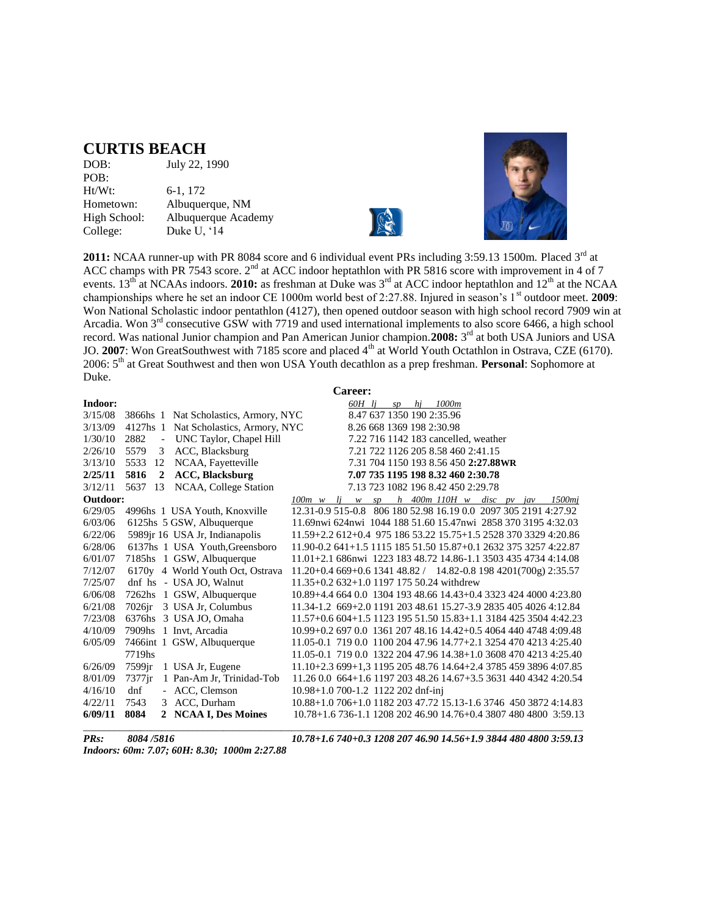# CURTIS BEACH

| | |
|---|---|
| DOB: | July 22, 1990 |
| POB: | |
| Ht/Wt: | 6-1, 172 |
| Hometown: | Albuquerque, NM |
| High School: | Albuquerque Academy |
| College: | Duke U, '14 |

**2011:** NCAA runner-up with PR 8084 score and 6 individual event PRs including 3:59.13 1500m. Placed 3rd at ACC champs with PR 7543 score. 2nd at ACC indoor heptathlon with PR 5816 score with improvement in 4 of 7 events. 13th at NCAAs indoors. **2010:** as freshman at Duke was 3rd at ACC indoor heptathlon and 12th at the NCAA championships where he set an indoor CE 1000m world best of 2:27.88. Injured in season's 1st outdoor meet. **2009**: Won National Scholastic indoor pentathlon (4127), then opened outdoor season with high school record 7909 win at Arcadia. Won 3rd consecutive GSW with 7719 and used international implements to also score 6466, a high school record. Was national Junior champion and Pan American Junior champion. **2008:** 3rd at both USA Juniors and USA JO. **2007**: Won GreatSouthwest with 7185 score and placed 4th at World Youth Octathlon in Ostrava, CZE (6170). 2006: 5th at Great Southwest and then won USA Youth decathlon as a prep freshman. **Personal**: Sophomore at Duke.

## Career:

**Indoor:**

| Date | Score | Pl | Meet | *60H lj sp hj 1000m* |
|---|---|---|---|---|
| 3/15/08 | 3866hs | 1 | Nat Scholastics, Armory, NYC | 8.47 637 1350 190 2:35.96 |
| 3/13/09 | 4127hs | 1 | Nat Scholastics, Armory, NYC | 8.26 668 1369 198 2:30.98 |
| 1/30/10 | 2882 | - | UNC Taylor, Chapel Hill | 7.22 716 1142 183 cancelled, weather |
| 2/26/10 | 5579 | 3 | ACC, Blacksburg | 7.21 722 1126 205 8.58 460 2:41.15 |
| 3/13/10 | 5533 | 12 | NCAA, Fayetteville | 7.31 704 1150 193 8.56 450 **2:27.88WR** |
| **2/25/11** | **5816** | **2** | **ACC, Blacksburg** | **7.07 735 1195 198 8.32 460 2:30.78** |
| 3/12/11 | 5637 | 13 | NCAA, College Station | 7.13 723 1082 196 8.42 450 2:29.78 |

**Outdoor:**

| Date | Score | Pl | Meet | *100m w lj w sp h 400m 110H w disc pv jav 1500mj* |
|---|---|---|---|---|
| 6/29/05 | 4996hs | 1 | USA Youth, Knoxville | 12.31-0.9 515-0.8 806 180 52.98 16.19 0.0 2097 305 2191 4:27.92 |
| 6/03/06 | 6125hs | 5 | GSW, Albuquerque | 11.69nwi 624nwi 1044 188 51.60 15.47nwi 2858 370 3195 4:32.03 |
| 6/22/06 | 5989jr | 16 | USA Jr, Indianapolis | 11.59+2.2 612+0.4 975 186 53.22 15.75+1.5 2528 370 3329 4:20.86 |
| 6/28/06 | 6137hs | 1 | USA Youth,Greensboro | 11.90-0.2 641+1.5 1115 185 51.50 15.87+0.1 2632 375 3257 4:22.87 |
| 6/01/07 | 7185hs | 1 | GSW, Albuquerque | 11.01+2.1 686nwi 1223 183 48.72 14.86-1.1 3503 435 4734 4:14.08 |
| 7/12/07 | 6170y | 4 | World Youth Oct, Ostrava | 11.20+0.4 669+0.6 1341 48.82 / 14.82-0.8 198 4201(700g) 2:35.57 |
| 7/25/07 | dnf hs | - | USA JO, Walnut | 11.35+0.2 632+1.0 1197 175 50.24 withdrew |
| 6/06/08 | 7262hs | 1 | GSW, Albuquerque | 10.89+4.4 664 0.0 1304 193 48.66 14.43+0.4 3323 424 4000 4:23.80 |
| 6/21/08 | 7026jr | 3 | USA Jr, Columbus | 11.34-1.2 669+2.0 1191 203 48.61 15.27-3.9 2835 405 4026 4:12.84 |
| 7/23/08 | 6376hs | 3 | USA JO, Omaha | 11.57+0.6 604+1.5 1123 195 51.50 15.83+1.1 3184 425 3504 4:42.23 |
| 4/10/09 | 7909hs | 1 | Invt, Arcadia | 10.99+0.2 697 0.0 1361 207 48.16 14.42+0.5 4064 440 4748 4:09.48 |
| 6/05/09 | 7466int | 1 | GSW, Albuquerque | 11.05-0.1 719 0.0 1100 204 47.96 14.77+2.1 3254 470 4213 4:25.40 |
| | 7719hs | | | 11.05-0.1 719 0.0 1322 204 47.96 14.38+1.0 3608 470 4213 4:25.40 |
| 6/26/09 | 7599jr | 1 | USA Jr, Eugene | 11.10+2.3 699+1,3 1195 205 48.76 14.64+2.4 3785 459 3896 4:07.85 |
| 8/01/09 | 7377jr | 1 | Pan-Am Jr, Trinidad-Tob | 11.26 0.0 664+1.6 1197 203 48.26 14.67+3.5 3631 440 4342 4:20.54 |
| 4/16/10 | dnf | - | ACC, Clemson | 10.98+1.0 700-1.2 1122 202 dnf-inj |
| 4/22/11 | 7543 | 3 | ACC, Durham | 10.88+1.0 706+1.0 1182 203 47.72 15.13-1.6 3746 450 3872 4:14.83 |
| **6/09/11** | **8084** | **2** | **NCAA I, Des Moines** | 10.78+1.6 736-1.1 1208 202 46.90 14.76+0.4 3807 480 4800 3:59.13 |

***PRs:*** *8084 /5816* — *10.78+1.6 740+0.3 1208 207 46.90 14.56+1.9 3844 480 4800 3:59.13*

*Indoors: 60m: 7.07; 60H: 8.30; 1000m 2:27.88*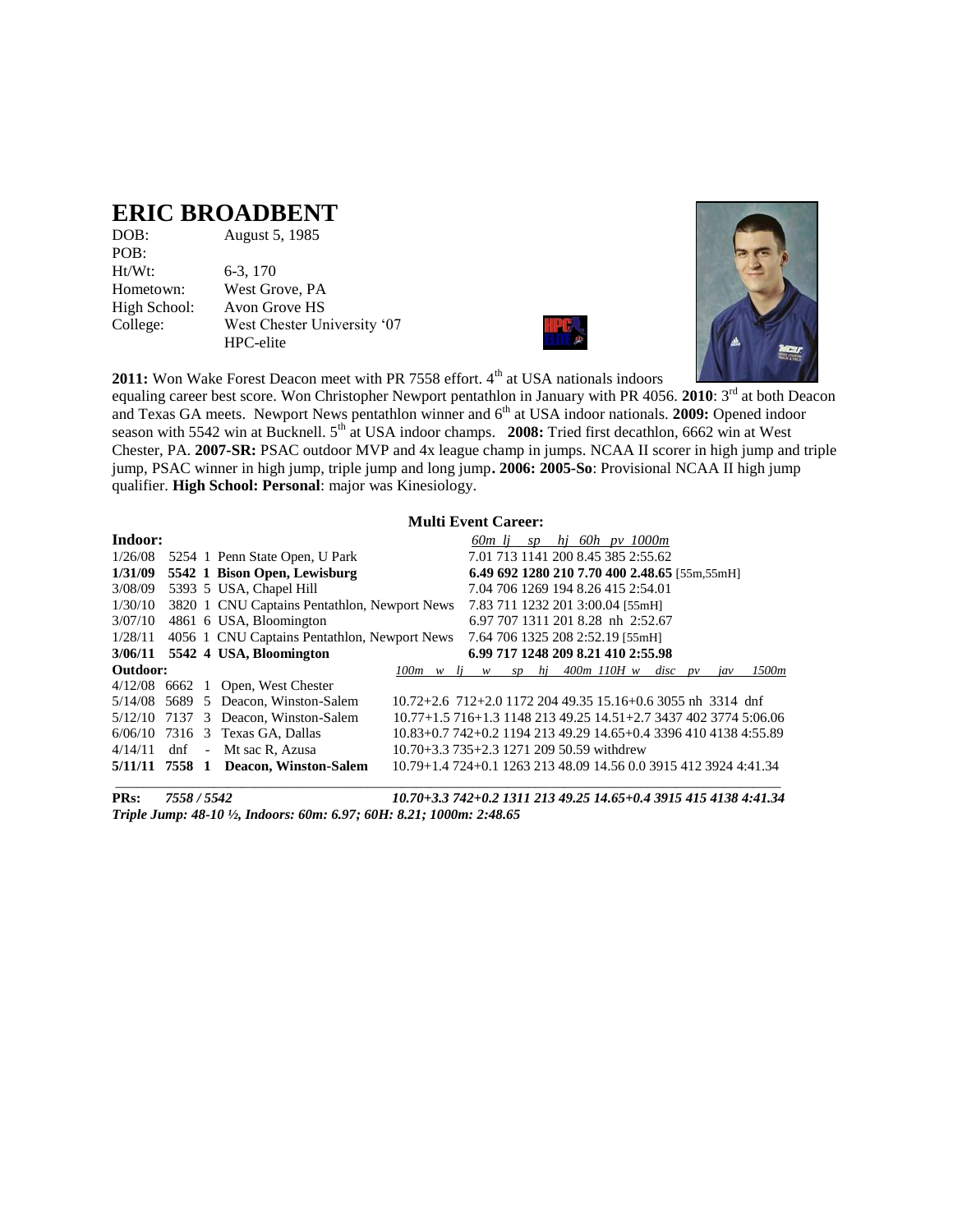# ERIC BROADBENT

DOB: August 5, 1985
POB:
Ht/Wt: 6-3, 170
Hometown: West Grove, PA
High School: Avon Grove HS
College: West Chester University '07
HPC-elite

**2011:** Won Wake Forest Deacon meet with PR 7558 effort. 4th at USA nationals indoors equaling career best score. Won Christopher Newport pentathlon in January with PR 4056. **2010**: 3rd at both Deacon and Texas GA meets. Newport News pentathlon winner and 6th at USA indoor nationals. **2009:** Opened indoor season with 5542 win at Bucknell. 5th at USA indoor champs. **2008:** Tried first decathlon, 6662 win at West Chester, PA. **2007-SR:** PSAC outdoor MVP and 4x league champ in jumps. NCAA II scorer in high jump and triple jump, PSAC winner in high jump, triple jump and long jump**. 2006: 2005-So**: Provisional NCAA II high jump qualifier. **High School: Personal**: major was Kinesiology.

**Multi Event Career:**

**Indoor:**

| Date | Score | Pl | Meet | *60m lj sp hj 60h pv 1000m* |
|---|---|---|---|---|
| 1/26/08 | 5254 | 1 | Penn State Open, U Park | 7.01 713 1141 200 8.45 385 2:55.62 |
| **1/31/09** | **5542** | **1** | **Bison Open, Lewisburg** | **6.49 692 1280 210 7.70 400 2.48.65** [55m,55mH] |
| 3/08/09 | 5393 | 5 | USA, Chapel Hill | 7.04 706 1269 194 8.26 415 2:54.01 |
| 1/30/10 | 3820 | 1 | CNU Captains Pentathlon, Newport News | 7.83 711 1232 201 3:00.04 [55mH] |
| 3/07/10 | 4861 | 6 | USA, Bloomington | 6.97 707 1311 201 8.28 nh 2:52.67 |
| 1/28/11 | 4056 | 1 | CNU Captains Pentathlon, Newport News | 7.64 706 1325 208 2:52.19 [55mH] |
| **3/06/11** | **5542** | **4** | **USA, Bloomington** | **6.99 717 1248 209 8.21 410 2:55.98** |

**Outdoor:**

| Date | Score | Pl | Meet | *100m w lj w sp hj 400m 110H w disc pv jav 1500m* |
|---|---|---|---|---|
| 4/12/08 | 6662 | 1 | Open, West Chester | |
| 5/14/08 | 5689 | 5 | Deacon, Winston-Salem | 10.72+2.6 712+2.0 1172 204 49.35 15.16+0.6 3055 nh 3314 dnf |
| 5/12/10 | 7137 | 3 | Deacon, Winston-Salem | 10.77+1.5 716+1.3 1148 213 49.25 14.51+2.7 3437 402 3774 5:06.06 |
| 6/06/10 | 7316 | 3 | Texas GA, Dallas | 10.83+0.7 742+0.2 1194 213 49.29 14.65+0.4 3396 410 4138 4:55.89 |
| 4/14/11 | dnf | - | Mt sac R, Azusa | 10.70+3.3 735+2.3 1271 209 50.59 withdrew |
| **5/11/11** | **7558** | **1** | **Deacon, Winston-Salem** | 10.79+1.4 724+0.1 1263 213 48.09 14.56 0.0 3915 412 3924 4:41.34 |

***PRs: 7558 / 5542 10.70+3.3 742+0.2 1311 213 49.25 14.65+0.4 3915 415 4138 4:41.34***

***Triple Jump: 48-10 ½, Indoors: 60m: 6.97; 60H: 8.21; 1000m: 2:48.65***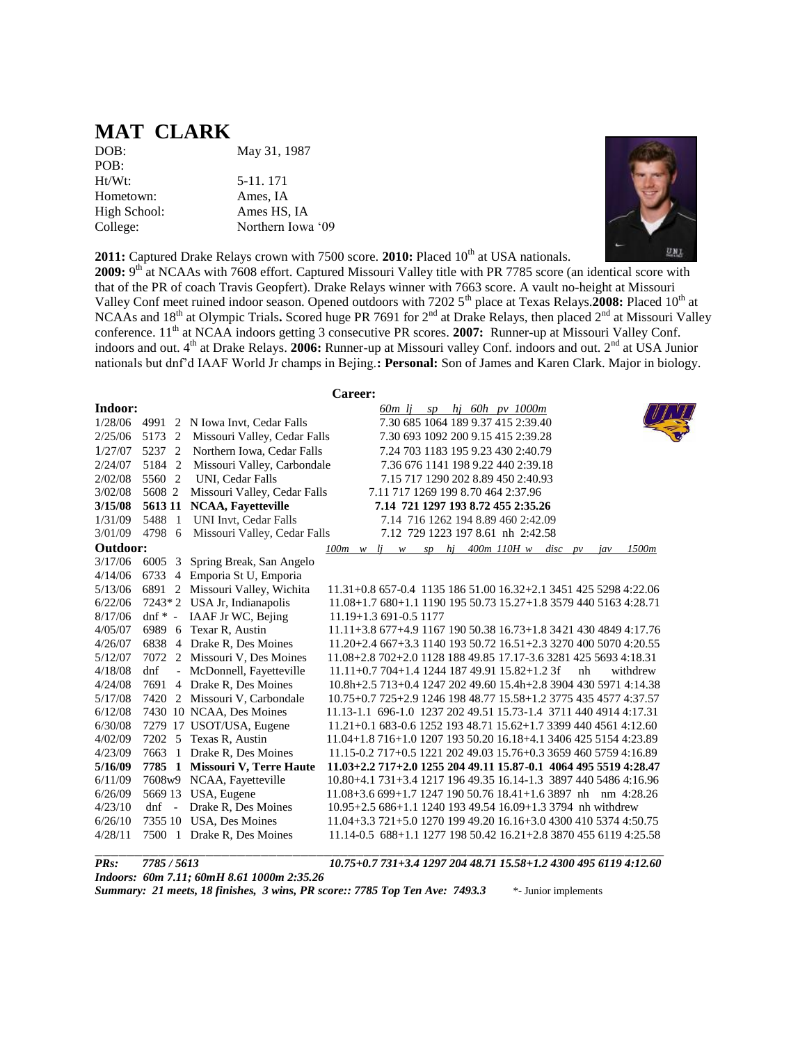# MAT CLARK

| | |
|---|---|
| DOB: | May 31, 1987 |
| POB: | |
| Ht/Wt: | 5-11. 171 |
| Hometown: | Ames, IA |
| High School: | Ames HS, IA |
| College: | Northern Iowa '09 |

**2011:** Captured Drake Relays crown with 7500 score. **2010:** Placed 10th at USA nationals. **2009:** 9th at NCAAs with 7608 effort. Captured Missouri Valley title with PR 7785 score (an identical score with that of the PR of coach Travis Geopfert). Drake Relays winner with 7663 score. A vault no-height at Missouri Valley Conf meet ruined indoor season. Opened outdoors with 7202 5th place at Texas Relays.**2008:** Placed 10th at NCAAs and 18th at Olympic Trials**.** Scored huge PR 7691 for 2nd at Drake Relays, then placed 2nd at Missouri Valley conference. 11th at NCAA indoors getting 3 consecutive PR scores. **2007:** Runner-up at Missouri Valley Conf. indoors and out. 4th at Drake Relays. **2006:** Runner-up at Missouri valley Conf. indoors and out. 2nd at USA Junior nationals but dnf'd IAAF World Jr champs in Bejing.**: Personal:** Son of James and Karen Clark. Major in biology.

## Career:

**Indoor:**

| Date | Score | Pl | Meet | *60m lj sp hj 60h pv 1000m* |
|---|---|---|---|---|
| 1/28/06 | 4991 | 2 | N Iowa Invt, Cedar Falls | 7.30 685 1064 189 9.37 415 2:39.40 |
| 2/25/06 | 5173 | 2 | Missouri Valley, Cedar Falls | 7.30 693 1092 200 9.15 415 2:39.28 |
| 1/27/07 | 5237 | 2 | Northern Iowa, Cedar Falls | 7.24 703 1183 195 9.23 430 2:40.79 |
| 2/24/07 | 5184 | 2 | Missouri Valley, Carbondale | 7.36 676 1141 198 9.22 440 2:39.18 |
| 2/02/08 | 5560 | 2 | UNI, Cedar Falls | 7.15 717 1290 202 8.89 450 2:40.93 |
| 3/02/08 | 5608 | 2 | Missouri Valley, Cedar Falls | 7.11 717 1269 199 8.70 464 2:37.96 |
| **3/15/08** | **5613** | **11** | **NCAA, Fayetteville** | **7.14 721 1297 193 8.72 455 2:35.26** |
| 1/31/09 | 5488 | 1 | UNI Invt, Cedar Falls | 7.14 716 1262 194 8.89 460 2:42.09 |
| 3/01/09 | 4798 | 6 | Missouri Valley, Cedar Falls | 7.12 729 1223 197 8.61 nh 2:42.58 |

**Outdoor:**

| Date | Score | Pl | Meet | *100m w lj w sp hj 400m 110H w disc pv jav 1500m* |
|---|---|---|---|---|
| 3/17/06 | 6005 | 3 | Spring Break, San Angelo | |
| 4/14/06 | 6733 | 4 | Emporia St U, Emporia | |
| 5/13/06 | 6891 | 2 | Missouri Valley, Wichita | 11.31+0.8 657-0.4 1135 186 51.00 16.32+2.1 3451 425 5298 4:22.06 |
| 6/22/06 | 7243* | 2 | USA Jr, Indianapolis | 11.08+1.7 680+1.1 1190 195 50.73 15.27+1.8 3579 440 5163 4:28.71 |
| 8/17/06 | dnf * | - | IAAF Jr WC, Bejing | 11.19+1.3 691-0.5 1177 |
| 4/05/07 | 6989 | 6 | Texar R, Austin | 11.11+3.8 677+4.9 1167 190 50.38 16.73+1.8 3421 430 4849 4:17.76 |
| 4/26/07 | 6838 | 4 | Drake R, Des Moines | 11.20+2.4 667+3.3 1140 193 50.72 16.51+2.3 3270 400 5070 4:20.55 |
| 5/12/07 | 7072 | 2 | Missouri V, Des Moines | 11.08+2.8 702+2.0 1128 188 49.85 17.17-3.6 3281 425 5693 4:18.31 |
| 4/18/08 | dnf | - | McDonnell, Fayetteville | 11.11+0.7 704+1.4 1244 187 49.91 15.82+1.2 3f nh withdrew |
| 4/24/08 | 7691 | 4 | Drake R, Des Moines | 10.8h+2.5 713+0.4 1247 202 49.60 15.4h+2.8 3904 430 5971 4:14.38 |
| 5/17/08 | 7420 | 2 | Missouri V, Carbondale | 10.75+0.7 725+2.9 1246 198 48.77 15.58+1.2 3775 435 4577 4:37.57 |
| 6/12/08 | 7430 | 10 | NCAA, Des Moines | 11.13-1.1 696-1.0 1237 202 49.51 15.73-1.4 3711 440 4914 4:17.31 |
| 6/30/08 | 7279 | 17 | USOT/USA, Eugene | 11.21+0.1 683-0.6 1252 193 48.71 15.62+1.7 3399 440 4561 4:12.60 |
| 4/02/09 | 7202 | 5 | Texas R, Austin | 11.04+1.8 716+1.0 1207 193 50.20 16.18+4.1 3406 425 5154 4:23.89 |
| 4/23/09 | 7663 | 1 | Drake R, Des Moines | 11.15-0.2 717+0.5 1221 202 49.03 15.76+0.3 3659 460 5759 4:16.89 |
| **5/16/09** | **7785** | **1** | **Missouri V, Terre Haute** | **11.03+2.2 717+2.0 1255 204 49.11 15.87-0.1 4064 495 5519 4:28.47** |
| 6/11/09 | 7608w | 9 | NCAA, Fayetteville | 10.80+4.1 731+3.4 1217 196 49.35 16.14-1.3 3897 440 5486 4:16.96 |
| 6/26/09 | 5669 | 13 | USA, Eugene | 11.08+3.6 699+1.7 1247 190 50.76 18.41+1.6 3897 nh nm 4:28.26 |
| 4/23/10 | dnf | - | Drake R, Des Moines | 10.95+2.5 686+1.1 1240 193 49.54 16.09+1.3 3794 nh withdrew |
| 6/26/10 | 7355 | 10 | USA, Des Moines | 11.04+3.3 721+5.0 1270 199 49.20 16.16+3.0 4300 410 5374 4:50.75 |
| 4/28/11 | 7500 | 1 | Drake R, Des Moines | 11.14-0.5 688+1.1 1277 198 50.42 16.21+2.8 3870 455 6119 4:25.58 |

***PRs: 7785 / 5613*** ***10.75+0.7 731+3.4 1297 204 48.71 15.58+1.2 4300 495 6119 4:12.60***

***Indoors: 60m 7.11; 60mH 8.61 1000m 2:35.26***

***Summary: 21 meets, 18 finishes, 3 wins, PR score:: 7785 Top Ten Ave: 7493.3*** \*- Junior implements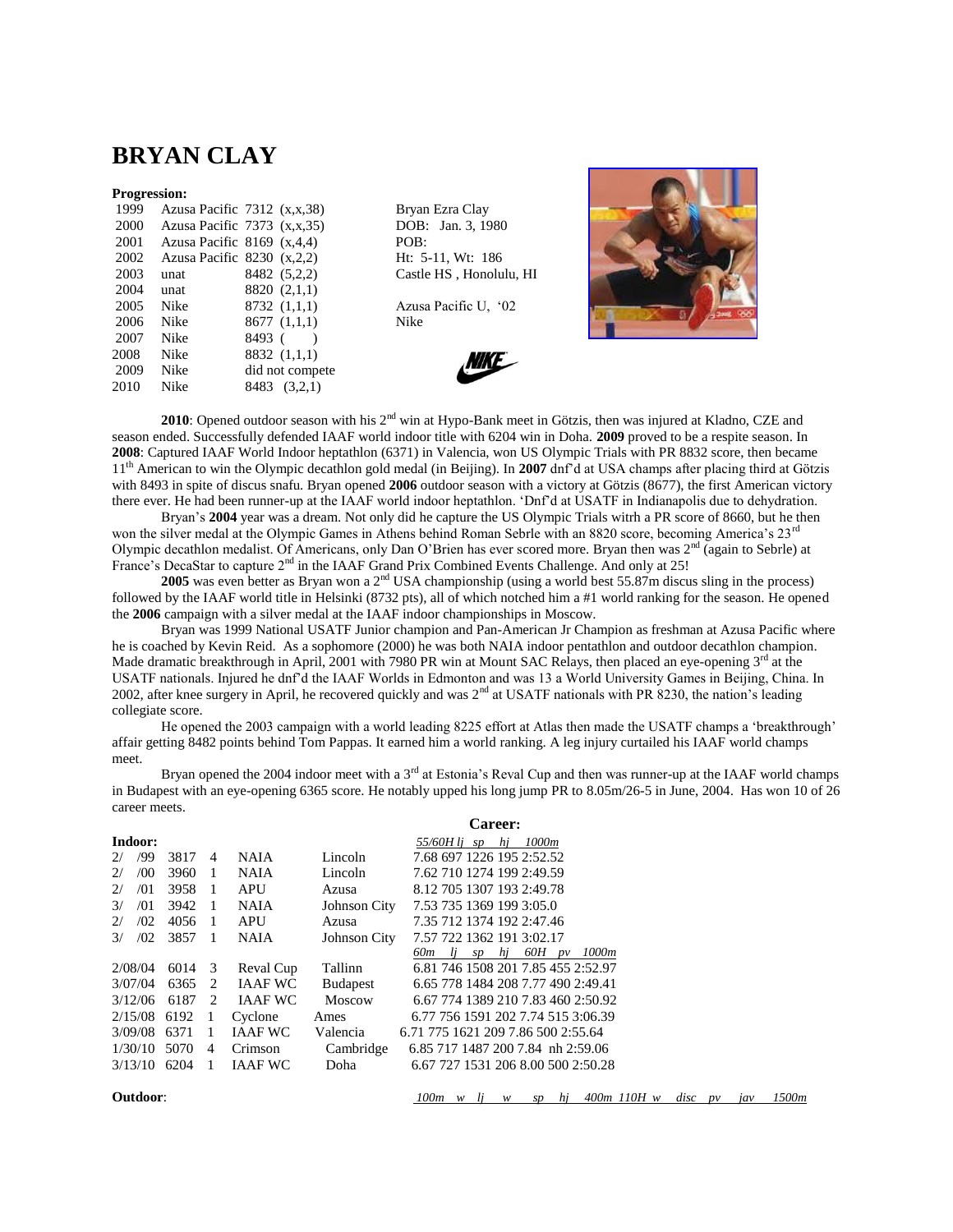# BRYAN CLAY

**Progression:**

| Year | Affiliation | Score | |
|---|---|---|---|
| 1999 | Azusa Pacific | 7312 | (x,x,38) |
| 2000 | Azusa Pacific | 7373 | (x,x,35) |
| 2001 | Azusa Pacific | 8169 | (x,4,4) |
| 2002 | Azusa Pacific | 8230 | (x,2,2) |
| 2003 | unat | 8482 | (5,2,2) |
| 2004 | unat | 8820 | (2,1,1) |
| 2005 | Nike | 8732 | (1,1,1) |
| 2006 | Nike | 8677 | (1,1,1) |
| 2007 | Nike | 8493 | ( ) |
| 2008 | Nike | 8832 | (1,1,1) |
| 2009 | Nike | did not compete | |
| 2010 | Nike | 8483 | (3,2,1) |

Bryan Ezra Clay
DOB: Jan. 3, 1980
POB:
Ht: 5-11, Wt: 186
Castle HS , Honolulu, HI

Azusa Pacific U, '02
Nike

**2010**: Opened outdoor season with his 2nd win at Hypo-Bank meet in Götzis, then was injured at Kladno, CZE and season ended. Successfully defended IAAF world indoor title with 6204 win in Doha. **2009** proved to be a respite season. In **2008**: Captured IAAF World Indoor heptathlon (6371) in Valencia, won US Olympic Trials with PR 8832 score, then became 11th American to win the Olympic decathlon gold medal (in Beijing). In **2007** dnf'd at USA champs after placing third at Götzis with 8493 in spite of discus snafu. Bryan opened **2006** outdoor season with a victory at Götzis (8677), the first American victory there ever. He had been runner-up at the IAAF world indoor heptathlon. 'Dnf'd at USATF in Indianapolis due to dehydration.

Bryan's **2004** year was a dream. Not only did he capture the US Olympic Trials witrh a PR score of 8660, but he then won the silver medal at the Olympic Games in Athens behind Roman Sebrle with an 8820 score, becoming America's 23rd Olympic decathlon medalist. Of Americans, only Dan O'Brien has ever scored more. Bryan then was 2nd (again to Sebrle) at France's DecaStar to capture 2nd in the IAAF Grand Prix Combined Events Challenge. And only at 25!

**2005** was even better as Bryan won a 2nd USA championship (using a world best 55.87m discus sling in the process) followed by the IAAF world title in Helsinki (8732 pts), all of which notched him a #1 world ranking for the season. He opened the **2006** campaign with a silver medal at the IAAF indoor championships in Moscow.

Bryan was 1999 National USATF Junior champion and Pan-American Jr Champion as freshman at Azusa Pacific where he is coached by Kevin Reid. As a sophomore (2000) he was both NAIA indoor pentathlon and outdoor decathlon champion. Made dramatic breakthrough in April, 2001 with 7980 PR win at Mount SAC Relays, then placed an eye-opening 3rd at the USATF nationals. Injured he dnf'd the IAAF Worlds in Edmonton and was 13 a World University Games in Beijing, China. In 2002, after knee surgery in April, he recovered quickly and was 2nd at USATF nationals with PR 8230, the nation's leading collegiate score.

He opened the 2003 campaign with a world leading 8225 effort at Atlas then made the USATF champs a 'breakthrough' affair getting 8482 points behind Tom Pappas. It earned him a world ranking. A leg injury curtailed his IAAF world champs meet.

Bryan opened the 2004 indoor meet with a 3rd at Estonia's Reval Cup and then was runner-up at the IAAF world champs in Budapest with an eye-opening 6365 score. He notably upped his long jump PR to 8.05m/26-5 in June, 2004. Has won 10 of 26 career meets.

## Career:

**Indoor:**

| Date | Score | Pl | Meet | Site | 55/60H | lj | sp | hj | 1000m |
|---|---|---|---|---|---|---|---|---|---|
| 2/ /99 | 3817 | 4 | NAIA | Lincoln | 7.68 | 697 | 1226 | 195 | 2:52.52 |
| 2/ /00 | 3960 | 1 | NAIA | Lincoln | 7.62 | 710 | 1274 | 199 | 2:49.59 |
| 2/ /01 | 3958 | 1 | APU | Azusa | 8.12 | 705 | 1307 | 193 | 2:49.78 |
| 3/ /01 | 3942 | 1 | NAIA | Johnson City | 7.53 | 735 | 1369 | 199 | 3:05.0 |
| 2/ /02 | 4056 | 1 | APU | Azusa | 7.35 | 712 | 1374 | 192 | 2:47.46 |
| 3/ /02 | 3857 | 1 | NAIA | Johnson City | 7.57 | 722 | 1362 | 191 | 3:02.17 |

| Date | Score | Pl | Meet | Site | 60m | lj | sp | hj | 60H | pv | 1000m |
|---|---|---|---|---|---|---|---|---|---|---|---|
| 2/08/04 | 6014 | 3 | Reval Cup | Tallinn | 6.81 | 746 | 1508 | 201 | 7.85 | 455 | 2:52.97 |
| 3/07/04 | 6365 | 2 | IAAF WC | Budapest | 6.65 | 778 | 1484 | 208 | 7.77 | 490 | 2:49.41 |
| 3/12/06 | 6187 | 2 | IAAF WC | Moscow | 6.67 | 774 | 1389 | 210 | 7.83 | 460 | 2:50.92 |
| 2/15/08 | 6192 | 1 | Cyclone | Ames | 6.77 | 756 | 1591 | 202 | 7.74 | 515 | 3:06.39 |
| 3/09/08 | 6371 | 1 | IAAF WC | Valencia | 6.71 | 775 | 1621 | 209 | 7.86 | 500 | 2:55.64 |
| 1/30/10 | 5070 | 4 | Crimson | Cambridge | 6.85 | 717 | 1487 | 200 | 7.84 | nh | 2:59.06 |
| 3/13/10 | 6204 | 1 | IAAF WC | Doha | 6.67 | 727 | 1531 | 206 | 8.00 | 500 | 2:50.28 |

**Outdoor**:

| 100m | w | lj | w | sp | hj | 400m | 110H | w | disc | pv | jav | 1500m |
|---|---|---|---|---|---|---|---|---|---|---|---|---|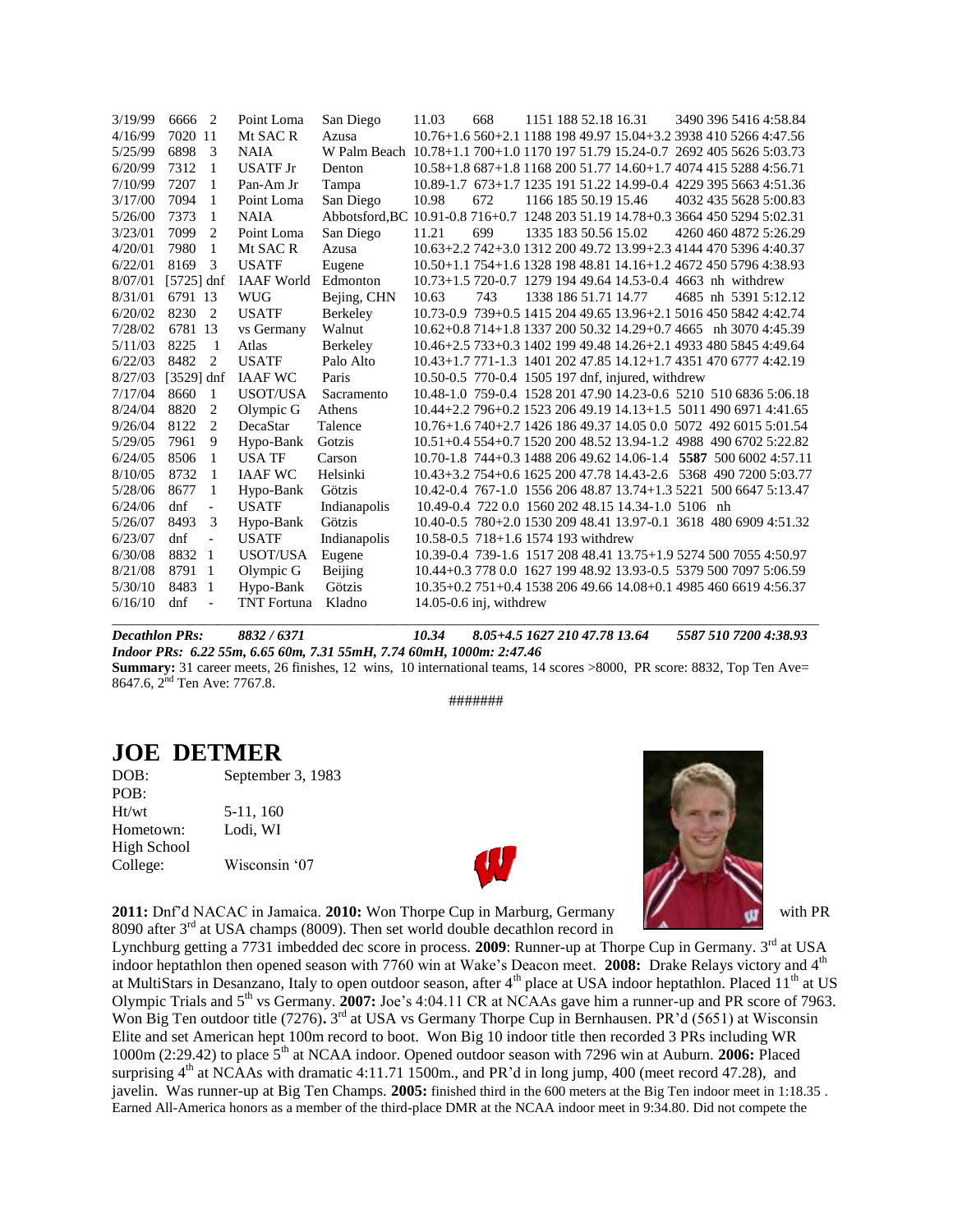| Date | Score | Pl | Meet | Site | Results |
|---|---|---|---|---|---|
| 3/19/99 | 6666 | 2 | Point Loma | San Diego | 11.03 668 1151 188 52.18 16.31 3490 396 5416 4:58.84 |
| 4/16/99 | 7020 | 11 | Mt SAC R | Azusa | 10.76+1.6 560+2.1 1188 198 49.97 15.04+3.2 3938 410 5266 4:47.56 |
| 5/25/99 | 6898 | 3 | NAIA | W Palm Beach | 10.78+1.1 700+1.0 1170 197 51.79 15.24-0.7 2692 405 5626 5:03.73 |
| 6/20/99 | 7312 | 1 | USATF Jr | Denton | 10.58+1.8 687+1.8 1168 200 51.77 14.60+1.7 4074 415 5288 4:56.71 |
| 7/10/99 | 7207 | 1 | Pan-Am Jr | Tampa | 10.89-1.7 673+1.7 1235 191 51.22 14.99-0.4 4229 395 5663 4:51.36 |
| 3/17/00 | 7094 | 1 | Point Loma | San Diego | 10.98 672 1166 185 50.19 15.46 4032 435 5628 5:00.83 |
| 5/26/00 | 7373 | 1 | NAIA | Abbotsford,BC | 10.91-0.8 716+0.7 1248 203 51.19 14.78+0.3 3664 450 5294 5:02.31 |
| 3/23/01 | 7099 | 2 | Point Loma | San Diego | 11.21 699 1335 183 50.56 15.02 4260 460 4872 5:26.29 |
| 4/20/01 | 7980 | 1 | Mt SAC R | Azusa | 10.63+2.2 742+3.0 1312 200 49.72 13.99+2.3 4144 470 5396 4:40.37 |
| 6/22/01 | 8169 | 3 | USATF | Eugene | 10.50+1.1 754+1.6 1328 198 48.81 14.16+1.2 4672 450 5796 4:38.93 |
| 8/07/01 | [5725] | dnf | IAAF World | Edmonton | 10.73+1.5 720-0.7 1279 194 49.64 14.53-0.4 4663 nh withdrew |
| 8/31/01 | 6791 | 13 | WUG | Bejing, CHN | 10.63 743 1338 186 51.71 14.77 4685 nh 5391 5:12.12 |
| 6/20/02 | 8230 | 2 | USATF | Berkeley | 10.73-0.9 739+0.5 1415 204 49.65 13.96+2.1 5016 450 5842 4:42.74 |
| 7/28/02 | 6781 | 13 | vs Germany | Walnut | 10.62+0.8 714+1.8 1337 200 50.32 14.29+0.7 4665 nh 3070 4:45.39 |
| 5/11/03 | 8225 | 1 | Atlas | Berkeley | 10.46+2.5 733+0.3 1402 199 49.48 14.26+2.1 4933 480 5845 4:49.64 |
| 6/22/03 | 8482 | 2 | USATF | Palo Alto | 10.43+1.7 771-1.3 1401 202 47.85 14.12+1.7 4351 470 6777 4:42.19 |
| 8/27/03 | [3529] | dnf | IAAF WC | Paris | 10.50-0.5 770-0.4 1505 197 dnf, injured, withdrew |
| 7/17/04 | 8660 | 1 | USOT/USA | Sacramento | 10.48-1.0 759-0.4 1528 201 47.90 14.23-0.6 5210 510 6836 5:06.18 |
| 8/24/04 | 8820 | 2 | Olympic G | Athens | 10.44+2.2 796+0.2 1523 206 49.19 14.13+1.5 5011 490 6971 4:41.65 |
| 9/26/04 | 8122 | 2 | DecaStar | Talence | 10.76+1.6 740+2.7 1426 186 49.37 14.05 0.0 5072 492 6015 5:01.54 |
| 5/29/05 | 7961 | 9 | Hypo-Bank | Gotzis | 10.51+0.4 554+0.7 1520 200 48.52 13.94-1.2 4988 490 6702 5:22.82 |
| 6/24/05 | 8506 | 1 | USA TF | Carson | 10.70-1.8 744+0.3 1488 206 49.62 14.06-1.4 **5587** 500 6002 4:57.11 |
| 8/10/05 | 8732 | 1 | IAAF WC | Helsinki | 10.43+3.2 754+0.6 1625 200 47.78 14.43-2.6 5368 490 7200 5:03.77 |
| 5/28/06 | 8677 | 1 | Hypo-Bank | Götzis | 10.42-0.4 767-1.0 1556 206 48.87 13.74+1.3 5221 500 6647 5:13.47 |
| 6/24/06 | dnf | - | USATF | Indianapolis | 10.49-0.4 722 0.0 1560 202 48.15 14.34-1.0 5106 nh |
| 5/26/07 | 8493 | 3 | Hypo-Bank | Götzis | 10.40-0.5 780+2.0 1530 209 48.41 13.97-0.1 3618 480 6909 4:51.32 |
| 6/23/07 | dnf | - | USATF | Indianapolis | 10.58-0.5 718+1.6 1574 193 withdrew |
| 6/30/08 | 8832 | 1 | USOT/USA | Eugene | 10.39-0.4 739-1.6 1517 208 48.41 13.75+1.9 5274 500 7055 4:50.97 |
| 8/21/08 | 8791 | 1 | Olympic G | Beijing | 10.44+0.3 778 0.0 1627 199 48.92 13.93-0.5 5379 500 7097 5:06.59 |
| 5/30/10 | 8483 | 1 | Hypo-Bank | Götzis | 10.35+0.2 751+0.4 1538 206 49.66 14.08+0.1 4985 460 6619 4:56.37 |
| 6/16/10 | dnf | - | TNT Fortuna | Kladno | 14.05-0.6 inj, withdrew |

***Decathlon PRs:*** ***8832 / 6371*** ***10.34 8.05+4.5 1627 210 47.78 13.64 5587 510 7200 4:38.93***

***Indoor PRs: 6.22 55m, 6.65 60m, 7.31 55mH, 7.74 60mH, 1000m: 2:47.46***

**Summary:** 31 career meets, 26 finishes, 12 wins, 10 international teams, 14 scores >8000, PR score: 8832, Top Ten Ave= 8647.6, 2nd Ten Ave: 7767.8.

#######

## JOE DETMER

DOB: September 3, 1983
POB:
Ht/wt 5-11, 160
Hometown: Lodi, WI
High School
College: Wisconsin '07

**2011:** Dnf'd NACAC in Jamaica. **2010:** Won Thorpe Cup in Marburg, Germany with PR 8090 after 3rd at USA champs (8009). Then set world double decathlon record in Lynchburg getting a 7731 imbedded dec score in process. **2009**: Runner-up at Thorpe Cup in Germany. 3rd at USA indoor heptathlon then opened season with 7760 win at Wake's Deacon meet. **2008:** Drake Relays victory and 4th at MultiStars in Desanzano, Italy to open outdoor season, after 4th place at USA indoor heptathlon. Placed 11th at US Olympic Trials and 5th vs Germany. **2007:** Joe's 4:04.11 CR at NCAAs gave him a runner-up and PR score of 7963. Won Big Ten outdoor title (7276)**.** 3rd at USA vs Germany Thorpe Cup in Bernhausen. PR'd (5651) at Wisconsin Elite and set American hept 100m record to boot. Won Big 10 indoor title then recorded 3 PRs including WR 1000m (2:29.42) to place 5th at NCAA indoor. Opened outdoor season with 7296 win at Auburn. **2006:** Placed surprising 4th at NCAAs with dramatic 4:11.71 1500m., and PR'd in long jump, 400 (meet record 47.28), and javelin. Was runner-up at Big Ten Champs. **2005:** finished third in the 600 meters at the Big Ten indoor meet in 1:18.35 . Earned All-America honors as a member of the third-place DMR at the NCAA indoor meet in 9:34.80. Did not compete the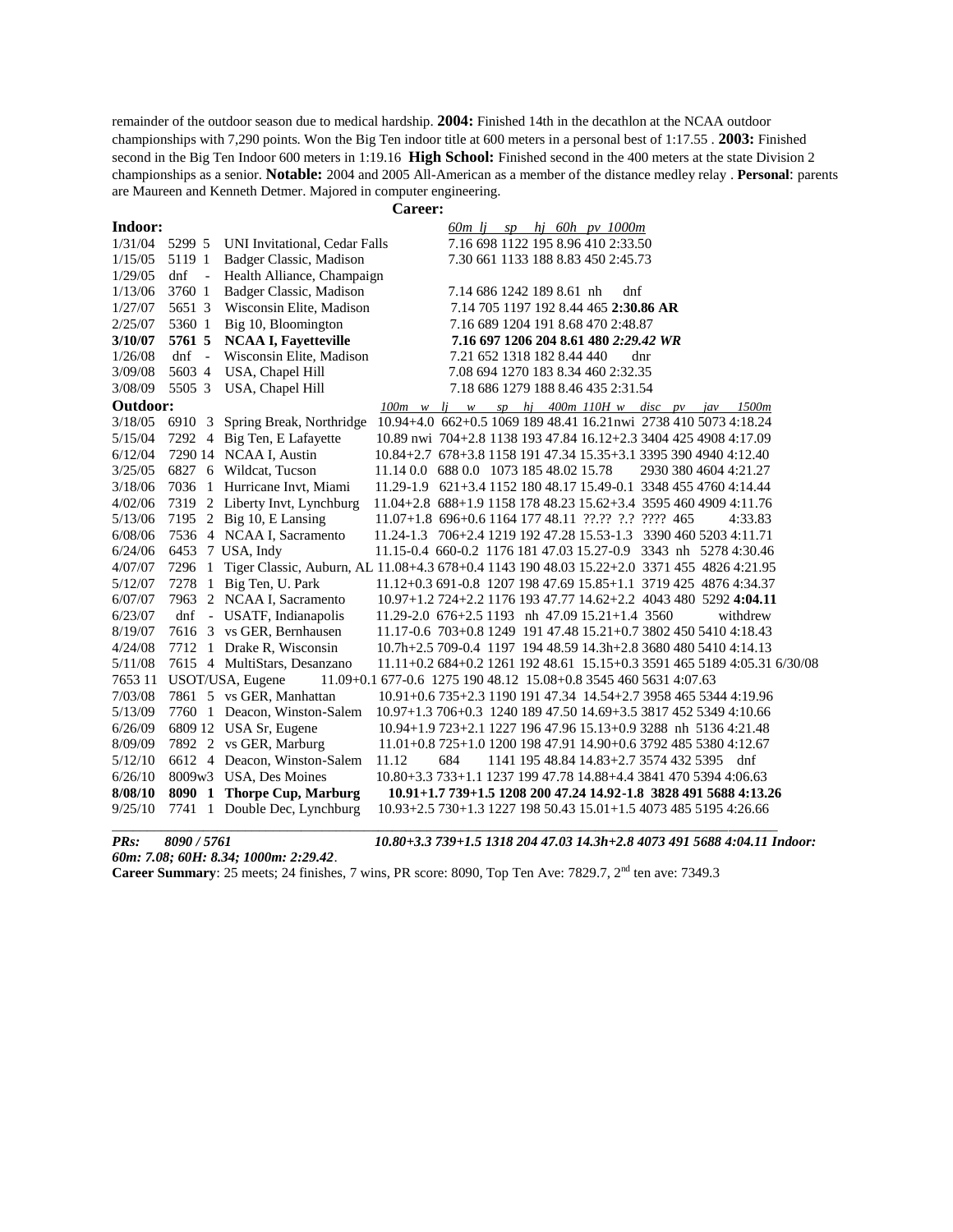remainder of the outdoor season due to medical hardship. **2004:** Finished 14th in the decathlon at the NCAA outdoor championships with 7,290 points. Won the Big Ten indoor title at 600 meters in a personal best of 1:17.55 . **2003:** Finished second in the Big Ten Indoor 600 meters in 1:19.16 **High School:** Finished second in the 400 meters at the state Division 2 championships as a senior. **Notable:** 2004 and 2005 All-American as a member of the distance medley relay . **Personal**: parents are Maureen and Kenneth Detmer. Majored in computer engineering.

**Career:**

**Indoor:**

| Date | Score | Pl | Meet | 60m | lj | sp | hj | 60h | pv | 1000m |
|---|---|---|---|---|---|---|---|---|---|---|
| 1/31/04 | 5299 | 5 | UNI Invitational, Cedar Falls | 7.16 | 698 | 1122 | 195 | 8.96 | 410 | 2:33.50 |
| 1/15/05 | 5119 | 1 | Badger Classic, Madison | 7.30 | 661 | 1133 | 188 | 8.83 | 450 | 2:45.73 |
| 1/29/05 | dnf | - | Health Alliance, Champaign | | | | | | | |
| 1/13/06 | 3760 | 1 | Badger Classic, Madison | 7.14 | 686 | 1242 | 189 | 8.61 | nh | dnf |
| 1/27/07 | 5651 | 3 | Wisconsin Elite, Madison | 7.14 | 705 | 1197 | 192 | 8.44 | 465 | **2:30.86 AR** |
| 2/25/07 | 5360 | 1 | Big 10, Bloomington | 7.16 | 689 | 1204 | 191 | 8.68 | 470 | 2:48.87 |
| **3/10/07** | **5761** | **5** | **NCAA I, Fayetteville** | **7.16** | **697** | **1206** | **204** | **8.61** | **480** | ***2:29.42 WR*** |
| 1/26/08 | dnf | - | Wisconsin Elite, Madison | 7.21 | 652 | 1318 | 182 | 8.44 | 440 | dnr |
| 3/09/08 | 5603 | 4 | USA, Chapel Hill | 7.08 | 694 | 1270 | 183 | 8.34 | 460 | 2:32.35 |
| 3/08/09 | 5505 | 3 | USA, Chapel Hill | 7.18 | 686 | 1279 | 188 | 8.46 | 435 | 2:31.54 |

**Outdoor:**

| Date | Score | Pl | Meet | 100m w | lj w | sp | hj | 400m | 110H w | disc | pv | jav | 1500m |
|---|---|---|---|---|---|---|---|---|---|---|---|---|---|
| 3/18/05 | 6910 | 3 | Spring Break, Northridge | 10.94+4.0 | 662+0.5 | 1069 | 189 | 48.41 | 16.21nwi | 2738 | 410 | 5073 | 4:18.24 |
| 5/15/04 | 7292 | 4 | Big Ten, E Lafayette | 10.89 nwi | 704+2.8 | 1138 | 193 | 47.84 | 16.12+2.3 | 3404 | 425 | 4908 | 4:17.09 |
| 6/12/04 | 7290 | 14 | NCAA I, Austin | 10.84+2.7 | 678+3.8 | 1158 | 191 | 47.34 | 15.35+3.1 | 3395 | 390 | 4940 | 4:12.40 |
| 3/25/05 | 6827 | 6 | Wildcat, Tucson | 11.14 0.0 | 688 0.0 | 1073 | 185 | 48.02 | 15.78 | 2930 | 380 | 4604 | 4:21.27 |
| 3/18/06 | 7036 | 1 | Hurricane Invt, Miami | 11.29-1.9 | 621+3.4 | 1152 | 180 | 48.17 | 15.49-0.1 | 3348 | 455 | 4760 | 4:14.44 |
| 4/02/06 | 7319 | 2 | Liberty Invt, Lynchburg | 11.04+2.8 | 688+1.9 | 1158 | 178 | 48.23 | 15.62+3.4 | 3595 | 460 | 4909 | 4:11.76 |
| 5/13/06 | 7195 | 2 | Big 10, E Lansing | 11.07+1.8 | 696+0.6 | 1164 | 177 | 48.11 | ??.?? ?.? | ???? | 465 | | 4:33.83 |
| 6/08/06 | 7536 | 4 | NCAA I, Sacramento | 11.24-1.3 | 706+2.4 | 1219 | 192 | 47.28 | 15.53-1.3 | 3390 | 460 | 5203 | 4:11.71 |
| 6/24/06 | 6453 | 7 | USA, Indy | 11.15-0.4 | 660-0.2 | 1176 | 181 | 47.03 | 15.27-0.9 | 3343 | nh | 5278 | 4:30.46 |
| 4/07/07 | 7296 | 1 | Tiger Classic, Auburn, AL | 11.08+4.3 | 678+0.4 | 1143 | 190 | 48.03 | 15.22+2.0 | 3371 | 455 | 4826 | 4:21.95 |
| 5/12/07 | 7278 | 1 | Big Ten, U. Park | 11.12+0.3 | 691-0.8 | 1207 | 198 | 47.69 | 15.85+1.1 | 3719 | 425 | 4876 | 4:34.37 |
| 6/07/07 | 7963 | 2 | NCAA I, Sacramento | 10.97+1.2 | 724+2.2 | 1176 | 193 | 47.77 | 14.62+2.2 | 4043 | 480 | 5292 | **4:04.11** |
| 6/23/07 | dnf | - | USATF, Indianapolis | 11.29-2.0 | 676+2.5 | 1193 | nh | 47.09 | 15.21+1.4 | 3560 | | | withdrew |
| 8/19/07 | 7616 | 3 | vs GER, Bernhausen | 11.17-0.6 | 703+0.8 | 1249 | 191 | 47.48 | 15.21+0.7 | 3802 | 450 | 5410 | 4:18.43 |
| 4/24/08 | 7712 | 1 | Drake R, Wisconsin | 10.7h+2.5 | 709-0.4 | 1197 | 194 | 48.59 | 14.3h+2.8 | 3680 | 480 | 5410 | 4:14.13 |
| 5/11/08 | 7615 | 4 | MultiStars, Desanzano | 11.11+0.2 | 684+0.2 | 1261 | 192 | 48.61 | 15.15+0.3 | 3591 | 465 | 5189 | 4:05.31 |
| 6/30/08 | 7653 | 11 | USOT/USA, Eugene | 11.09+0.1 | 677-0.6 | 1275 | 190 | 48.12 | 15.08+0.8 | 3545 | 460 | 5631 | 4:07.63 |
| 7/03/08 | 7861 | 5 | vs GER, Manhattan | 10.91+0.6 | 735+2.3 | 1190 | 191 | 47.34 | 14.54+2.7 | 3958 | 465 | 5344 | 4:19.96 |
| 5/13/09 | 7760 | 1 | Deacon, Winston-Salem | 10.97+1.3 | 706+0.3 | 1240 | 189 | 47.50 | 14.69+3.5 | 3817 | 452 | 5349 | 4:10.66 |
| 6/26/09 | 6809 | 12 | USA Sr, Eugene | 10.94+1.9 | 723+2.1 | 1227 | 196 | 47.96 | 15.13+0.9 | 3288 | nh | 5136 | 4:21.48 |
| 8/09/09 | 7892 | 2 | vs GER, Marburg | 11.01+0.8 | 725+1.0 | 1200 | 198 | 47.91 | 14.90+0.6 | 3792 | 485 | 5380 | 4:12.67 |
| 5/12/10 | 6612 | 4 | Deacon, Winston-Salem | 11.12 | 684 | 1141 | 195 | 48.84 | 14.83+2.7 | 3574 | 432 | 5395 | dnf |
| 6/26/10 | 8009w | 3 | USA, Des Moines | 10.80+3.3 | 733+1.1 | 1237 | 199 | 47.78 | 14.88+4.4 | 3841 | 470 | 5394 | 4:06.63 |
| **8/08/10** | **8090** | **1** | **Thorpe Cup, Marburg** | **10.91+1.7** | **739+1.5** | **1208** | **200** | **47.24** | **14.92-1.8** | **3828** | **491** | **5688** | **4:13.26** |
| 9/25/10 | 7741 | 1 | Double Dec, Lynchburg | 10.93+2.5 | 730+1.3 | 1227 | 198 | 50.43 | 15.01+1.5 | 4073 | 485 | 5195 | 4:26.66 |

***PRs: 8090 / 5761 10.80+3.3 739+1.5 1318 204 47.03 14.3h+2.8 4073 491 5688 4:04.11 Indoor: 60m: 7.08; 60H: 8.34; 1000m: 2:29.42***.

**Career Summary**: 25 meets; 24 finishes, 7 wins, PR score: 8090, Top Ten Ave: 7829.7, 2nd ten ave: 7349.3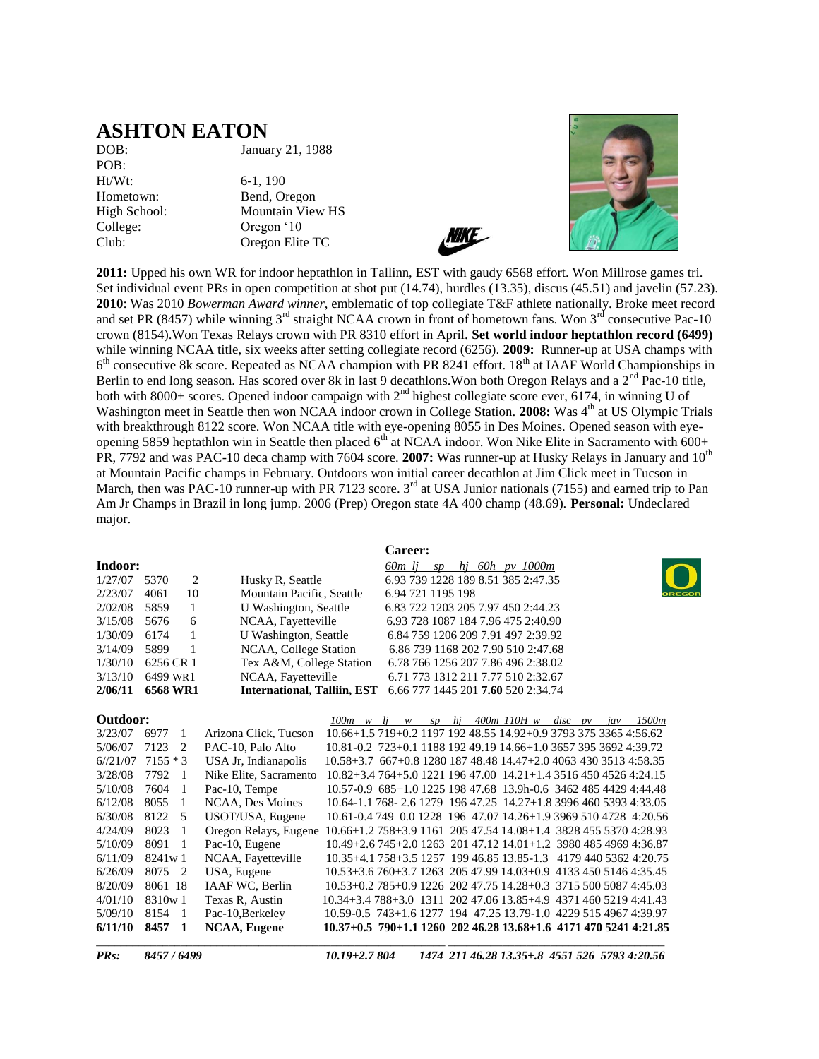# ASHTON EATON

| | |
|---|---|
| DOB: | January 21, 1988 |
| POB: | |
| Ht/Wt: | 6-1, 190 |
| Hometown: | Bend, Oregon |
| High School: | Mountain View HS |
| College: | Oregon '10 |
| Club: | Oregon Elite TC |

**2011:** Upped his own WR for indoor heptathlon in Tallinn, EST with gaudy 6568 effort. Won Millrose games tri. Set individual event PRs in open competition at shot put (14.74), hurdles (13.35), discus (45.51) and javelin (57.23). **2010**: Was 2010 *Bowerman Award winner*, emblematic of top collegiate T&F athlete nationally. Broke meet record and set PR (8457) while winning 3rd straight NCAA crown in front of hometown fans. Won 3rd consecutive Pac-10 crown (8154).Won Texas Relays crown with PR 8310 effort in April. **Set world indoor heptathlon record (6499)** while winning NCAA title, six weeks after setting collegiate record (6256). **2009:** Runner-up at USA champs with 6th consecutive 8k score. Repeated as NCAA champion with PR 8241 effort. 18th at IAAF World Championships in Berlin to end long season. Has scored over 8k in last 9 decathlons.Won both Oregon Relays and a 2nd Pac-10 title, both with 8000+ scores. Opened indoor campaign with 2nd highest collegiate score ever, 6174, in winning U of Washington meet in Seattle then won NCAA indoor crown in College Station. **2008:** Was 4th at US Olympic Trials with breakthrough 8122 score. Won NCAA title with eye-opening 8055 in Des Moines. Opened season with eye-opening 5859 heptathlon win in Seattle then placed 6th at NCAA indoor. Won Nike Elite in Sacramento with 600+ PR, 7792 and was PAC-10 deca champ with 7604 score. **2007:** Was runner-up at Husky Relays in January and 10th at Mountain Pacific champs in February. Outdoors won initial career decathlon at Jim Click meet in Tucson in March, then was PAC-10 runner-up with PR 7123 score. 3rd at USA Junior nationals (7155) and earned trip to Pan Am Jr Champs in Brazil in long jump. 2006 (Prep) Oregon state 4A 400 champ (48.69). **Personal:** Undeclared major.

**Career:**

**Indoor:**

| Date | Score | Pl | Meet | *60m lj sp hj 60h pv 1000m* |
|---|---|---|---|---|
| 1/27/07 | 5370 | 2 | Husky R, Seattle | 6.93 739 1228 189 8.51 385 2:47.35 |
| 2/23/07 | 4061 | 10 | Mountain Pacific, Seattle | 6.94 721 1195 198 |
| 2/02/08 | 5859 | 1 | U Washington, Seattle | 6.83 722 1203 205 7.97 450 2:44.23 |
| 3/15/08 | 5676 | 6 | NCAA, Fayetteville | 6.93 728 1087 184 7.96 475 2:40.90 |
| 1/30/09 | 6174 | 1 | U Washington, Seattle | 6.84 759 1206 209 7.91 497 2:39.92 |
| 3/14/09 | 5899 | 1 | NCAA, College Station | 6.86 739 1168 202 7.90 510 2:47.68 |
| 1/30/10 | 6256 CR | 1 | Tex A&M, College Station | 6.78 766 1256 207 7.86 496 2:38.02 |
| 3/13/10 | 6499 WR | 1 | NCAA, Fayetteville | 6.71 773 1312 211 7.77 510 2:32.67 |
| **2/06/11** | **6568 WR** | **1** | **International, Talliin, EST** | 6.66 777 1445 201 **7.60** 520 2:34.74 |

**Outdoor:**

| Date | Score | Pl | Meet | *100m w lj w sp hj 400m 110H w disc pv jav 1500m* |
|---|---|---|---|---|
| 3/23/07 | 6977 | 1 | Arizona Click, Tucson | 10.66+1.5 719+0.2 1197 192 48.55 14.92+0.9 3793 375 3365 4:56.62 |
| 5/06/07 | 7123 | 2 | PAC-10, Palo Alto | 10.81-0.2 723+0.1 1188 192 49.19 14.66+1.0 3657 395 3692 4:39.72 |
| 6//21/07 | 7155 * | 3 | USA Jr, Indianapolis | 10.58+3.7 667+0.8 1280 187 48.48 14.47+2.0 4063 430 3513 4:58.35 |
| 3/28/08 | 7792 | 1 | Nike Elite, Sacramento | 10.82+3.4 764+5.0 1221 196 47.00 14.21+1.4 3516 450 4526 4:24.15 |
| 5/10/08 | 7604 | 1 | Pac-10, Tempe | 10.57-0.9 685+1.0 1225 198 47.68 13.9h-0.6 3462 485 4429 4:44.48 |
| 6/12/08 | 8055 | 1 | NCAA, Des Moines | 10.64-1.1 768- 2.6 1279 196 47.25 14.27+1.8 3996 460 5393 4:33.05 |
| 6/30/08 | 8122 | 5 | USOT/USA, Eugene | 10.61-0.4 749 0.0 1228 196 47.07 14.26+1.9 3969 510 4728 4:20.56 |
| 4/24/09 | 8023 | 1 | Oregon Relays, Eugene | 10.66+1.2 758+3.9 1161 205 47.54 14.08+1.4 3828 455 5370 4:28.93 |
| 5/10/09 | 8091 | 1 | Pac-10, Eugene | 10.49+2.6 745+2.0 1263 201 47.12 14.01+1.2 3980 485 4969 4:36.87 |
| 6/11/09 | 8241w | 1 | NCAA, Fayetteville | 10.35+4.1 758+3.5 1257 199 46.85 13.85-1.3 4179 440 5362 4:20.75 |
| 6/26/09 | 8075 | 2 | USA, Eugene | 10.53+3.6 760+3.7 1263 205 47.99 14.03+0.9 4133 450 5146 4:35.45 |
| 8/20/09 | 8061 | 18 | IAAF WC, Berlin | 10.53+0.2 785+0.9 1226 202 47.75 14.28+0.3 3715 500 5087 4:45.03 |
| 4/01/10 | 8310w | 1 | Texas R, Austin | 10.34+3.4 788+3.0 1311 202 47.06 13.85+4.9 4371 460 5219 4:41.43 |
| 5/09/10 | 8154 | 1 | Pac-10,Berkeley | 10.59-0.5 743+1.6 1277 194 47.25 13.79-1.0 4229 515 4967 4:39.97 |
| **6/11/10** | **8457** | **1** | **NCAA, Eugene** | **10.37+0.5 790+1.1 1260 202 46.28 13.68+1.6 4171 470 5241 4:21.85** |
| ***PRs:*** | ***8457 / 6499*** | | | ***10.19+2.7 804 1474 211 46.28 13.35+.8 4551 526 5793 4:20.56*** |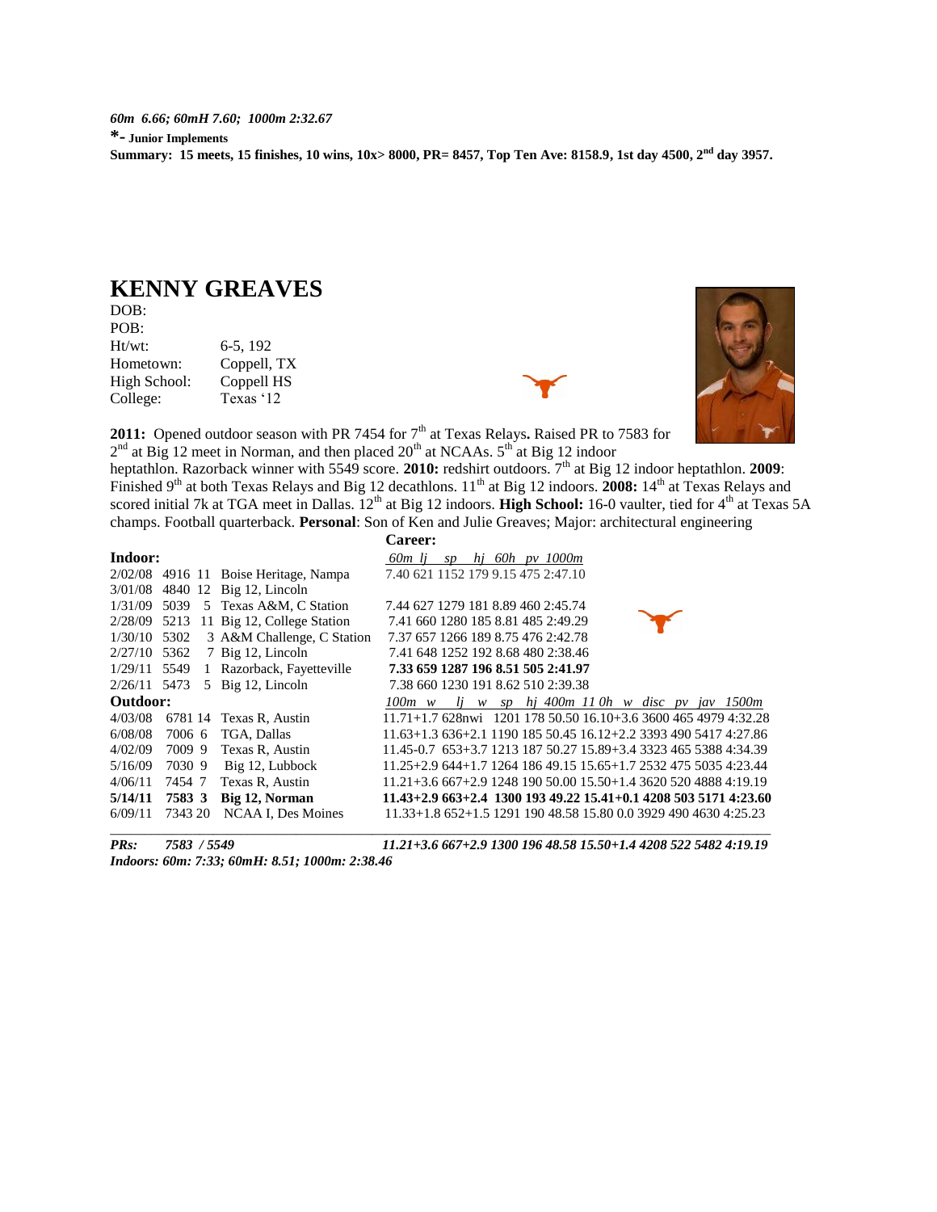*60m 6.66; 60mH 7.60; 1000m 2:32.67*

**\*- Junior Implements**

**Summary: 15 meets, 15 finishes, 10 wins, 10x> 8000, PR= 8457, Top Ten Ave: 8158.9, 1st day 4500, 2nd day 3957.**

# KENNY GREAVES

DOB:
POB:
Ht/wt: 6-5, 192
Hometown: Coppell, TX
High School: Coppell HS
College: Texas '12

**2011:** Opened outdoor season with PR 7454 for 7th at Texas Relays**.** Raised PR to 7583 for 2nd at Big 12 meet in Norman, and then placed 20th at NCAAs. 5th at Big 12 indoor heptathlon. Razorback winner with 5549 score. **2010:** redshirt outdoors. 7th at Big 12 indoor heptathlon. **2009**: Finished 9th at both Texas Relays and Big 12 decathlons. 11th at Big 12 indoors. **2008:** 14th at Texas Relays and scored initial 7k at TGA meet in Dallas. 12th at Big 12 indoors. **High School:** 16-0 vaulter, tied for 4th at Texas 5A champs. Football quarterback. **Personal**: Son of Ken and Julie Greaves; Major: architectural engineering

**Career:**

| **Indoor:** | | | | *60m lj sp hj 60h pv 1000m* |
|---|---|---|---|---|
| 2/02/08 | 4916 | 11 | Boise Heritage, Nampa | 7.40 621 1152 179 9.15 475 2:47.10 |
| 3/01/08 | 4840 | 12 | Big 12, Lincoln | |
| 1/31/09 | 5039 | 5 | Texas A&M, C Station | 7.44 627 1279 181 8.89 460 2:45.74 |
| 2/28/09 | 5213 | 11 | Big 12, College Station | 7.41 660 1280 185 8.81 485 2:49.29 |
| 1/30/10 | 5302 | 3 | A&M Challenge, C Station | 7.37 657 1266 189 8.75 476 2:42.78 |
| 2/27/10 | 5362 | 7 | Big 12, Lincoln | 7.41 648 1252 192 8.68 480 2:38.46 |
| 1/29/11 | 5549 | 1 | Razorback, Fayetteville | **7.33 659 1287 196 8.51 505 2:41.97** |
| 2/26/11 | 5473 | 5 | Big 12, Lincoln | 7.38 660 1230 191 8.62 510 2:39.38 |
| **Outdoor:** | | | | *100m w lj w sp hj 400m 11 0h w disc pv jav 1500m* |
| 4/03/08 | 6781 | 14 | Texas R, Austin | 11.71+1.7 628nwi 1201 178 50.50 16.10+3.6 3600 465 4979 4:32.28 |
| 6/08/08 | 7006 | 6 | TGA, Dallas | 11.63+1.3 636+2.1 1190 185 50.45 16.12+2.2 3393 490 5417 4:27.86 |
| 4/02/09 | 7009 | 9 | Texas R, Austin | 11.45-0.7 653+3.7 1213 187 50.27 15.89+3.4 3323 465 5388 4:34.39 |
| 5/16/09 | 7030 | 9 | Big 12, Lubbock | 11.25+2.9 644+1.7 1264 186 49.15 15.65+1.7 2532 475 5035 4:23.44 |
| 4/06/11 | 7454 | 7 | Texas R, Austin | 11.21+3.6 667+2.9 1248 190 50.00 15.50+1.4 3620 520 4888 4:19.19 |
| **5/14/11** | **7583** | **3** | **Big 12, Norman** | **11.43+2.9 663+2.4 1300 193 49.22 15.41+0.1 4208 503 5171 4:23.60** |
| 6/09/11 | 7343 | 20 | NCAA I, Des Moines | 11.33+1.8 652+1.5 1291 190 48.58 15.80 0.0 3929 490 4630 4:25.23 |

***PRs: 7583 / 5549*** ***11.21+3.6 667+2.9 1300 196 48.58 15.50+1.4 4208 522 5482 4:19.19***

***Indoors: 60m: 7:33; 60mH: 8.51; 1000m: 2:38.46***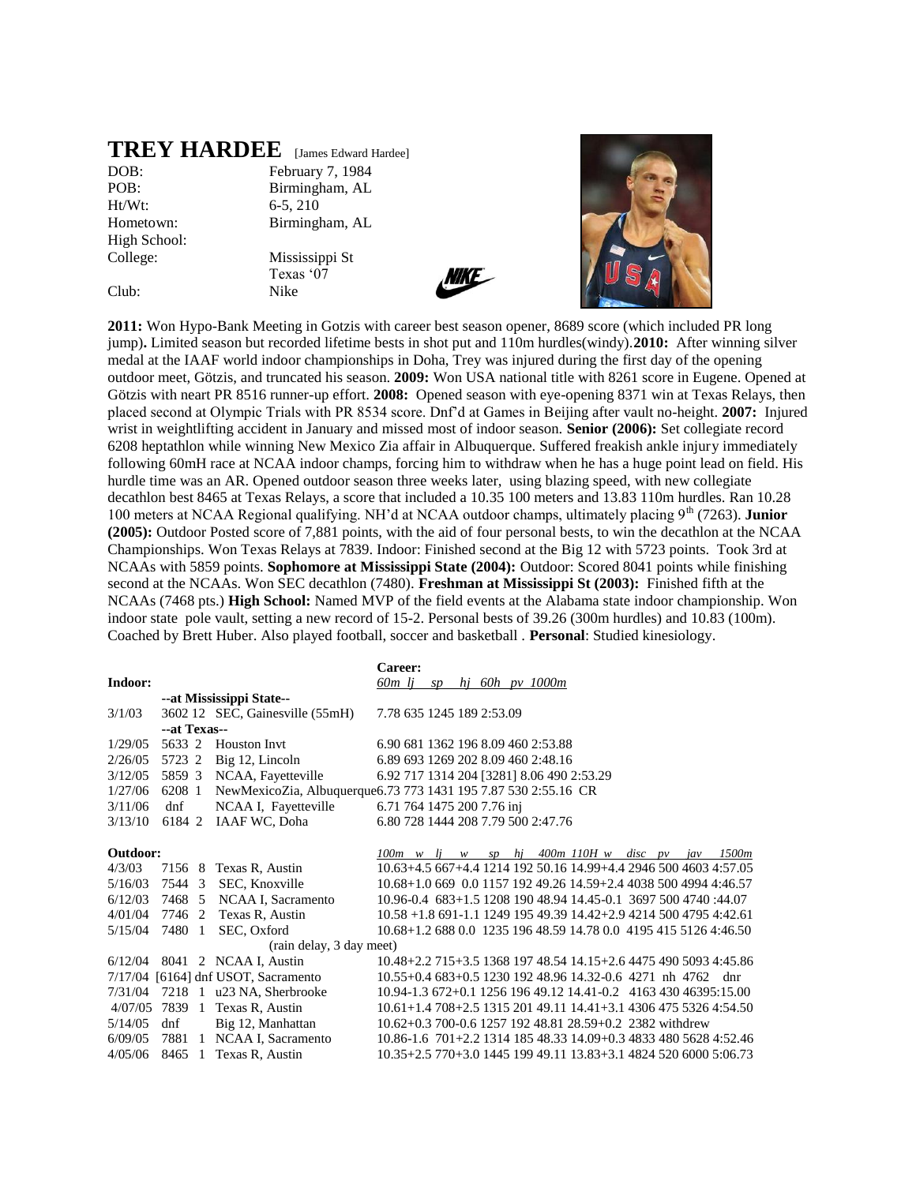# TREY HARDEE [James Edward Hardee]

| | |
|---|---|
| DOB: | February 7, 1984 |
| POB: | Birmingham, AL |
| Ht/Wt: | 6-5, 210 |
| Hometown: | Birmingham, AL |
| High School: | |
| College: | Mississippi St<br>Texas '07 |
| Club: | Nike |

**2011:** Won Hypo-Bank Meeting in Gotzis with career best season opener, 8689 score (which included PR long jump)**.** Limited season but recorded lifetime bests in shot put and 110m hurdles(windy).**2010:** After winning silver medal at the IAAF world indoor championships in Doha, Trey was injured during the first day of the opening outdoor meet, Götzis, and truncated his season. **2009:** Won USA national title with 8261 score in Eugene. Opened at Götzis with neart PR 8516 runner-up effort. **2008:** Opened season with eye-opening 8371 win at Texas Relays, then placed second at Olympic Trials with PR 8534 score. Dnf'd at Games in Beijing after vault no-height. **2007:** Injured wrist in weightlifting accident in January and missed most of indoor season. **Senior (2006):** Set collegiate record 6208 heptathlon while winning New Mexico Zia affair in Albuquerque. Suffered freakish ankle injury immediately following 60mH race at NCAA indoor champs, forcing him to withdraw when he has a huge point lead on field. His hurdle time was an AR. Opened outdoor season three weeks later, using blazing speed, with new collegiate decathlon best 8465 at Texas Relays, a score that included a 10.35 100 meters and 13.83 110m hurdles. Ran 10.28 100 meters at NCAA Regional qualifying. NH'd at NCAA outdoor champs, ultimately placing 9th (7263). **Junior (2005):** Outdoor Posted score of 7,881 points, with the aid of four personal bests, to win the decathlon at the NCAA Championships. Won Texas Relays at 7839. Indoor: Finished second at the Big 12 with 5723 points. Took 3rd at NCAAs with 5859 points. **Sophomore at Mississippi State (2004):** Outdoor: Scored 8041 points while finishing second at the NCAAs. Won SEC decathlon (7480). **Freshman at Mississippi St (2003):** Finished fifth at the NCAAs (7468 pts.) **High School:** Named MVP of the field events at the Alabama state indoor championship. Won indoor state pole vault, setting a new record of 15-2. Personal bests of 39.26 (300m hurdles) and 10.83 (100m). Coached by Brett Huber. Also played football, soccer and basketball . **Personal**: Studied kinesiology.

**Career:**

**Indoor:** *60m lj sp hj 60h pv 1000m*

| Date | Score | Pl | Meet | Marks |
|---|---|---|---|---|
| | --at Mississippi State-- | | | |
| 3/1/03 | 3602 | 12 | SEC, Gainesville (55mH) | 7.78 635 1245 189 2:53.09 |
| | --at Texas-- | | | |
| 1/29/05 | 5633 | 2 | Houston Invt | 6.90 681 1362 196 8.09 460 2:53.88 |
| 2/26/05 | 5723 | 2 | Big 12, Lincoln | 6.89 693 1269 202 8.09 460 2:48.16 |
| 3/12/05 | 5859 | 3 | NCAA, Fayetteville | 6.92 717 1314 204 [3281] 8.06 490 2:53.29 |
| 1/27/06 | 6208 | 1 | NewMexicoZia, Albuquerque | 6.73 773 1431 195 7.87 530 2:55.16 CR |
| 3/11/06 | dnf | | NCAA I, Fayetteville | 6.71 764 1475 200 7.76 inj |
| 3/13/10 | 6184 | 2 | IAAF WC, Doha | 6.80 728 1444 208 7.79 500 2:47.76 |

**Outdoor:** *100m w lj w sp hj 400m 110H w disc pv jav 1500m*

| Date | Score | Pl | Meet | Marks |
|---|---|---|---|---|
| 4/3/03 | 7156 | 8 | Texas R, Austin | 10.63+4.5 667+4.4 1214 192 50.16 14.99+4.4 2946 500 4603 4:57.05 |
| 5/16/03 | 7544 | 3 | SEC, Knoxville | 10.68+1.0 669 0.0 1157 192 49.26 14.59+2.4 4038 500 4994 4:46.57 |
| 6/12/03 | 7468 | 5 | NCAA I, Sacramento | 10.96-0.4 683+1.5 1208 190 48.94 14.45-0.1 3697 500 4740 :44.07 |
| 4/01/04 | 7746 | 2 | Texas R, Austin | 10.58 +1.8 691-1.1 1249 195 49.39 14.42+2.9 4214 500 4795 4:42.61 |
| 5/15/04 | 7480 | 1 | SEC, Oxford (rain delay, 3 day meet) | 10.68+1.2 688 0.0 1235 196 48.59 14.78 0.0 4195 415 5126 4:46.50 |
| 6/12/04 | 8041 | 2 | NCAA I, Austin | 10.48+2.2 715+3.5 1368 197 48.54 14.15+2.6 4475 490 5093 4:45.86 |
| 7/17/04 | [6164] dnf | | USOT, Sacramento | 10.55+0.4 683+0.5 1230 192 48.96 14.32-0.6 4271 nh 4762 dnr |
| 7/31/04 | 7218 | 1 | u23 NA, Sherbrooke | 10.94-1.3 672+0.1 1256 196 49.12 14.41-0.2 4163 430 46395:15.00 |
| 4/07/05 | 7839 | 1 | Texas R, Austin | 10.61+1.4 708+2.5 1315 201 49.11 14.41+3.1 4306 475 5326 4:54.50 |
| 5/14/05 | dnf | | Big 12, Manhattan | 10.62+0.3 700-0.6 1257 192 48.81 28.59+0.2 2382 withdrew |
| 6/09/05 | 7881 | 1 | NCAA I, Sacramento | 10.86-1.6 701+2.2 1314 185 48.33 14.09+0.3 4833 480 5628 4:52.46 |
| 4/05/06 | 8465 | 1 | Texas R, Austin | 10.35+2.5 770+3.0 1445 199 49.11 13.83+3.1 4824 520 6000 5:06.73 |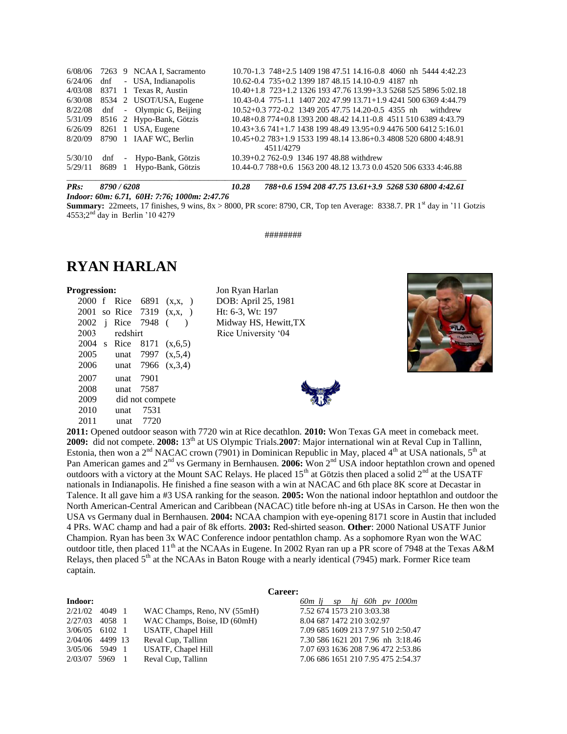| | | | | |
|---|---|---|---|---|
| 6/08/06 | 7263 | 9 | NCAA I, Sacramento | 10.70-1.3 748+2.5 1409 198 47.51 14.16-0.8 4060 nh 5444 4:42.23 |
| 6/24/06 | dnf | - | USA, Indianapolis | 10.62-0.4 735+0.2 1399 187 48.15 14.10-0.9 4187 nh |
| 4/03/08 | 8371 | 1 | Texas R, Austin | 10.40+1.8 723+1.2 1326 193 47.76 13.99+3.3 5268 525 5896 5:02.18 |
| 6/30/08 | 8534 | 2 | USOT/USA, Eugene | 10.43-0.4 775-1.1 1407 202 47.99 13.71+1.9 4241 500 6369 4:44.79 |
| 8/22/08 | dnf | - | Olympic G, Beijing | 10.52+0.3 772-0.2 1349 205 47.75 14.20-0.5 4355 nh withdrew |
| 5/31/09 | 8516 | 2 | Hypo-Bank, Götzis | 10.48+0.8 774+0.8 1393 200 48.42 14.11-0.8 4511 510 6389 4:43.79 |
| 6/26/09 | 8261 | 1 | USA, Eugene | 10.43+3.6 741+1.7 1438 199 48.49 13.95+0.9 4476 500 6412 5:16.01 |
| 8/20/09 | 8790 | 1 | IAAF WC, Berlin | 10.45+0.2 783+1.9 1533 199 48.14 13.86+0.3 4808 520 6800 4:48.91 4511/4279 |
| 5/30/10 | dnf | - | Hypo-Bank, Götzis | 10.39+0.2 762-0.9 1346 197 48.88 withdrew |
| 5/29/11 | 8689 | 1 | Hypo-Bank, Götzis | 10.44-0.7 788+0.6 1563 200 48.12 13.73 0.0 4520 506 6333 4:46.88 |

***PRs:*** ***8790 / 6208*** ***10.28*** ***788+0.6 1594 208 47.75 13.61+3.9 5268 530 6800 4:42.61***

***Indoor: 60m: 6.71, 60H: 7:76; 1000m: 2:47.76***

**Summary:** 22meets, 17 finishes, 9 wins, 8x > 8000, PR score: 8790, CR, Top ten Average: 8338.7. PR 1st day in '11 Gotzis 4553;2nd day in Berlin '10 4279

########

# RYAN HARLAN

**Progression:**

| | | | | |
|---|---|---|---|---|
| 2000 | f | Rice | 6891 | (x,x, ) |
| 2001 | so | Rice | 7319 | (x,x, ) |
| 2002 | j | Rice | 7948 | ( ) |
| 2003 | | redshirt | | |
| 2004 | s | Rice | 8171 | (x,6,5) |
| 2005 | | unat | 7997 | (x,5,4) |
| 2006 | | unat | 7966 | (x,3,4) |
| 2007 | | unat | 7901 | |
| 2008 | | unat | 7587 | |
| 2009 | | did not compete | | |
| 2010 | | unat | 7531 | |
| 2011 | | unat | 7720 | |

Jon Ryan Harlan
DOB: April 25, 1981
Ht: 6-3, Wt: 197
Midway HS, Hewitt,TX
Rice University '04

**2011:** Opened outdoor season with 7720 win at Rice decathlon. **2010:** Won Texas GA meet in comeback meet. **2009:** did not compete. **2008:** 13th at US Olympic Trials.**2007**: Major international win at Reval Cup in Tallinn, Estonia, then won a 2nd NACAC crown (7901) in Dominican Republic in May, placed 4th at USA nationals, 5th at Pan American games and 2nd vs Germany in Bernhausen. **2006:** Won 2nd USA indoor heptathlon crown and opened outdoors with a victory at the Mount SAC Relays. He placed 15th at Götzis then placed a solid 2nd at the USATF nationals in Indianapolis. He finished a fine season with a win at NACAC and 6th place 8K score at Decastar in Talence. It all gave him a #3 USA ranking for the season. **2005:** Won the national indoor heptathlon and outdoor the North American-Central American and Caribbean (NACAC) title before nh-ing at USAs in Carson. He then won the USA vs Germany dual in Bernhausen. **2004:** NCAA champion with eye-opening 8171 score in Austin that included 4 PRs. WAC champ and had a pair of 8k efforts. **2003:** Red-shirted season. **Other**: 2000 National USATF Junior Champion. Ryan has been 3x WAC Conference indoor pentathlon champ. As a sophomore Ryan won the WAC outdoor title, then placed 11th at the NCAAs in Eugene. In 2002 Ryan ran up a PR score of 7948 at the Texas A&M Relays, then placed 5th at the NCAAs in Baton Rouge with a nearly identical (7945) mark. Former Rice team captain.

**Career:**

| **Indoor:** | | | | *60m lj sp hj 60h pv 1000m* |
|---|---|---|---|---|
| 2/21/02 | 4049 | 1 | WAC Champs, Reno, NV (55mH) | 7.52 674 1573 210 3:03.38 |
| 2/27/03 | 4058 | 1 | WAC Champs, Boise, ID (60mH) | 8.04 687 1472 210 3:02.97 |
| 3/06/05 | 6102 | 1 | USATF, Chapel Hill | 7.09 685 1609 213 7.97 510 2:50.47 |
| 2/04/06 | 4499 | 13 | Reval Cup, Tallinn | 7.30 586 1621 201 7.96 nh 3:18.46 |
| 3/05/06 | 5949 | 1 | USATF, Chapel Hill | 7.07 693 1636 208 7.96 472 2:53.86 |
| 2/03/07 | 5969 | 1 | Reval Cup, Tallinn | 7.06 686 1651 210 7.95 475 2:54.37 |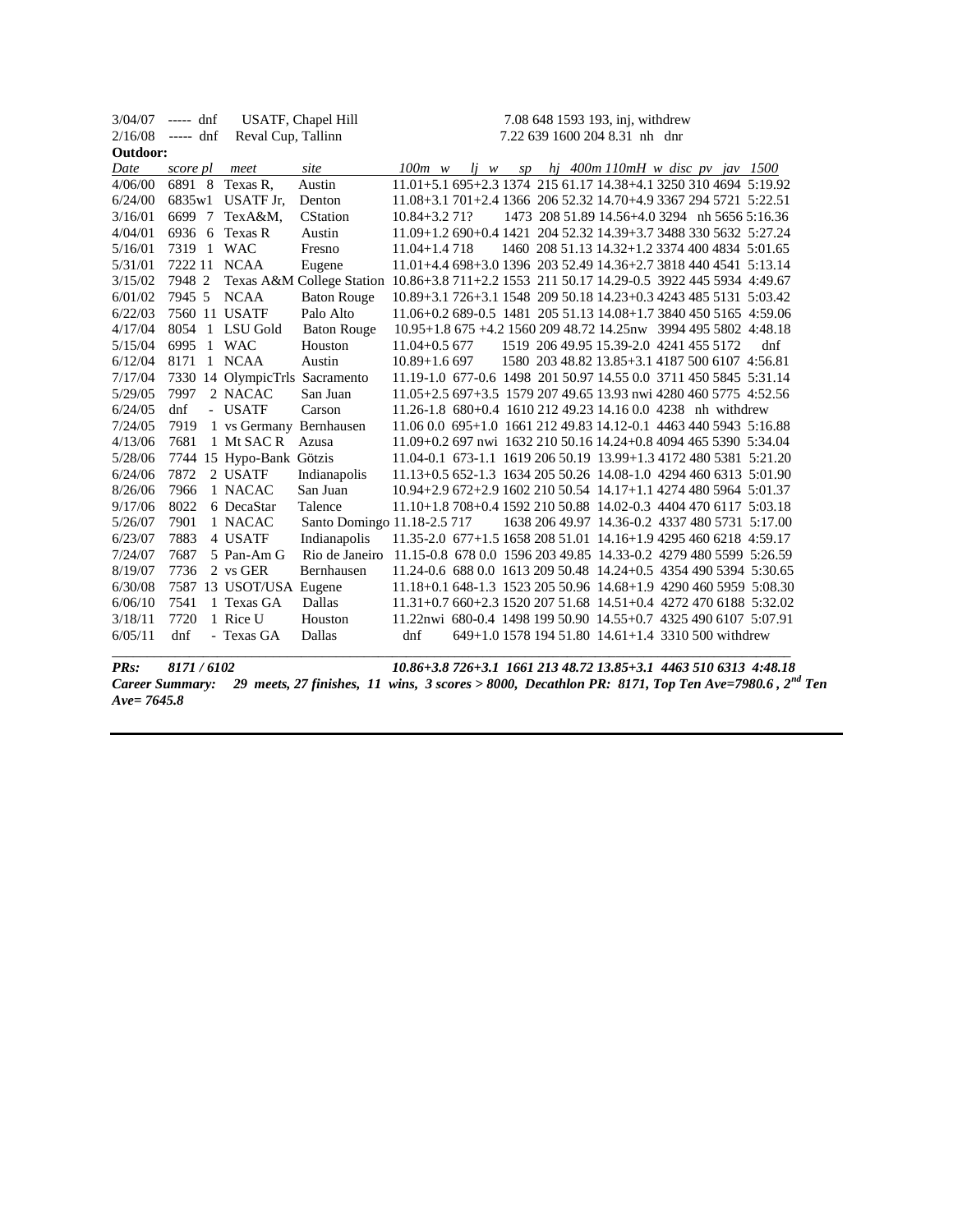| | | | | |
|---|---|---|---|---|
| 3/04/07 | ----- dnf | USATF, Chapel Hill | | 7.08 648 1593 193, inj, withdrew |
| 2/16/08 | ----- dnf | Reval Cup, Tallinn | | 7.22 639 1600 204 8.31 nh dnr |

**Outdoor:**

| *Date* | *score pl* | *meet* | *site* | *100m w lj w sp hj 400m 110mH w disc pv jav 1500* |
|---|---|---|---|---|
| 4/06/00 | 6891 8 | Texas R, | Austin | 11.01+5.1 695+2.3 1374 215 61.17 14.38+4.1 3250 310 4694 5:19.92 |
| 6/24/00 | 6835w1 | USATF Jr, | Denton | 11.08+3.1 701+2.4 1366 206 52.32 14.70+4.9 3367 294 5721 5:22.51 |
| 3/16/01 | 6699 7 | TexA&M, | CStation | 10.84+3.2 71? 1473 208 51.89 14.56+4.0 3294 nh 5656 5:16.36 |
| 4/04/01 | 6936 6 | Texas R | Austin | 11.09+1.2 690+0.4 1421 204 52.32 14.39+3.7 3488 330 5632 5:27.24 |
| 5/16/01 | 7319 1 | WAC | Fresno | 11.04+1.4 718 1460 208 51.13 14.32+1.2 3374 400 4834 5:01.65 |
| 5/31/01 | 7222 11 | NCAA | Eugene | 11.01+4.4 698+3.0 1396 203 52.49 14.36+2.7 3818 440 4541 5:13.14 |
| 3/15/02 | 7948 2 | Texas A&M | College Station | 10.86+3.8 711+2.2 1553 211 50.17 14.29-0.5 3922 445 5934 4:49.67 |
| 6/01/02 | 7945 5 | NCAA | Baton Rouge | 10.89+3.1 726+3.1 1548 209 50.18 14.23+0.3 4243 485 5131 5:03.42 |
| 6/22/03 | 7560 11 | USATF | Palo Alto | 11.06+0.2 689-0.5 1481 205 51.13 14.08+1.7 3840 450 5165 4:59.06 |
| 4/17/04 | 8054 1 | LSU Gold | Baton Rouge | 10.95+1.8 675 +4.2 1560 209 48.72 14.25nw 3994 495 5802 4:48.18 |
| 5/15/04 | 6995 1 | WAC | Houston | 11.04+0.5 677 1519 206 49.95 15.39-2.0 4241 455 5172 dnf |
| 6/12/04 | 8171 1 | NCAA | Austin | 10.89+1.6 697 1580 203 48.82 13.85+3.1 4187 500 6107 4:56.81 |
| 7/17/04 | 7330 14 | OlympicTrls | Sacramento | 11.19-1.0 677-0.6 1498 201 50.97 14.55 0.0 3711 450 5845 5:31.14 |
| 5/29/05 | 7997 2 | NACAC | San Juan | 11.05+2.5 697+3.5 1579 207 49.65 13.93 nwi 4280 460 5775 4:52.56 |
| 6/24/05 | dnf - | USATF | Carson | 11.26-1.8 680+0.4 1610 212 49.23 14.16 0.0 4238 nh withdrew |
| 7/24/05 | 7919 1 | vs Germany | Bernhausen | 11.06 0.0 695+1.0 1661 212 49.83 14.12-0.1 4463 440 5943 5:16.88 |
| 4/13/06 | 7681 1 | Mt SAC R | Azusa | 11.09+0.2 697 nwi 1632 210 50.16 14.24+0.8 4094 465 5390 5:34.04 |
| 5/28/06 | 7744 15 | Hypo-Bank | Götzis | 11.04-0.1 673-1.1 1619 206 50.19 13.99+1.3 4172 480 5381 5:21.20 |
| 6/24/06 | 7872 2 | USATF | Indianapolis | 11.13+0.5 652-1.3 1634 205 50.26 14.08-1.0 4294 460 6313 5:01.90 |
| 8/26/06 | 7966 1 | NACAC | San Juan | 10.94+2.9 672+2.9 1602 210 50.54 14.17+1.1 4274 480 5964 5:01.37 |
| 9/17/06 | 8022 6 | DecaStar | Talence | 11.10+1.8 708+0.4 1592 210 50.88 14.02-0.3 4404 470 6117 5:03.18 |
| 5/26/07 | 7901 1 | NACAC | Santo Domingo | 11.18-2.5 717 1638 206 49.97 14.36-0.2 4337 480 5731 5:17.00 |
| 6/23/07 | 7883 4 | USATF | Indianapolis | 11.35-2.0 677+1.5 1658 208 51.01 14.16+1.9 4295 460 6218 4:59.17 |
| 7/24/07 | 7687 5 | Pan-Am G | Rio de Janeiro | 11.15-0.8 678 0.0 1596 203 49.85 14.33-0.2 4279 480 5599 5:26.59 |
| 8/19/07 | 7736 2 | vs GER | Bernhausen | 11.24-0.6 688 0.0 1613 209 50.48 14.24+0.5 4354 490 5394 5:30.65 |
| 6/30/08 | 7587 13 | USOT/USA | Eugene | 11.18+0.1 648-1.3 1523 205 50.96 14.68+1.9 4290 460 5959 5:08.30 |
| 6/06/10 | 7541 1 | Texas GA | Dallas | 11.31+0.7 660+2.3 1520 207 51.68 14.51+0.4 4272 470 6188 5:32.02 |
| 3/18/11 | 7720 1 | Rice U | Houston | 11.22nwi 680-0.4 1498 199 50.90 14.55+0.7 4325 490 6107 5:07.91 |
| 6/05/11 | dnf - | Texas GA | Dallas | dnf 649+1.0 1578 194 51.80 14.61+1.4 3310 500 withdrew |

***PRs:*** ***8171 / 6102*** ***10.86+3.8 726+3.1 1661 213 48.72 13.85+3.1 4463 510 6313 4:48.18***

***Career Summary: 29 meets, 27 finishes, 11 wins, 3 scores > 8000, Decathlon PR: 8171, Top Ten Ave=7980.6 , 2nd Ten Ave= 7645.8***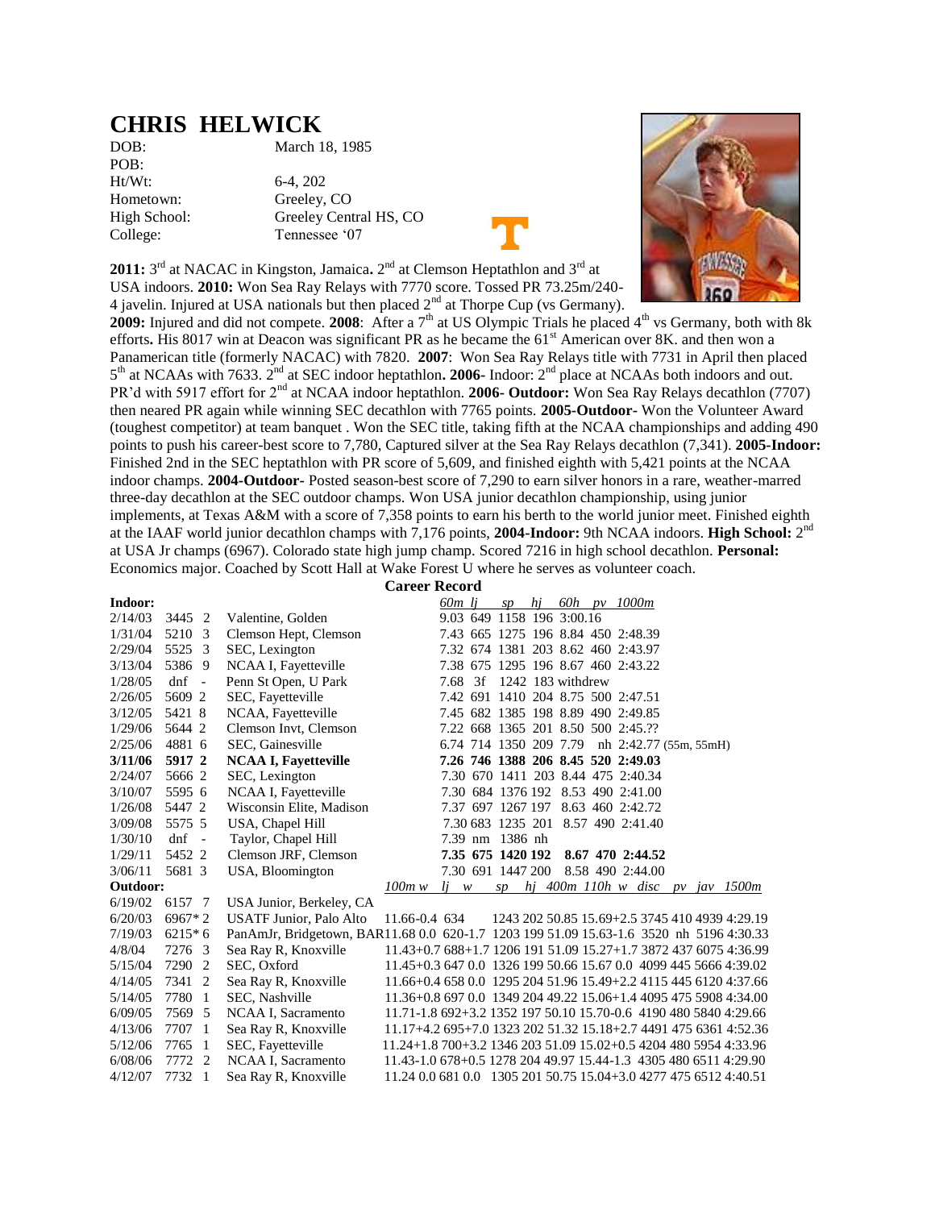# CHRIS HELWICK

| | |
|---|---|
| DOB: | March 18, 1985 |
| POB: | |
| Ht/Wt: | 6-4, 202 |
| Hometown: | Greeley, CO |
| High School: | Greeley Central HS, CO |
| College: | Tennessee '07 |

**2011:** 3rd at NACAC in Kingston, Jamaica**.** 2nd at Clemson Heptathlon and 3rd at USA indoors. **2010:** Won Sea Ray Relays with 7770 score. Tossed PR 73.25m/240-4 javelin. Injured at USA nationals but then placed 2nd at Thorpe Cup (vs Germany). **2009:** Injured and did not compete. **2008**: After a 7th at US Olympic Trials he placed 4th vs Germany, both with 8k efforts**.** His 8017 win at Deacon was significant PR as he became the 61st American over 8K. and then won a Panamerican title (formerly NACAC) with 7820. **2007**: Won Sea Ray Relays title with 7731 in April then placed 5th at NCAAs with 7633. 2nd at SEC indoor heptathlon**. 2006-** Indoor: 2nd place at NCAAs both indoors and out. PR'd with 5917 effort for 2nd at NCAA indoor heptathlon. **2006- Outdoor:** Won Sea Ray Relays decathlon (7707) then neared PR again while winning SEC decathlon with 7765 points. **2005-Outdoor-** Won the Volunteer Award (toughest competitor) at team banquet . Won the SEC title, taking fifth at the NCAA championships and adding 490 points to push his career-best score to 7,780, Captured silver at the Sea Ray Relays decathlon (7,341). **2005-Indoor:** Finished 2nd in the SEC heptathlon with PR score of 5,609, and finished eighth with 5,421 points at the NCAA indoor champs. **2004-Outdoor-** Posted season-best score of 7,290 to earn silver honors in a rare, weather-marred three-day decathlon at the SEC outdoor champs. Won USA junior decathlon championship, using junior implements, at Texas A&M with a score of 7,358 points to earn his berth to the world junior meet. Finished eighth at the IAAF world junior decathlon champs with 7,176 points, **2004-Indoor:** 9th NCAA indoors. **High School:** 2nd at USA Jr champs (6967). Colorado state high jump champ. Scored 7216 in high school decathlon. **Personal:** Economics major. Coached by Scott Hall at Wake Forest U where he serves as volunteer coach.

## Career Record

| Indoor: | | | | *60m lj sp hj 60h pv 1000m* |
|---|---|---|---|---|
| 2/14/03 | 3445 | 2 | Valentine, Golden | 9.03 649 1158 196 3:00.16 |
| 1/31/04 | 5210 | 3 | Clemson Hept, Clemson | 7.43 665 1275 196 8.84 450 2:48.39 |
| 2/29/04 | 5525 | 3 | SEC, Lexington | 7.32 674 1381 203 8.62 460 2:43.97 |
| 3/13/04 | 5386 | 9 | NCAA I, Fayetteville | 7.38 675 1295 196 8.67 460 2:43.22 |
| 1/28/05 | dnf | - | Penn St Open, U Park | 7.68 3f 1242 183 withdrew |
| 2/26/05 | 5609 | 2 | SEC, Fayetteville | 7.42 691 1410 204 8.75 500 2:47.51 |
| 3/12/05 | 5421 | 8 | NCAA, Fayetteville | 7.45 682 1385 198 8.89 490 2:49.85 |
| 1/29/06 | 5644 | 2 | Clemson Invt, Clemson | 7.22 668 1365 201 8.50 500 2:45.?? |
| 2/25/06 | 4881 | 6 | SEC, Gainesville | 6.74 714 1350 209 7.79 nh 2:42.77 (55m, 55mH) |
| **3/11/06** | **5917** | **2** | **NCAA I, Fayetteville** | **7.26 746 1388 206 8.45 520 2:49.03** |
| 2/24/07 | 5666 | 2 | SEC, Lexington | 7.30 670 1411 203 8.44 475 2:40.34 |
| 3/10/07 | 5595 | 6 | NCAA I, Fayetteville | 7.30 684 1376 192 8.53 490 2:41.00 |
| 1/26/08 | 5447 | 2 | Wisconsin Elite, Madison | 7.37 697 1267 197 8.63 460 2:42.72 |
| 3/09/08 | 5575 | 5 | USA, Chapel Hill | 7.30 683 1235 201 8.57 490 2:41.40 |
| 1/30/10 | dnf | - | Taylor, Chapel Hill | 7.39 nm 1386 nh |
| 1/29/11 | 5452 | 2 | Clemson JRF, Clemson | **7.35 675 1420 192 8.67 470 2:44.52** |
| 3/06/11 | 5681 | 3 | USA, Bloomington | 7.30 691 1447 200 8.58 490 2:44.00 |

| Outdoor: | | | | *100m w lj w sp hj 400m 110h w disc pv jav 1500m* |
|---|---|---|---|---|
| 6/19/02 | 6157 | 7 | USA Junior, Berkeley, CA | |
| 6/20/03 | 6967* | 2 | USATF Junior, Palo Alto | 11.66-0.4 634 1243 202 50.85 15.69+2.5 3745 410 4939 4:29.19 |
| 7/19/03 | 6215* | 6 | PanAmJr, Bridgetown, BAR | 11.68 0.0 620-1.7 1203 199 51.09 15.63-1.6 3520 nh 5196 4:30.33 |
| 4/8/04 | 7276 | 3 | Sea Ray R, Knoxville | 11.43+0.7 688+1.7 1206 191 51.09 15.27+1.7 3872 437 6075 4:36.99 |
| 5/15/04 | 7290 | 2 | SEC, Oxford | 11.45+0.3 647 0.0 1326 199 50.66 15.67 0.0 4099 445 5666 4:39.02 |
| 4/14/05 | 7341 | 2 | Sea Ray R, Knoxville | 11.66+0.4 658 0.0 1295 204 51.96 15.49+2.2 4115 445 6120 4:37.66 |
| 5/14/05 | 7780 | 1 | SEC, Nashville | 11.36+0.8 697 0.0 1349 204 49.22 15.06+1.4 4095 475 5908 4:34.00 |
| 6/09/05 | 7569 | 5 | NCAA I, Sacramento | 11.71-1.8 692+3.2 1352 197 50.10 15.70-0.6 4190 480 5840 4:29.66 |
| 4/13/06 | 7707 | 1 | Sea Ray R, Knoxville | 11.17+4.2 695+7.0 1323 202 51.32 15.18+2.7 4491 475 6361 4:52.36 |
| 5/12/06 | 7765 | 1 | SEC, Fayetteville | 11.24+1.8 700+3.2 1346 203 51.09 15.02+0.5 4204 480 5954 4:33.96 |
| 6/08/06 | 7772 | 2 | NCAA I, Sacramento | 11.43-1.0 678+0.5 1278 204 49.97 15.44-1.3 4305 480 6511 4:29.90 |
| 4/12/07 | 7732 | 1 | Sea Ray R, Knoxville | 11.24 0.0 681 0.0 1305 201 50.75 15.04+3.0 4277 475 6512 4:40.51 |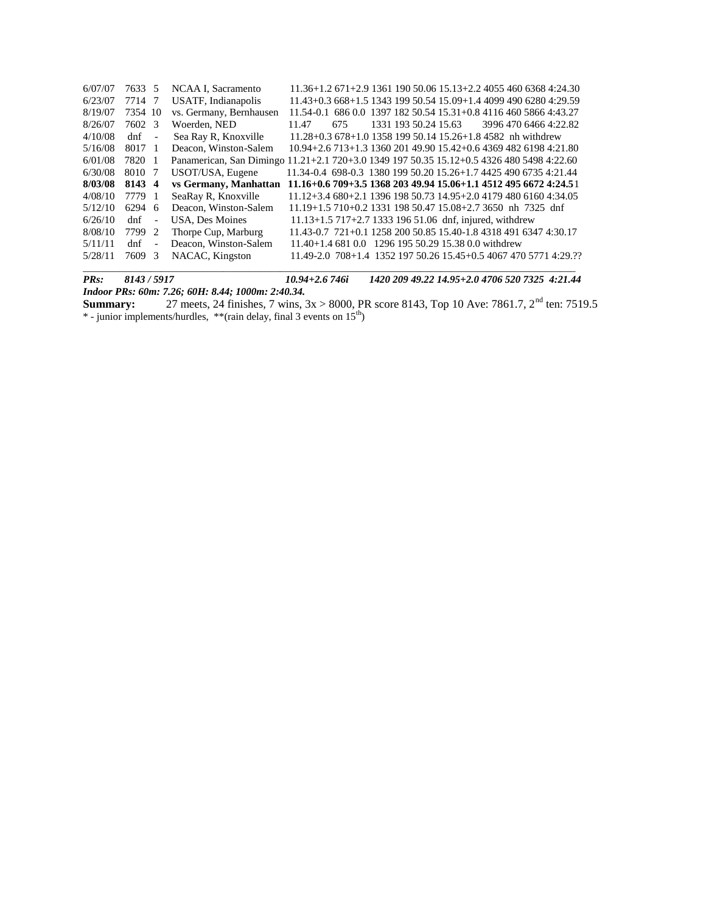| Date | Score | Pl | Meet | Results |
|---|---|---|---|---|
| 6/07/07 | 7633 | 5 | NCAA I, Sacramento | 11.36+1.2 671+2.9 1361 190 50.06 15.13+2.2 4055 460 6368 4:24.30 |
| 6/23/07 | 7714 | 7 | USATF, Indianapolis | 11.43+0.3 668+1.5 1343 199 50.54 15.09+1.4 4099 490 6280 4:29.59 |
| 8/19/07 | 7354 | 10 | vs. Germany, Bernhausen | 11.54-0.1 686 0.0 1397 182 50.54 15.31+0.8 4116 460 5866 4:43.27 |
| 8/26/07 | 7602 | 3 | Woerden, NED | 11.47 675 1331 193 50.24 15.63 3996 470 6466 4:22.82 |
| 4/10/08 | dnf | - | Sea Ray R, Knoxville | 11.28+0.3 678+1.0 1358 199 50.14 15.26+1.8 4582 nh withdrew |
| 5/16/08 | 8017 | 1 | Deacon, Winston-Salem | 10.94+2.6 713+1.3 1360 201 49.90 15.42+0.6 4369 482 6198 4:21.80 |
| 6/01/08 | 7820 | 1 | Panamerican, San Dimingo | 11.21+2.1 720+3.0 1349 197 50.35 15.12+0.5 4326 480 5498 4:22.60 |
| 6/30/08 | 8010 | 7 | USOT/USA, Eugene | 11.34-0.4 698-0.3 1380 199 50.20 15.26+1.7 4425 490 6735 4:21.44 |
| **8/03/08** | **8143** | **4** | **vs Germany, Manhattan** | **11.16+0.6 709+3.5 1368 203 49.94 15.06+1.1 4512 495 6672 4:24.5**1 |
| 4/08/10 | 7779 | 1 | SeaRay R, Knoxville | 11.12+3.4 680+2.1 1396 198 50.73 14.95+2.0 4179 480 6160 4:34.05 |
| 5/12/10 | 6294 | 6 | Deacon, Winston-Salem | 11.19+1.5 710+0.2 1331 198 50.47 15.08+2.7 3650 nh 7325 dnf |
| 6/26/10 | dnf | - | USA, Des Moines | 11.13+1.5 717+2.7 1333 196 51.06 dnf, injured, withdrew |
| 8/08/10 | 7799 | 2 | Thorpe Cup, Marburg | 11.43-0.7 721+0.1 1258 200 50.85 15.40-1.8 4318 491 6347 4:30.17 |
| 5/11/11 | dnf | - | Deacon, Winston-Salem | 11.40+1.4 681 0.0 1296 195 50.29 15.38 0.0 withdrew |
| 5/28/11 | 7609 | 3 | NACAC, Kingston | 11.49-2.0 708+1.4 1352 197 50.26 15.45+0.5 4067 470 5771 4:29.?? |

***PRs: 8143 / 5917 10.94+2.6 746i 1420 209 49.22 14.95+2.0 4706 520 7325 4:21.44***

***Indoor PRs: 60m: 7.26; 60H: 8.44; 1000m: 2:40.34.***

**Summary:** 27 meets, 24 finishes, 7 wins, 3x > 8000, PR score 8143, Top 10 Ave: 7861.7, 2nd ten: 7519.5

* - junior implements/hurdles, **(rain delay, final 3 events on 15th)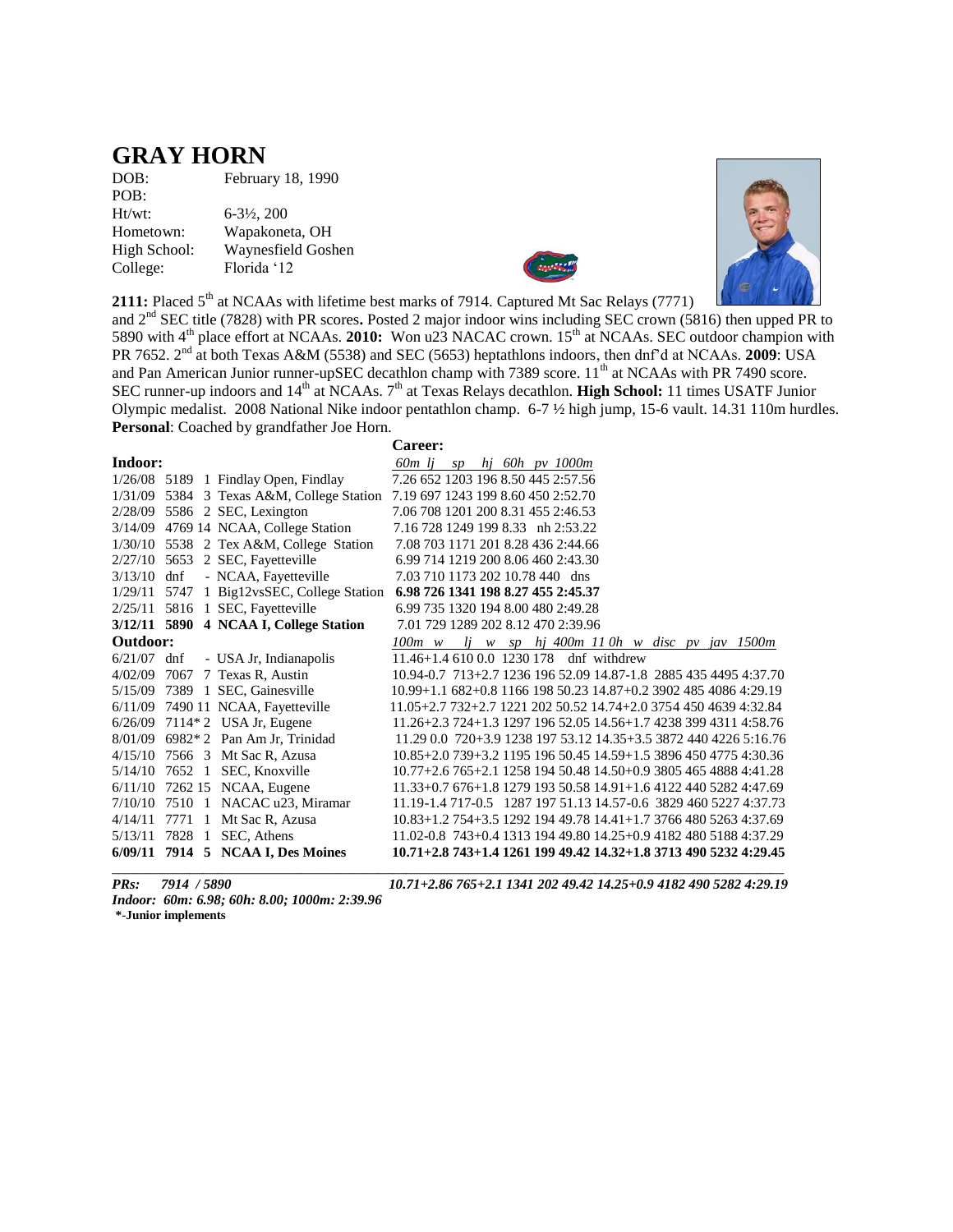# GRAY HORN

DOB: February 18, 1990
POB:
Ht/wt: 6-3½, 200
Hometown: Wapakoneta, OH
High School: Waynesfield Goshen
College: Florida '12

**2111:** Placed 5th at NCAAs with lifetime best marks of 7914. Captured Mt Sac Relays (7771) and 2nd SEC title (7828) with PR scores**.** Posted 2 major indoor wins including SEC crown (5816) then upped PR to 5890 with 4th place effort at NCAAs. **2010:** Won u23 NACAC crown. 15th at NCAAs. SEC outdoor champion with PR 7652. 2nd at both Texas A&M (5538) and SEC (5653) heptathlons indoors, then dnf'd at NCAAs. **2009**: USA and Pan American Junior runner-upSEC decathlon champ with 7389 score. 11th at NCAAs with PR 7490 score. SEC runner-up indoors and 14th at NCAAs. 7th at Texas Relays decathlon. **High School:** 11 times USATF Junior Olympic medalist. 2008 National Nike indoor pentathlon champ. 6-7 ½ high jump, 15-6 vault. 14.31 110m hurdles. **Personal**: Coached by grandfather Joe Horn.

**Career:**

**Indoor:**

| Date | Score | Pl | Meet | *60m lj sp hj 60h pv 1000m* |
|---|---|---|---|---|
| 1/26/08 | 5189 | 1 | Findlay Open, Findlay | 7.26 652 1203 196 8.50 445 2:57.56 |
| 1/31/09 | 5384 | 3 | Texas A&M, College Station | 7.19 697 1243 199 8.60 450 2:52.70 |
| 2/28/09 | 5586 | 2 | SEC, Lexington | 7.06 708 1201 200 8.31 455 2:46.53 |
| 3/14/09 | 4769 | 14 | NCAA, College Station | 7.16 728 1249 199 8.33 nh 2:53.22 |
| 1/30/10 | 5538 | 2 | Tex A&M, College Station | 7.08 703 1171 201 8.28 436 2:44.66 |
| 2/27/10 | 5653 | 2 | SEC, Fayetteville | 6.99 714 1219 200 8.06 460 2:43.30 |
| 3/13/10 | dnf | - | NCAA, Fayetteville | 7.03 710 1173 202 10.78 440 dns |
| 1/29/11 | 5747 | 1 | Big12vsSEC, College Station | **6.98 726 1341 198 8.27 455 2:45.37** |
| 2/25/11 | 5816 | 1 | SEC, Fayetteville | 6.99 735 1320 194 8.00 480 2:49.28 |
| **3/12/11** | **5890** | **4** | **NCAA I, College Station** | 7.01 729 1289 202 8.12 470 2:39.96 |

**Outdoor:**

| Date | Score | Pl | Meet | *100m w lj w sp hj 400m 11 0h w disc pv jav 1500m* |
|---|---|---|---|---|
| 6/21/07 | dnf | - | USA Jr, Indianapolis | 11.46+1.4 610 0.0 1230 178 dnf withdrew |
| 4/02/09 | 7067 | 7 | Texas R, Austin | 10.94-0.7 713+2.7 1236 196 52.09 14.87-1.8 2885 435 4495 4:37.70 |
| 5/15/09 | 7389 | 1 | SEC, Gainesville | 10.99+1.1 682+0.8 1166 198 50.23 14.87+0.2 3902 485 4086 4:29.19 |
| 6/11/09 | 7490 | 11 | NCAA, Fayetteville | 11.05+2.7 732+2.7 1221 202 50.52 14.74+2.0 3754 450 4639 4:32.84 |
| 6/26/09 | 7114* | 2 | USA Jr, Eugene | 11.26+2.3 724+1.3 1297 196 52.05 14.56+1.7 4238 399 4311 4:58.76 |
| 8/01/09 | 6982* | 2 | Pan Am Jr, Trinidad | 11.29 0.0 720+3.9 1238 197 53.12 14.35+3.5 3872 440 4226 5:16.76 |
| 4/15/10 | 7566 | 3 | Mt Sac R, Azusa | 10.85+2.0 739+3.2 1195 196 50.45 14.59+1.5 3896 450 4775 4:30.36 |
| 5/14/10 | 7652 | 1 | SEC, Knoxville | 10.77+2.6 765+2.1 1258 194 50.48 14.50+0.9 3805 465 4888 4:41.28 |
| 6/11/10 | 7262 | 15 | NCAA, Eugene | 11.33+0.7 676+1.8 1279 193 50.58 14.91+1.6 4122 440 5282 4:47.69 |
| 7/10/10 | 7510 | 1 | NACAC u23, Miramar | 11.19-1.4 717-0.5 1287 197 51.13 14.57-0.6 3829 460 5227 4:37.73 |
| 4/14/11 | 7771 | 1 | Mt Sac R, Azusa | 10.83+1.2 754+3.5 1292 194 49.78 14.41+1.7 3766 480 5263 4:37.69 |
| 5/13/11 | 7828 | 1 | SEC, Athens | 11.02-0.8 743+0.4 1313 194 49.80 14.25+0.9 4182 480 5188 4:37.29 |
| **6/09/11** | **7914** | **5** | **NCAA I, Des Moines** | **10.71+2.8 743+1.4 1261 199 49.42 14.32+1.8 3713 490 5232 4:29.45** |

***PRs: 7914 / 5890*** ***10.71+2.86 765+2.1 1341 202 49.42 14.25+0.9 4182 490 5282 4:29.19***

***Indoor: 60m: 6.98; 60h: 8.00; 1000m: 2:39.96***

**\*-Junior implements**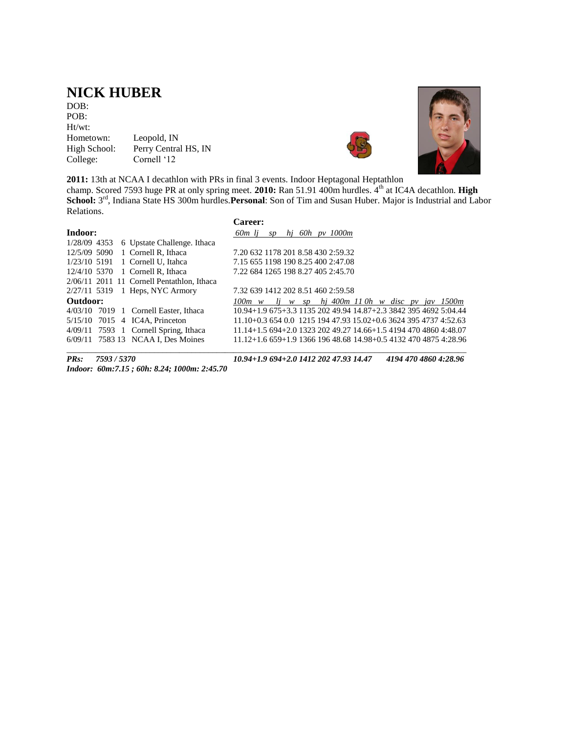# NICK HUBER

DOB:
POB:
Ht/wt:
Hometown: Leopold, IN
High School: Perry Central HS, IN
College: Cornell '12

**2011:** 13th at NCAA I decathlon with PRs in final 3 events. Indoor Heptagonal Heptathlon champ. Scored 7593 huge PR at only spring meet. **2010:** Ran 51.91 400m hurdles. 4th at IC4A decathlon. **High School:** 3rd, Indiana State HS 300m hurdles. **Personal**: Son of Tim and Susan Huber. Major is Industrial and Labor Relations.

**Career:**

**Indoor:**

| Date | Score | Pl | Meet | 60m | lj | sp | hj | 60h | pv | 1000m |
|---|---|---|---|---|---|---|---|---|---|---|
| 1/28/09 | 4353 | 6 | Upstate Challenge. Ithaca | | | | | | | |
| 12/5/09 | 5090 | 1 | Cornell R, Ithaca | 7.20 | 632 | 1178 | 201 | 8.58 | 430 | 2:59.32 |
| 1/23/10 | 5191 | 1 | Cornell U, Itahca | 7.15 | 655 | 1198 | 190 | 8.25 | 400 | 2:47.08 |
| 12/4/10 | 5370 | 1 | Cornell R, Ithaca | 7.22 | 684 | 1265 | 198 | 8.27 | 405 | 2:45.70 |
| 2/06/11 | 2011 | 11 | Cornell Pentathlon, Ithaca | | | | | | | |
| 2/27/11 | 5319 | 1 | Heps, NYC Armory | 7.32 | 639 | 1412 | 202 | 8.51 | 460 | 2:59.58 |

**Outdoor:**

| Date | Score | Pl | Meet | 100m | w | lj | w | sp | hj | 400m | 110h | w | disc | pv | jav | 1500m |
|---|---|---|---|---|---|---|---|---|---|---|---|---|---|---|---|---|
| 4/03/10 | 7019 | 1 | Cornell Easter, Ithaca | 10.94 | +1.9 | 675 | +3.3 | 1135 | 202 | 49.94 | 14.87 | +2.3 | 3842 | 395 | 4692 | 5:04.44 |
| 5/15/10 | 7015 | 4 | IC4A, Princeton | 11.10 | +0.3 | 654 | 0.0 | 1215 | 194 | 47.93 | 15.02 | +0.6 | 3624 | 395 | 4737 | 4:52.63 |
| 4/09/11 | 7593 | 1 | Cornell Spring, Ithaca | 11.14 | +1.5 | 694 | +2.0 | 1323 | 202 | 49.27 | 14.66 | +1.5 | 4194 | 470 | 4860 | 4:48.07 |
| 6/09/11 | 7583 | 13 | NCAA I, Des Moines | 11.12 | +1.6 | 659 | +1.9 | 1366 | 196 | 48.68 | 14.98 | +0.5 | 4132 | 470 | 4875 | 4:28.96 |

***PRs: 7593 / 5370*** ***10.94+1.9 694+2.0 1412 202 47.93 14.47 4194 470 4860 4:28.96***

***Indoor: 60m:7.15 ; 60h: 8.24; 1000m: 2:45.70***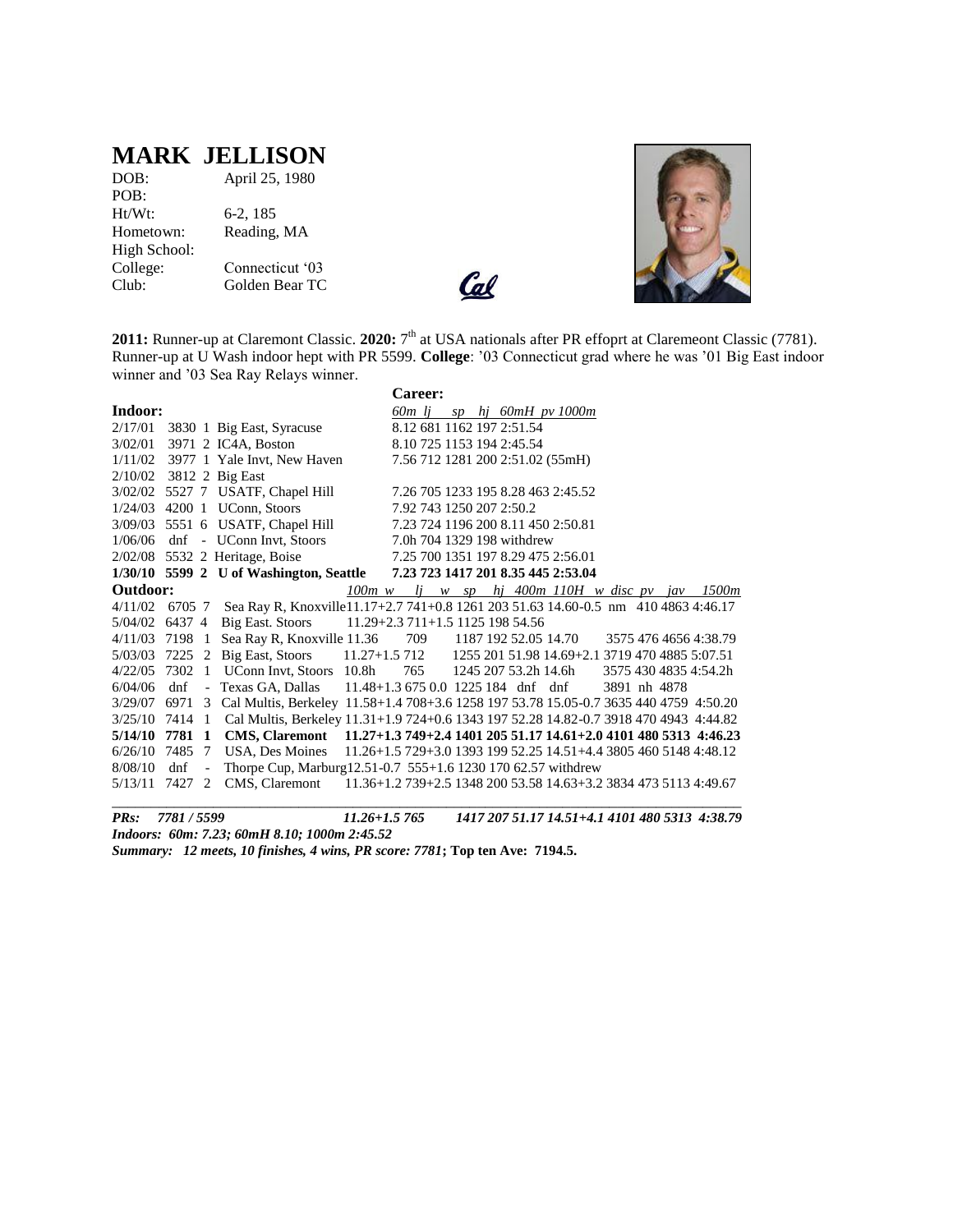# MARK JELLISON

| | |
|---|---|
| DOB: | April 25, 1980 |
| POB: | |
| Ht/Wt: | 6-2, 185 |
| Hometown: | Reading, MA |
| High School: | |
| College: | Connecticut '03 |
| Club: | Golden Bear TC |

**2011:** Runner-up at Claremont Classic. **2020:** 7th at USA nationals after PR effoprt at Claremeont Classic (7781). Runner-up at U Wash indoor hept with PR 5599. **College**: '03 Connecticut grad where he was '01 Big East indoor winner and '03 Sea Ray Relays winner.

**Career:**

**Indoor:**

| Date | Score | Pl | Meet | 60m | lj | sp | hj | 60mH | pv | 1000m |
|---|---|---|---|---|---|---|---|---|---|---|
| 2/17/01 | 3830 | 1 | Big East, Syracuse | 8.12 | 681 | 1162 | 197 | 2:51.54 | | |
| 3/02/01 | 3971 | 2 | IC4A, Boston | 8.10 | 725 | 1153 | 194 | 2:45.54 | | |
| 1/11/02 | 3977 | 1 | Yale Invt, New Haven | 7.56 | 712 | 1281 | 200 | 2:51.02 (55mH) | | |
| 2/10/02 | 3812 | 2 | Big East | | | | | | | |
| 3/02/02 | 5527 | 7 | USATF, Chapel Hill | 7.26 | 705 | 1233 | 195 | 8.28 | 463 | 2:45.52 |
| 1/24/03 | 4200 | 1 | UConn, Stoors | 7.92 | 743 | 1250 | 207 | 2:50.2 | | |
| 3/09/03 | 5551 | 6 | USATF, Chapel Hill | 7.23 | 724 | 1196 | 200 | 8.11 | 450 | 2:50.81 |
| 1/06/06 | dnf | - | UConn Invt, Stoors | 7.0h | 704 | 1329 | 198 | withdrew | | |
| 2/02/08 | 5532 | 2 | Heritage, Boise | 7.25 | 700 | 1351 | 197 | 8.29 | 475 | 2:56.01 |
| **1/30/10** | **5599** | **2** | **U of Washington, Seattle** | **7.23** | **723** | **1417** | **201** | **8.35** | **445** | **2:53.04** |

**Outdoor:**

| Date | Score | Pl | Meet | 100m w | lj w | sp | hj | 400m | 110H w | disc | pv | jav | 1500m |
|---|---|---|---|---|---|---|---|---|---|---|---|---|---|
| 4/11/02 | 6705 | 7 | Sea Ray R, Knoxville | 11.17+2.7 | 741+0.8 | 1261 | 203 | 51.63 | 14.60-0.5 | nm | 410 | 4863 | 4:46.17 |
| 5/04/02 | 6437 | 4 | Big East. Stoors | 11.29+2.3 | 711+1.5 | 1125 | 198 | 54.56 | | | | | |
| 4/11/03 | 7198 | 1 | Sea Ray R, Knoxville | 11.36 | 709 | 1187 | 192 | 52.05 | 14.70 | 3575 | 476 | 4656 | 4:38.79 |
| 5/03/03 | 7225 | 2 | Big East, Stoors | 11.27+1.5 | 712 | 1255 | 201 | 51.98 | 14.69+2.1 | 3719 | 470 | 4885 | 5:07.51 |
| 4/22/05 | 7302 | 1 | UConn Invt, Stoors | 10.8h | 765 | 1245 | 207 | 53.2h | 14.6h | 3575 | 430 | 4835 | 4:54.2h |
| 6/04/06 | dnf | - | Texas GA, Dallas | 11.48+1.3 | 675 0.0 | 1225 | 184 | dnf | dnf | 3891 | nh | 4878 | |
| 3/29/07 | 6971 | 3 | Cal Multis, Berkeley | 11.58+1.4 | 708+3.6 | 1258 | 197 | 53.78 | 15.05-0.7 | 3635 | 440 | 4759 | 4:50.20 |
| 3/25/10 | 7414 | 1 | Cal Multis, Berkeley | 11.31+1.9 | 724+0.6 | 1343 | 197 | 52.28 | 14.82-0.7 | 3918 | 470 | 4943 | 4:44.82 |
| **5/14/10** | **7781** | **1** | **CMS, Claremont** | **11.27+1.3** | **749+2.4** | **1401** | **205** | **51.17** | **14.61+2.0** | **4101** | **480** | **5313** | **4:46.23** |
| 6/26/10 | 7485 | 7 | USA, Des Moines | 11.26+1.5 | 729+3.0 | 1393 | 199 | 52.25 | 14.51+4.4 | 3805 | 460 | 5148 | 4:48.12 |
| 8/08/10 | dnf | - | Thorpe Cup, Marburg | 12.51-0.7 | 555+1.6 | 1230 | 170 | 62.57 | withdrew | | | | |
| 5/13/11 | 7427 | 2 | CMS, Claremont | 11.36+1.2 | 739+2.5 | 1348 | 200 | 53.58 | 14.63+3.2 | 3834 | 473 | 5113 | 4:49.67 |

***PRs: 7781 / 5599 11.26+1.5 765 1417 207 51.17 14.51+4.1 4101 480 5313 4:38.79***

***Indoors: 60m: 7.23; 60mH 8.10; 1000m 2:45.52***

***Summary: 12 meets, 10 finishes, 4 wins, PR score: 7781*; Top ten Ave: 7194.5.**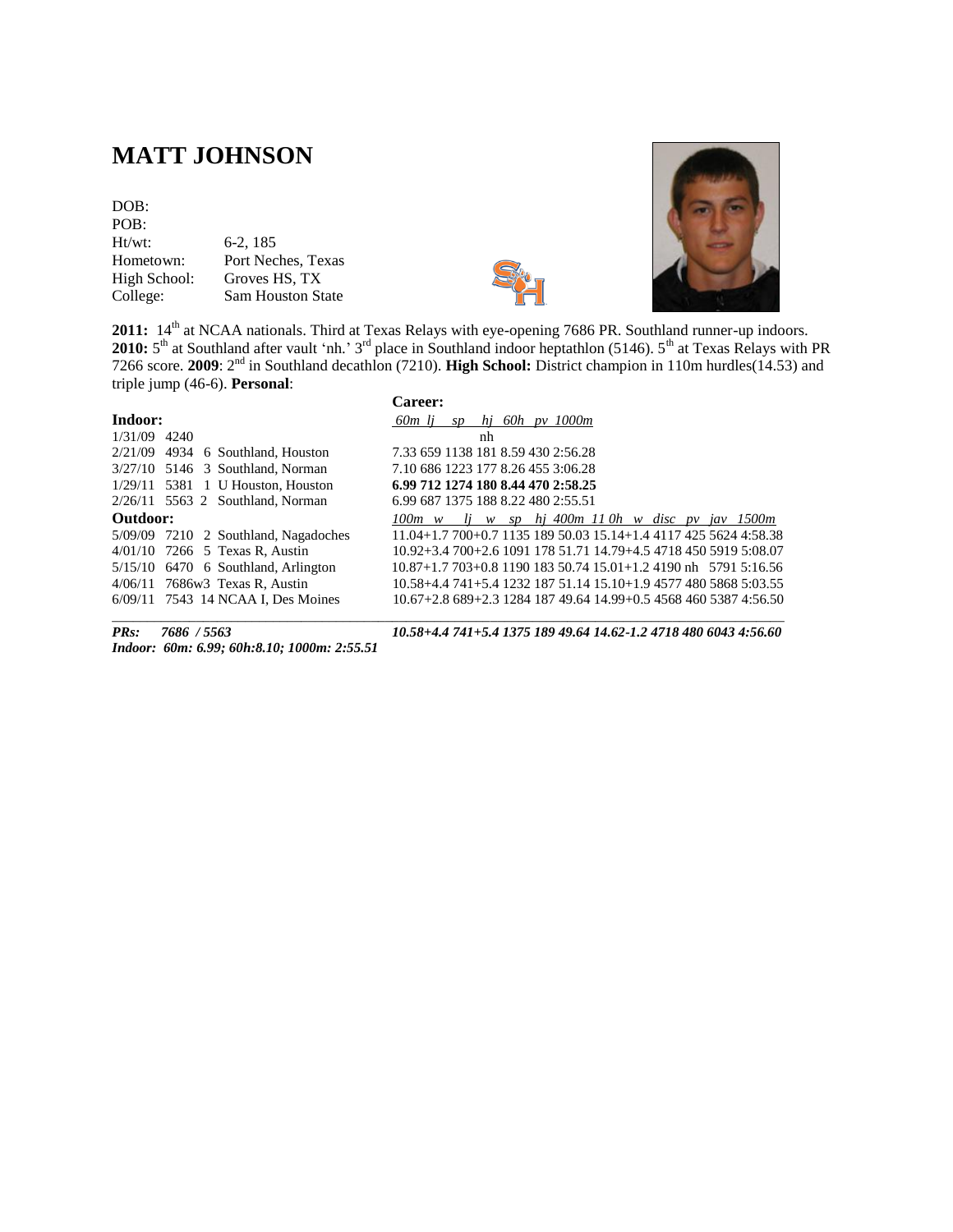# MATT JOHNSON

| | |
|---|---|
| DOB: | |
| POB: | |
| Ht/wt: | 6-2, 185 |
| Hometown: | Port Neches, Texas |
| High School: | Groves HS, TX |
| College: | Sam Houston State |

**2011:** 14th at NCAA nationals. Third at Texas Relays with eye-opening 7686 PR. Southland runner-up indoors. **2010:** 5th at Southland after vault 'nh.' 3rd place in Southland indoor heptathlon (5146). 5th at Texas Relays with PR 7266 score. **2009**: 2nd in Southland decathlon (7210). **High School:** District champion in 110m hurdles(14.53) and triple jump (46-6). **Personal**:

**Career:**

**Indoor:**

| Date | Score | Pl | Meet | 60m | lj | sp | hj | 60h | pv | 1000m |
|---|---|---|---|---|---|---|---|---|---|---|
| 1/31/09 | 4240 | | | | | | nh | | | |
| 2/21/09 | 4934 | 6 | Southland, Houston | 7.33 | 659 | 1138 | 181 | 8.59 | 430 | 2:56.28 |
| 3/27/10 | 5146 | 3 | Southland, Norman | 7.10 | 686 | 1223 | 177 | 8.26 | 455 | 3:06.28 |
| 1/29/11 | 5381 | 1 | U Houston, Houston | **6.99** | **712** | **1274** | **180** | **8.44** | **470** | **2:58.25** |
| 2/26/11 | 5563 | 2 | Southland, Norman | 6.99 | 687 | 1375 | 188 | 8.22 | 480 | 2:55.51 |

**Outdoor:**

| Date | Score | Pl | Meet | 100m | w | lj | w | sp | hj | 400m | 110h | w | disc | pv | jav | 1500m |
|---|---|---|---|---|---|---|---|---|---|---|---|---|---|---|---|---|
| 5/09/09 | 7210 | 2 | Southland, Nagadoches | 11.04 | +1.7 | 700 | +0.7 | 1135 | 189 | 50.03 | 15.14 | +1.4 | 4117 | 425 | 5624 | 4:58.38 |
| 4/01/10 | 7266 | 5 | Texas R, Austin | 10.92 | +3.4 | 700 | +2.6 | 1091 | 178 | 51.71 | 14.79 | +4.5 | 4718 | 450 | 5919 | 5:08.07 |
| 5/15/10 | 6470 | 6 | Southland, Arlington | 10.87 | +1.7 | 703 | +0.8 | 1190 | 183 | 50.74 | 15.01 | +1.2 | 4190 | nh | 5791 | 5:16.56 |
| 4/06/11 | 7686w | 3 | Texas R, Austin | 10.58 | +4.4 | 741 | +5.4 | 1232 | 187 | 51.14 | 15.10 | +1.9 | 4577 | 480 | 5868 | 5:03.55 |
| 6/09/11 | 7543 | 14 | NCAA I, Des Moines | 10.67 | +2.8 | 689 | +2.3 | 1284 | 187 | 49.64 | 14.99 | +0.5 | 4568 | 460 | 5387 | 4:56.50 |
| ***PRs:*** | ***7686 / 5563*** | | | ***10.58*** | ***+4.4*** | ***741*** | ***+5.4*** | ***1375*** | ***189*** | ***49.64*** | ***14.62*** | ***-1.2*** | ***4718*** | ***480*** | ***6043*** | ***4:56.60*** |

***Indoor: 60m: 6.99; 60h:8.10; 1000m: 2:55.51***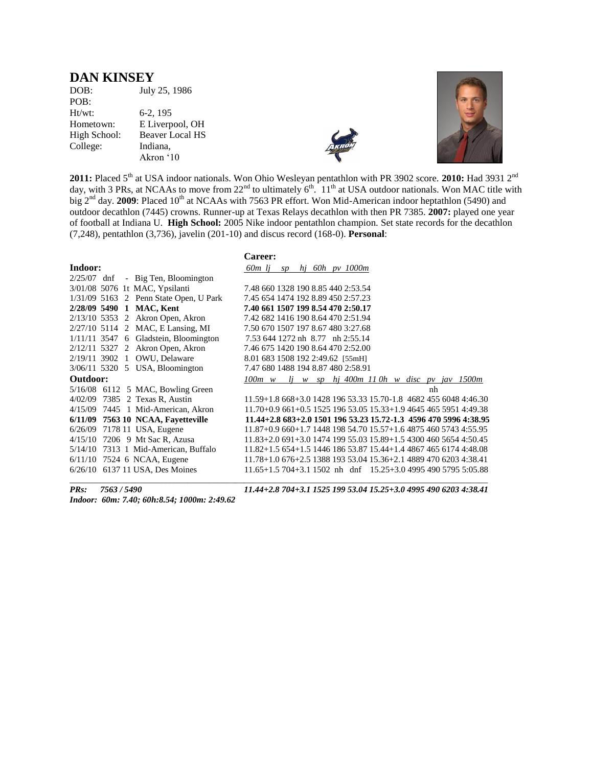# DAN KINSEY

DOB: July 25, 1986
POB:
Ht/wt: 6-2, 195
Hometown: E Liverpool, OH
High School: Beaver Local HS
College: Indiana, Akron '10

**2011:** Placed 5th at USA indoor nationals. Won Ohio Wesleyan pentathlon with PR 3902 score. **2010:** Had 3931 2nd day, with 3 PRs, at NCAAs to move from 22nd to ultimately 6th. 11th at USA outdoor nationals. Won MAC title with big 2nd day. **2009**: Placed 10th at NCAAs with 7563 PR effort. Won Mid-American indoor heptathlon (5490) and outdoor decathlon (7445) crowns. Runner-up at Texas Relays decathlon with then PR 7385. **2007:** played one year of football at Indiana U. **High School:** 2005 Nike indoor pentathlon champion. Set state records for the decathlon (7,248), pentathlon (3,736), javelin (201-10) and discus record (168-0). **Personal**:

**Career:**

| **Indoor:** | *60m lj sp hj 60h pv 1000m* |
|---|---|
| 2/25/07 dnf - Big Ten, Bloomington | |
| 3/01/08 5076 1t MAC, Ypsilanti | 7.48 660 1328 190 8.85 440 2:53.54 |
| 1/31/09 5163 2 Penn State Open, U Park | 7.45 654 1474 192 8.89 450 2:57.23 |
| **2/28/09 5490 1 MAC, Kent** | **7.40 661 1507 199 8.54 470 2:50.17** |
| 2/13/10 5353 2 Akron Open, Akron | 7.42 682 1416 190 8.64 470 2:51.94 |
| 2/27/10 5114 2 MAC, E Lansing, MI | 7.50 670 1507 197 8.67 480 3:27.68 |
| 1/11/11 3547 6 Gladstein, Bloomington | 7.53 644 1272 nh 8.77 nh 2:55.14 |
| 2/12/11 5327 2 Akron Open, Akron | 7.46 675 1420 190 8.64 470 2:52.00 |
| 2/19/11 3902 1 OWU, Delaware | 8.01 683 1508 192 2:49.62 [55mH] |
| 3/06/11 5320 5 USA, Bloomington | 7.47 680 1488 194 8.87 480 2:58.91 |
| **Outdoor:** | *100m w lj w sp hj 400m 11 0h w disc pv jav 1500m* |
| 5/16/08 6112 5 MAC, Bowling Green | nh |
| 4/02/09 7385 2 Texas R, Austin | 11.59+1.8 668+3.0 1428 196 53.33 15.70-1.8 4682 455 6048 4:46.30 |
| 4/15/09 7445 1 Mid-American, Akron | 11.70+0.9 661+0.5 1525 196 53.05 15.33+1.9 4645 465 5951 4:49.38 |
| **6/11/09 7563 10 NCAA, Fayetteville** | **11.44+2.8 683+2.0 1501 196 53.23 15.72-1.3 4596 470 5996 4:38.95** |
| 6/26/09 7178 11 USA, Eugene | 11.87+0.9 660+1.7 1448 198 54.70 15.57+1.6 4875 460 5743 4:55.95 |
| 4/15/10 7206 9 Mt Sac R, Azusa | 11.83+2.0 691+3.0 1474 199 55.03 15.89+1.5 4300 460 5654 4:50.45 |
| 5/14/10 7313 1 Mid-American, Buffalo | 11.82+1.5 654+1.5 1446 186 53.87 15.44+1.4 4867 465 6174 4:48.08 |
| 6/11/10 7524 6 NCAA, Eugene | 11.78+1.0 676+2.5 1388 193 53.04 15.36+2.1 4889 470 6203 4:38.41 |
| 6/26/10 6137 11 USA, Des Moines | 11.65+1.5 704+3.1 1502 nh dnf 15.25+3.0 4995 490 5795 5:05.88 |
| ***PRs: 7563 / 5490*** | ***11.44+2.8 704+3.1 1525 199 53.04 15.25+3.0 4995 490 6203 4:38.41*** |

***Indoor: 60m: 7.40; 60h:8.54; 1000m: 2:49.62***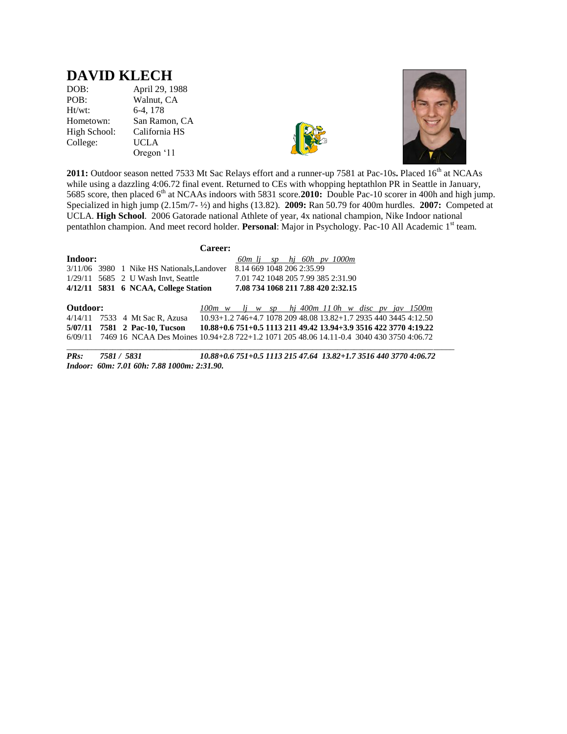# DAVID KLECH

DOB: April 29, 1988
POB: Walnut, CA
Ht/wt: 6-4, 178
Hometown: San Ramon, CA
High School: California HS
College: UCLA
Oregon '11

**2011:** Outdoor season netted 7533 Mt Sac Relays effort and a runner-up 7581 at Pac-10s**.** Placed 16th at NCAAs while using a dazzling 4:06.72 final event. Returned to CEs with whopping heptathlon PR in Seattle in January, 5685 score, then placed 6th at NCAAs indoors with 5831 score.**2010:** Double Pac-10 scorer in 400h and high jump. Specialized in high jump (2.15m/7- ½) and highs (13.82). **2009:** Ran 50.79 for 400m hurdles. **2007:** Competed at UCLA. **High School**. 2006 Gatorade national Athlete of year, 4x national champion, Nike Indoor national pentathlon champion. And meet record holder. **Personal**: Major in Psychology. Pac-10 All Academic 1st team.

**Career:**

**Indoor:**

| Date | Score | Place | Meet | 60m | lj | sp | hj | 60h | pv | 1000m |
|---|---|---|---|---|---|---|---|---|---|---|
| 3/11/06 | 3980 | 1 | Nike HS Nationals,Landover | 8.14 | 669 | 1048 | 206 | | | 2:35.99 |
| 1/29/11 | 5685 | 2 | U Wash Invt, Seattle | 7.01 | 742 | 1048 | 205 | 7.99 | 385 | 2:31.90 |
| **4/12/11** | **5831** | **6** | **NCAA, College Station** | **7.08** | **734** | **1068** | **211** | **7.88** | **420** | **2:32.15** |

**Outdoor:**

| Date | Score | Place | Meet | 100m | w | lj | w | sp | hj | 400m | 110h | w | disc | pv | jav | 1500m |
|---|---|---|---|---|---|---|---|---|---|---|---|---|---|---|---|---|
| 4/14/11 | 7533 | 4 | Mt Sac R, Azusa | 10.93 | +1.2 | 746 | +4.7 | 1078 | 209 | 48.08 | 13.82 | +1.7 | 2935 | 440 | 3445 | 4:12.50 |
| **5/07/11** | **7581** | **2** | **Pac-10, Tucson** | **10.88** | **+0.6** | **751** | **+0.5** | **1113** | **211** | **49.42** | **13.94** | **+3.9** | **3516** | **422** | **3770** | **4:19.22** |
| 6/09/11 | 7469 | 16 | NCAA Des Moines | 10.94 | +2.8 | 722 | +1.2 | 1071 | 205 | 48.06 | 14.11 | -0.4 | 3040 | 430 | 3750 | 4:06.72 |
| ***PRs:*** | ***7581 / 5831*** | | | ***10.88*** | ***+0.6*** | ***751*** | ***+0.5*** | ***1113*** | ***215*** | ***47.64*** | ***13.82*** | ***+1.7*** | ***3516*** | ***440*** | ***3770*** | ***4:06.72*** |

***Indoor: 60m: 7.01 60h: 7.88 1000m: 2:31.90.***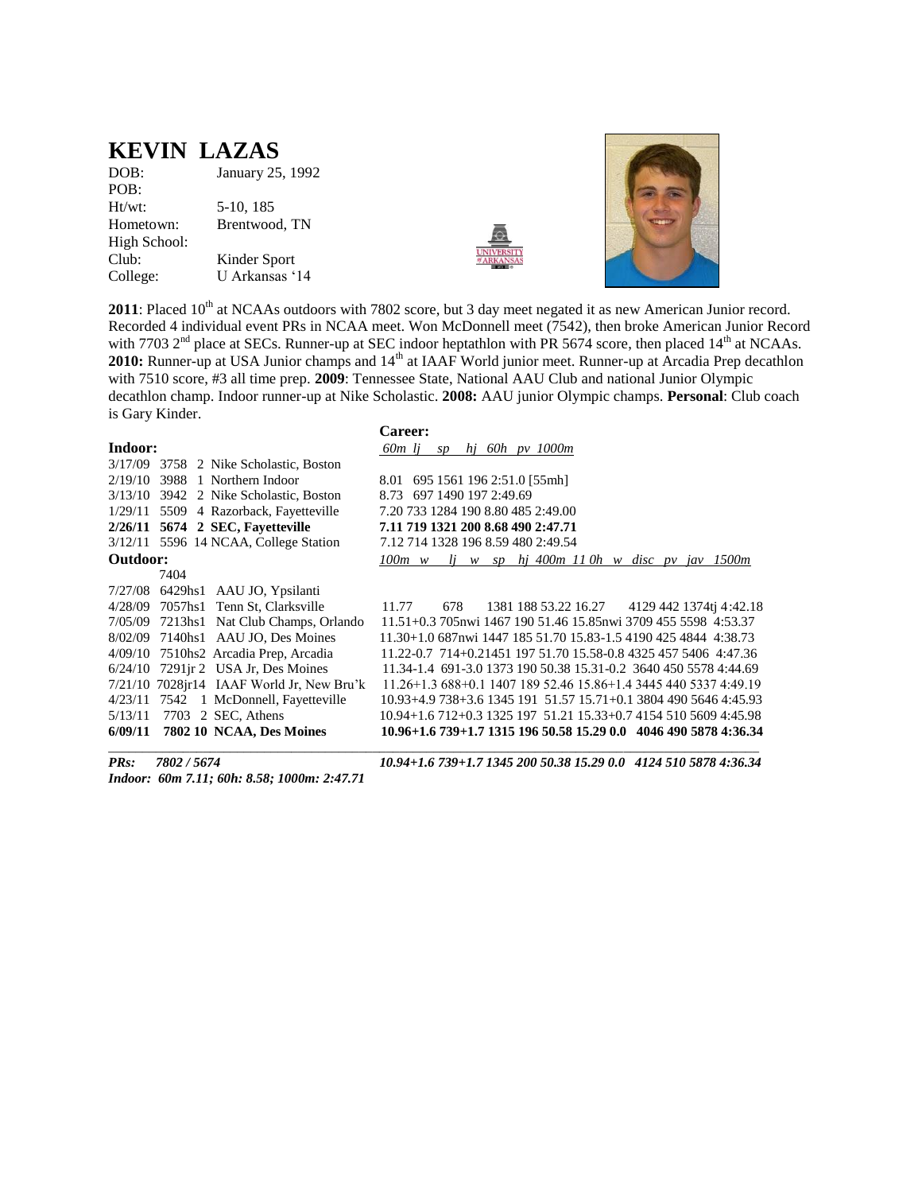# KEVIN LAZAS

DOB: January 25, 1992
POB:
Ht/wt: 5-10, 185
Hometown: Brentwood, TN
High School:
Club: Kinder Sport
College: U Arkansas '14

**2011**: Placed 10th at NCAAs outdoors with 7802 score, but 3 day meet negated it as new American Junior record. Recorded 4 individual event PRs in NCAA meet. Won McDonnell meet (7542), then broke American Junior Record with 7703 2nd place at SECs. Runner-up at SEC indoor heptathlon with PR 5674 score, then placed 14th at NCAAs. **2010:** Runner-up at USA Junior champs and 14th at IAAF World junior meet. Runner-up at Arcadia Prep decathlon with 7510 score, #3 all time prep. **2009**: Tennessee State, National AAU Club and national Junior Olympic decathlon champ. Indoor runner-up at Nike Scholastic. **2008:** AAU junior Olympic champs. **Personal**: Club coach is Gary Kinder.

**Career:**

**Indoor:** *60m lj sp hj 60h pv 1000m*

3/17/09 3758 2 Nike Scholastic, Boston
2/19/10 3988 1 Northern Indoor — 8.01 695 1561 196 2:51.0 [55mh]
3/13/10 3942 2 Nike Scholastic, Boston — 8.73 697 1490 197 2:49.69
1/29/11 5509 4 Razorback, Fayetteville — 7.20 733 1284 190 8.80 485 2:49.00
**2/26/11 5674 2 SEC, Fayetteville — 7.11 719 1321 200 8.68 490 2:47.71**
3/12/11 5596 14 NCAA, College Station — 7.12 714 1328 196 8.59 480 2:49.54

**Outdoor:** *100m w lj w sp hj 400m 11 0h w disc pv jav 1500m*

7404
7/27/08 6429hs1 AAU JO, Ypsilanti
4/28/09 7057hs1 Tenn St, Clarksville — 11.77 678 1381 188 53.22 16.27 4129 442 1374tj 4:42.18
7/05/09 7213hs1 Nat Club Champs, Orlando — 11.51+0.3 705nwi 1467 190 51.46 15.85nwi 3709 455 5598 4:53.37
8/02/09 7140hs1 AAU JO, Des Moines — 11.30+1.0 687nwi 1447 185 51.70 15.83-1.5 4190 425 4844 4:38.73
4/09/10 7510hs2 Arcadia Prep, Arcadia — 11.22-0.7 714+0.21451 197 51.70 15.58-0.8 4325 457 5406 4:47.36
6/24/10 7291jr 2 USA Jr, Des Moines — 11.34-1.4 691-3.0 1373 190 50.38 15.31-0.2 3640 450 5578 4:44.69
7/21/10 7028jr14 IAAF World Jr, New Bru'k — 11.26+1.3 688+0.1 1407 189 52.46 15.86+1.4 3445 440 5337 4:49.19
4/23/11 7542 1 McDonnell, Fayetteville — 10.93+4.9 738+3.6 1345 191 51.57 15.71+0.1 3804 490 5646 4:45.93
5/13/11 7703 2 SEC, Athens — 10.94+1.6 712+0.3 1325 197 51.21 15.33+0.7 4154 510 5609 4:45.98
**6/09/11 7802 10 NCAA, Des Moines — 10.96+1.6 739+1.7 1315 196 50.58 15.29 0.0 4046 490 5878 4:36.34**

***PRs: 7802 / 5674 — 10.94+1.6 739+1.7 1345 200 50.38 15.29 0.0 4124 510 5878 4:36.34***
***Indoor: 60m 7.11; 60h: 8.58; 1000m: 2:47.71***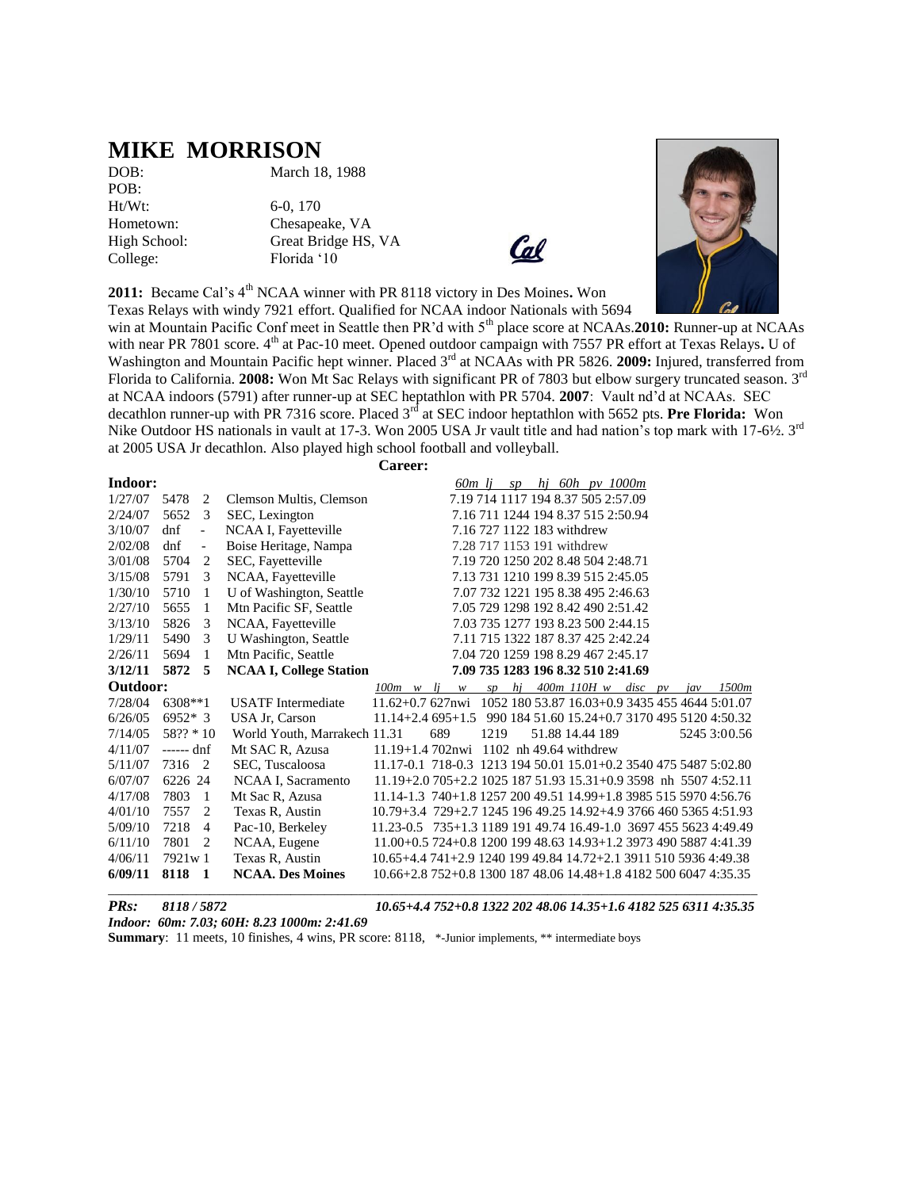# MIKE MORRISON

DOB: March 18, 1988
POB:
Ht/Wt: 6-0, 170
Hometown: Chesapeake, VA
High School: Great Bridge HS, VA
College: Florida '10

**2011:** Became Cal's 4th NCAA winner with PR 8118 victory in Des Moines**.** Won Texas Relays with windy 7921 effort. Qualified for NCAA indoor Nationals with 5694 win at Mountain Pacific Conf meet in Seattle then PR'd with 5th place score at NCAAs.**2010:** Runner-up at NCAAs with near PR 7801 score. 4th at Pac-10 meet. Opened outdoor campaign with 7557 PR effort at Texas Relays**.** U of Washington and Mountain Pacific hept winner. Placed 3rd at NCAAs with PR 5826. **2009:** Injured, transferred from Florida to California. **2008:** Won Mt Sac Relays with significant PR of 7803 but elbow surgery truncated season. 3rd at NCAA indoors (5791) after runner-up at SEC heptathlon with PR 5704. **2007**: Vault nd'd at NCAAs. SEC decathlon runner-up with PR 7316 score. Placed 3rd at SEC indoor heptathlon with 5652 pts. **Pre Florida:** Won Nike Outdoor HS nationals in vault at 17-3. Won 2005 USA Jr vault title and had nation's top mark with 17-6½. 3rd at 2005 USA Jr decathlon. Also played high school football and volleyball.

**Career:**

**Indoor:**

| Date | Score | Pl | Meet | *60m lj sp hj 60h pv 1000m* |
|---|---|---|---|---|
| 1/27/07 | 5478 | 2 | Clemson Multis, Clemson | 7.19 714 1117 194 8.37 505 2:57.09 |
| 2/24/07 | 5652 | 3 | SEC, Lexington | 7.16 711 1244 194 8.37 515 2:50.94 |
| 3/10/07 | dnf | - | NCAA I, Fayetteville | 7.16 727 1122 183 withdrew |
| 2/02/08 | dnf | - | Boise Heritage, Nampa | 7.28 717 1153 191 withdrew |
| 3/01/08 | 5704 | 2 | SEC, Fayetteville | 7.19 720 1250 202 8.48 504 2:48.71 |
| 3/15/08 | 5791 | 3 | NCAA, Fayetteville | 7.13 731 1210 199 8.39 515 2:45.05 |
| 1/30/10 | 5710 | 1 | U of Washington, Seattle | 7.07 732 1221 195 8.38 495 2:46.63 |
| 2/27/10 | 5655 | 1 | Mtn Pacific SF, Seattle | 7.05 729 1298 192 8.42 490 2:51.42 |
| 3/13/10 | 5826 | 3 | NCAA, Fayetteville | 7.03 735 1277 193 8.23 500 2:44.15 |
| 1/29/11 | 5490 | 3 | U Washington, Seattle | 7.11 715 1322 187 8.37 425 2:42.24 |
| 2/26/11 | 5694 | 1 | Mtn Pacific, Seattle | 7.04 720 1259 198 8.29 467 2:45.17 |
| **3/12/11** | **5872** | **5** | **NCAA I, College Station** | **7.09 735 1283 196 8.32 510 2:41.69** |

**Outdoor:**

| Date | Score | Pl | Meet | *100m w lj w sp hj 400m 110H w disc pv jav 1500m* |
|---|---|---|---|---|
| 7/28/04 | 6308** | 1 | USATF Intermediate | 11.62+0.7 627nwi 1052 180 53.87 16.03+0.9 3435 455 4644 5:01.07 |
| 6/26/05 | 6952* | 3 | USA Jr, Carson | 11.14+2.4 695+1.5 990 184 51.60 15.24+0.7 3170 495 5120 4:50.32 |
| 7/14/05 | 58?? * | 10 | World Youth, Marrakech | 11.31 689 1219 51.88 14.44 189 5245 3:00.56 |
| 4/11/07 | ------ | dnf | Mt SAC R, Azusa | 11.19+1.4 702nwi 1102 nh 49.64 withdrew |
| 5/11/07 | 7316 | 2 | SEC, Tuscaloosa | 11.17-0.1 718-0.3 1213 194 50.01 15.01+0.2 3540 475 5487 5:02.80 |
| 6/07/07 | 6226 | 24 | NCAA I, Sacramento | 11.19+2.0 705+2.2 1025 187 51.93 15.31+0.9 3598 nh 5507 4:52.11 |
| 4/17/08 | 7803 | 1 | Mt Sac R, Azusa | 11.14-1.3 740+1.8 1257 200 49.51 14.99+1.8 3985 515 5970 4:56.76 |
| 4/01/10 | 7557 | 2 | Texas R, Austin | 10.79+3.4 729+2.7 1245 196 49.25 14.92+4.9 3766 460 5365 4:51.93 |
| 5/09/10 | 7218 | 4 | Pac-10, Berkeley | 11.23-0.5 735+1.3 1189 191 49.74 16.49-1.0 3697 455 5623 4:49.49 |
| 6/11/10 | 7801 | 2 | NCAA, Eugene | 11.00+0.5 724+0.8 1200 199 48.63 14.93+1.2 3973 490 5887 4:41.39 |
| 4/06/11 | 7921w | 1 | Texas R, Austin | 10.65+4.4 741+2.9 1240 199 49.84 14.72+2.1 3911 510 5936 4:49.38 |
| **6/09/11** | **8118** | **1** | **NCAA. Des Moines** | **10.66+2.8 752+0.8 1300 187 48.06 14.48+1.8 4182 500 6047 4:35.35** |

***PRs:*** ***8118 / 5872*** ***10.65+4.4 752+0.8 1322 202 48.06 14.35+1.6 4182 525 6311 4:35.35***

***Indoor: 60m: 7.03; 60H: 8.23 1000m: 2:41.69***

**Summary**: 11 meets, 10 finishes, 4 wins, PR score: 8118, *-Junior implements, ** intermediate boys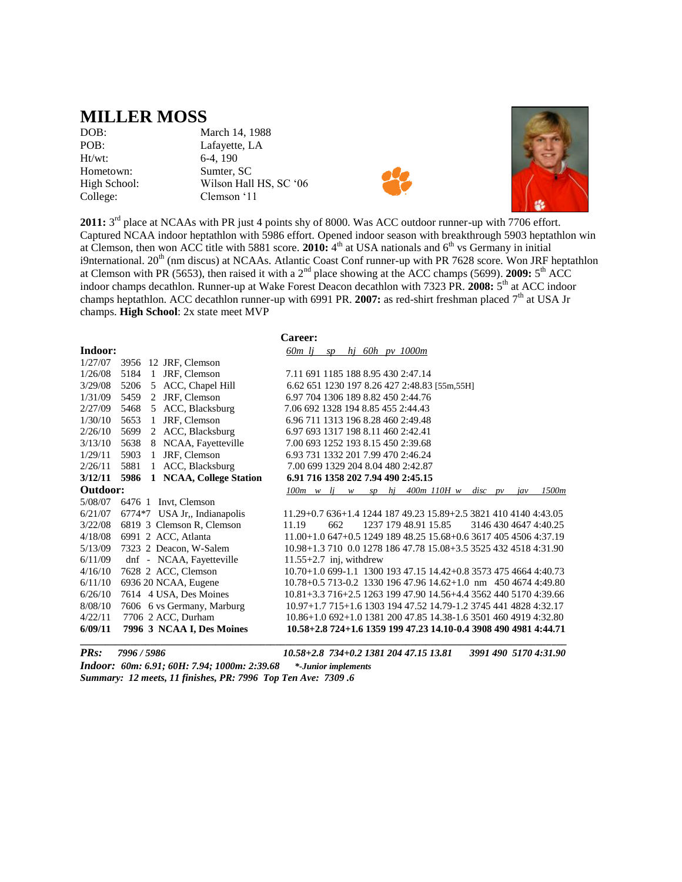# MILLER MOSS

| | |
|---|---|
| DOB: | March 14, 1988 |
| POB: | Lafayette, LA |
| Ht/wt: | 6-4, 190 |
| Hometown: | Sumter, SC |
| High School: | Wilson Hall HS, SC '06 |
| College: | Clemson '11 |

**2011:** 3rd place at NCAAs with PR just 4 points shy of 8000. Was ACC outdoor runner-up with 7706 effort. Captured NCAA indoor heptathlon with 5986 effort. Opened indoor season with breakthrough 5903 heptathlon win at Clemson, then won ACC title with 5881 score. **2010:** 4th at USA nationals and 6th vs Germany in initial i9nternational. 20th (nm discus) at NCAAs. Atlantic Coast Conf runner-up with PR 7628 score. Won JRF heptathlon at Clemson with PR (5653), then raised it with a 2nd place showing at the ACC champs (5699). **2009:** 5th ACC indoor champs decathlon. Runner-up at Wake Forest Deacon decathlon with 7323 PR. **2008:** 5th at ACC indoor champs heptathlon. ACC decathlon runner-up with 6991 PR. **2007:** as red-shirt freshman placed 7th at USA Jr champs. **High School**: 2x state meet MVP

**Career:**

**Indoor:**

| Date | Score | Pl | Meet | *60m lj sp hj 60h pv 1000m* |
|---|---|---|---|---|
| 1/27/07 | 3956 | 12 | JRF, Clemson | |
| 1/26/08 | 5184 | 1 | JRF, Clemson | 7.11 691 1185 188 8.95 430 2:47.14 |
| 3/29/08 | 5206 | 5 | ACC, Chapel Hill | 6.62 651 1230 197 8.26 427 2:48.83 [55m,55H] |
| 1/31/09 | 5459 | 2 | JRF, Clemson | 6.97 704 1306 189 8.82 450 2:44.76 |
| 2/27/09 | 5468 | 5 | ACC, Blacksburg | 7.06 692 1328 194 8.85 455 2:44.43 |
| 1/30/10 | 5653 | 1 | JRF, Clemson | 6.96 711 1313 196 8.28 460 2:49.48 |
| 2/26/10 | 5699 | 2 | ACC, Blacksburg | 6.97 693 1317 198 8.11 460 2:42.41 |
| 3/13/10 | 5638 | 8 | NCAA, Fayetteville | 7.00 693 1252 193 8.15 450 2:39.68 |
| 1/29/11 | 5903 | 1 | JRF, Clemson | 6.93 731 1332 201 7.99 470 2:46.24 |
| 2/26/11 | 5881 | 1 | ACC, Blacksburg | 7.00 699 1329 204 8.04 480 2:42.87 |
| **3/12/11** | **5986** | **1** | **NCAA, College Station** | **6.91 716 1358 202 7.94 490 2:45.15** |

**Outdoor:**

| Date | Score | Pl | Meet | *100m w lj w sp hj 400m 110H w disc pv jav 1500m* |
|---|---|---|---|---|
| 5/08/07 | 6476 | 1 | Invt, Clemson | |
| 6/21/07 | 6774* | 7 | USA Jr,, Indianapolis | 11.29+0.7 636+1.4 1244 187 49.23 15.89+2.5 3821 410 4140 4:43.05 |
| 3/22/08 | 6819 | 3 | Clemson R, Clemson | 11.19 662 1237 179 48.91 15.85 3146 430 4647 4:40.25 |
| 4/18/08 | 6991 | 2 | ACC, Atlanta | 11.00+1.0 647+0.5 1249 189 48.25 15.68+0.6 3617 405 4506 4:37.19 |
| 5/13/09 | 7323 | 2 | Deacon, W-Salem | 10.98+1.3 710 0.0 1278 186 47.78 15.08+3.5 3525 432 4518 4:31.90 |
| 6/11/09 | dnf | - | NCAA, Fayetteville | 11.55+2.7 inj, withdrew |
| 4/16/10 | 7628 | 2 | ACC, Clemson | 10.70+1.0 699-1.1 1300 193 47.15 14.42+0.8 3573 475 4664 4:40.73 |
| 6/11/10 | 6936 | 20 | NCAA, Eugene | 10.78+0.5 713-0.2 1330 196 47.96 14.62+1.0 nm 450 4674 4:49.80 |
| 6/26/10 | 7614 | 4 | USA, Des Moines | 10.81+3.3 716+2.5 1263 199 47.90 14.56+4.4 3562 440 5170 4:39.66 |
| 8/08/10 | 7606 | 6 | vs Germany, Marburg | 10.97+1.7 715+1.6 1303 194 47.52 14.79-1.2 3745 441 4828 4:32.17 |
| 4/22/11 | 7706 | 2 | ACC, Durham | 10.86+1.0 692+1.0 1381 200 47.85 14.38-1.6 3501 460 4919 4:32.80 |
| **6/09/11** | **7996** | **3** | **NCAA I, Des Moines** | **10.58+2.8 724+1.6 1359 199 47.23 14.10-0.4 3908 490 4981 4:44.71** |

***PRs:* 7996 / 5986** ***10.58+2.8 734+0.2 1381 204 47.15 13.81 3991 490 5170 4:31.90***

***Indoor: 60m: 6.91; 60H: 7.94; 1000m: 2:39.68*** ***\*-Junior implements***

***Summary: 12 meets, 11 finishes, PR: 7996 Top Ten Ave: 7309 .6***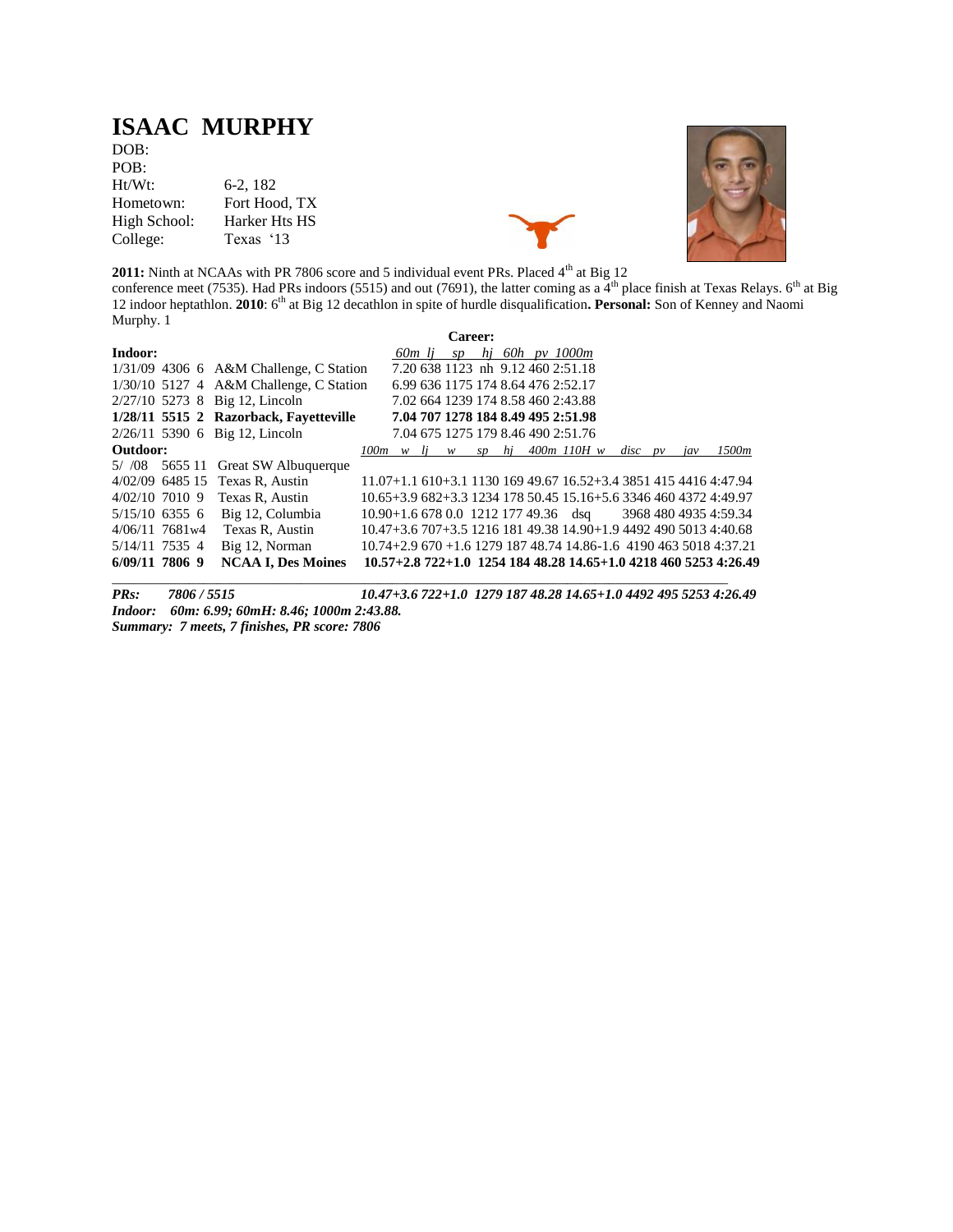# ISAAC MURPHY

| | |
|---|---|
| DOB: | |
| POB: | |
| Ht/Wt: | 6-2, 182 |
| Hometown: | Fort Hood, TX |
| High School: | Harker Hts HS |
| College: | Texas '13 |

**2011:** Ninth at NCAAs with PR 7806 score and 5 individual event PRs. Placed 4th at Big 12 conference meet (7535). Had PRs indoors (5515) and out (7691), the latter coming as a 4th place finish at Texas Relays. 6th at Big 12 indoor heptathlon. **2010**: 6th at Big 12 decathlon in spite of hurdle disqualification**. Personal:** Son of Kenney and Naomi Murphy. 1

**Career:**

**Indoor:**

| Date | Score | Place | Meet | *60m* | *lj* | *sp* | *hj* | *60h* | *pv* | *1000m* |
|---|---|---|---|---|---|---|---|---|---|---|
| 1/31/09 | 4306 | 6 | A&M Challenge, C Station | 7.20 | 638 | 1123 | nh | 9.12 | 460 | 2:51.18 |
| 1/30/10 | 5127 | 4 | A&M Challenge, C Station | 6.99 | 636 | 1175 | 174 | 8.64 | 476 | 2:52.17 |
| 2/27/10 | 5273 | 8 | Big 12, Lincoln | 7.02 | 664 | 1239 | 174 | 8.58 | 460 | 2:43.88 |
| **1/28/11** | **5515** | **2** | **Razorback, Fayetteville** | **7.04** | **707** | **1278** | **184** | **8.49** | **495** | **2:51.98** |
| 2/26/11 | 5390 | 6 | Big 12, Lincoln | 7.04 | 675 | 1275 | 179 | 8.46 | 490 | 2:51.76 |

**Outdoor:**

| Date | Score | Place | Meet | *100m w* | *lj w* | *sp* | *hj* | *400m* | *110H w* | *disc* | *pv* | *jav* | *1500m* |
|---|---|---|---|---|---|---|---|---|---|---|---|---|---|
| 5/ /08 | 5655 | 11 | Great SW Albuquerque | | | | | | | | | | |
| 4/02/09 | 6485 | 15 | Texas R, Austin | 11.07+1.1 | 610+3.1 | 1130 | 169 | 49.67 | 16.52+3.4 | 3851 | 415 | 4416 | 4:47.94 |
| 4/02/10 | 7010 | 9 | Texas R, Austin | 10.65+3.9 | 682+3.3 | 1234 | 178 | 50.45 | 15.16+5.6 | 3346 | 460 | 4372 | 4:49.97 |
| 5/15/10 | 6355 | 6 | Big 12, Columbia | 10.90+1.6 | 678 0.0 | 1212 | 177 | 49.36 | dsq | 3968 | 480 | 4935 | 4:59.34 |
| 4/06/11 | 7681w | 4 | Texas R, Austin | 10.47+3.6 | 707+3.5 | 1216 | 181 | 49.38 | 14.90+1.9 | 4492 | 490 | 5013 | 4:40.68 |
| 5/14/11 | 7535 | 4 | Big 12, Norman | 10.74+2.9 | 670 +1.6 | 1279 | 187 | 48.74 | 14.86-1.6 | 4190 | 463 | 5018 | 4:37.21 |
| **6/09/11** | **7806** | **9** | **NCAA I, Des Moines** | **10.57+2.8** | **722+1.0** | **1254** | **184** | **48.28** | **14.65+1.0** | **4218** | **460** | **5253** | **4:26.49** |

***PRs: 7806 / 5515 — 10.47+3.6 722+1.0 1279 187 48.28 14.65+1.0 4492 495 5253 4:26.49***

***Indoor: 60m: 6.99; 60mH: 8.46; 1000m 2:43.88.***

***Summary: 7 meets, 7 finishes, PR score: 7806***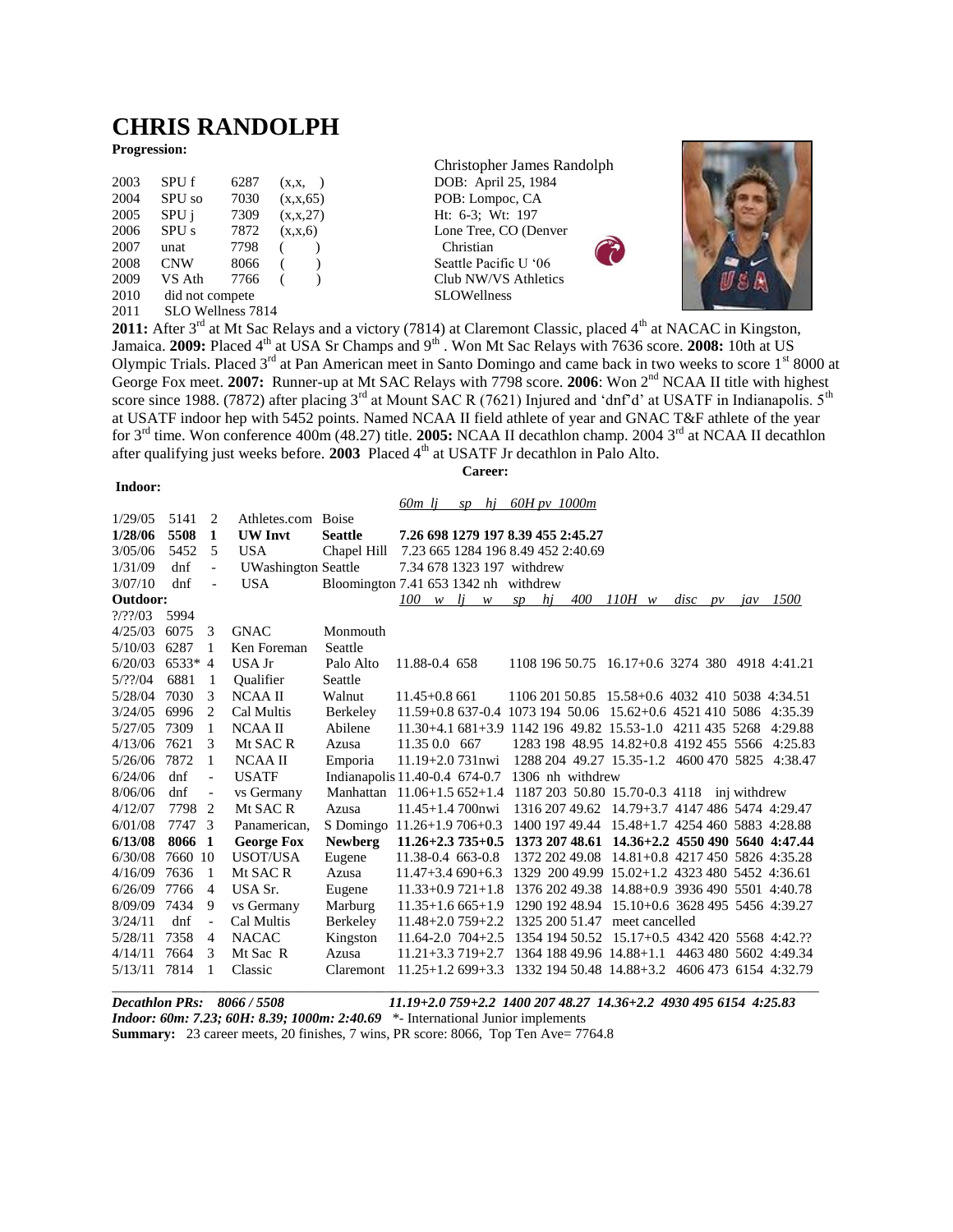# CHRIS RANDOLPH

**Progression:**

| | | | |
|---|---|---|---|
| 2003 | SPU f | 6287 | (x,x, ) |
| 2004 | SPU so | 7030 | (x,x,65) |
| 2005 | SPU j | 7309 | (x,x,27) |
| 2006 | SPU s | 7872 | (x,x,6) |
| 2007 | unat | 7798 | ( ) |
| 2008 | CNW | 8066 | ( ) |
| 2009 | VS Ath | 7766 | ( ) |
| 2010 | did not compete | | |
| 2011 | SLO Wellness 7814 | | |

Christopher James Randolph
DOB: April 25, 1984
POB: Lompoc, CA
Ht: 6-3; Wt: 197
Lone Tree, CO (Denver Christian
Seattle Pacific U '06
Club NW/VS Athletics
SLOWellness

**2011:** After 3rd at Mt Sac Relays and a victory (7814) at Claremont Classic, placed 4th at NACAC in Kingston, Jamaica. **2009:** Placed 4th at USA Sr Champs and 9th . Won Mt Sac Relays with 7636 score. **2008:** 10th at US Olympic Trials. Placed 3rd at Pan American meet in Santo Domingo and came back in two weeks to score 1st 8000 at George Fox meet. **2007:** Runner-up at Mt SAC Relays with 7798 score. **2006**: Won 2nd NCAA II title with highest score since 1988. (7872) after placing 3rd at Mount SAC R (7621) Injured and 'dnf'd' at USATF in Indianapolis. 5th at USATF indoor hep with 5452 points. Named NCAA II field athlete of year and GNAC T&F athlete of the year for 3rd time. Won conference 400m (48.27) title. **2005:** NCAA II decathlon champ. 2004 3rd at NCAA II decathlon after qualifying just weeks before. **2003** Placed 4th at USATF Jr decathlon in Palo Alto.

**Career:**

**Indoor:**

| Date | Score | Pl | Meet | Site | *60m lj sp hj 60H pv 1000m* |
|---|---|---|---|---|---|
| 1/29/05 | 5141 | 2 | Athletes.com | Boise | |
| **1/28/06** | **5508** | **1** | **UW Invt** | **Seattle** | **7.26 698 1279 197 8.39 455 2:45.27** |
| 3/05/06 | 5452 | 5 | USA | Chapel Hill | 7.23 665 1284 196 8.49 452 2:40.69 |
| 1/31/09 | dnf | - | UWashington | Seattle | 7.34 678 1323 197 withdrew |
| 3/07/10 | dnf | - | USA | Bloomington | 7.41 653 1342 nh withdrew |

**Outdoor:**

| Date | Score | Pl | Meet | Site | *100 w lj w* | *sp hj 400* | *110H w* | *disc pv jav 1500* |
|---|---|---|---|---|---|---|---|---|
| ?/??/03 | 5994 | | | | | | | |
| 4/25/03 | 6075 | 3 | GNAC | Monmouth | | | | |
| 5/10/03 | 6287 | 1 | Ken Foreman | Seattle | | | | |
| 6/20/03 | 6533* | 4 | USA Jr | Palo Alto | 11.88-0.4 658 | 1108 196 50.75 | 16.17+0.6 | 3274 380 4918 4:41.21 |
| 5/??/04 | 6881 | 1 | Qualifier | Seattle | | | | |
| 5/28/04 | 7030 | 3 | NCAA II | Walnut | 11.45+0.8 661 | 1106 201 50.85 | 15.58+0.6 | 4032 410 5038 4:34.51 |
| 3/24/05 | 6996 | 2 | Cal Multis | Berkeley | 11.59+0.8 637-0.4 | 1073 194 50.06 | 15.62+0.6 | 4521 410 5086 4:35.39 |
| 5/27/05 | 7309 | 1 | NCAA II | Abilene | 11.30+4.1 681+3.9 | 1142 196 49.82 | 15.53-1.0 | 4211 435 5268 4:29.88 |
| 4/13/06 | 7621 | 3 | Mt SAC R | Azusa | 11.35 0.0 667 | 1283 198 48.95 | 14.82+0.8 | 4192 455 5566 4:25.83 |
| 5/26/06 | 7872 | 1 | NCAA II | Emporia | 11.19+2.0 731nwi | 1288 204 49.27 | 15.35-1.2 | 4600 470 5825 4:38.47 |
| 6/24/06 | dnf | - | USATF | Indianapolis | 11.40-0.4 674-0.7 | 1306 nh withdrew | | |
| 8/06/06 | dnf | - | vs Germany | Manhattan | 11.06+1.5 652+1.4 | 1187 203 50.80 | 15.70-0.3 | 4118 inj withdrew |
| 4/12/07 | 7798 | 2 | Mt SAC R | Azusa | 11.45+1.4 700nwi | 1316 207 49.62 | 14.79+3.7 | 4147 486 5474 4:29.47 |
| 6/01/08 | 7747 | 3 | Panamerican, | S Domingo | 11.26+1.9 706+0.3 | 1400 197 49.44 | 15.48+1.7 | 4254 460 5883 4:28.88 |
| **6/13/08** | **8066** | **1** | **George Fox** | **Newberg** | **11.26+2.3 735+0.5** | **1373 207 48.61** | **14.36+2.2** | **4550 490 5640 4:47.44** |
| 6/30/08 | 7660 | 10 | USOT/USA | Eugene | 11.38-0.4 663-0.8 | 1372 202 49.08 | 14.81+0.8 | 4217 450 5826 4:35.28 |
| 4/16/09 | 7636 | 1 | Mt SAC R | Azusa | 11.47+3.4 690+6.3 | 1329 200 49.99 | 15.02+1.2 | 4323 480 5452 4:36.61 |
| 6/26/09 | 7766 | 4 | USA Sr. | Eugene | 11.33+0.9 721+1.8 | 1376 202 49.38 | 14.88+0.9 | 3936 490 5501 4:40.78 |
| 8/09/09 | 7434 | 9 | vs Germany | Marburg | 11.35+1.6 665+1.9 | 1290 192 48.94 | 15.10+0.6 | 3628 495 5456 4:39.27 |
| 3/24/11 | dnf | - | Cal Multis | Berkeley | 11.48+2.0 759+2.2 | 1325 200 51.47 | meet cancelled | |
| 5/28/11 | 7358 | 4 | NACAC | Kingston | 11.64-2.0 704+2.5 | 1354 194 50.52 | 15.17+0.5 | 4342 420 5568 4:42.?? |
| 4/14/11 | 7664 | 3 | Mt Sac R | Azusa | 11.21+3.3 719+2.7 | 1364 188 49.96 | 14.88+1.1 | 4463 480 5602 4:49.34 |
| 5/13/11 | 7814 | 1 | Classic | Claremont | 11.25+1.2 699+3.3 | 1332 194 50.48 | 14.88+3.2 | 4606 473 6154 4:32.79 |

***Decathlon PRs: 8066 / 5508*** ***11.19+2.0 759+2.2 1400 207 48.27 14.36+2.2 4930 495 6154 4:25.83***
***Indoor: 60m: 7.23; 60H: 8.39; 1000m: 2:40.69*** \*- International Junior implements
**Summary:** 23 career meets, 20 finishes, 7 wins, PR score: 8066, Top Ten Ave= 7764.8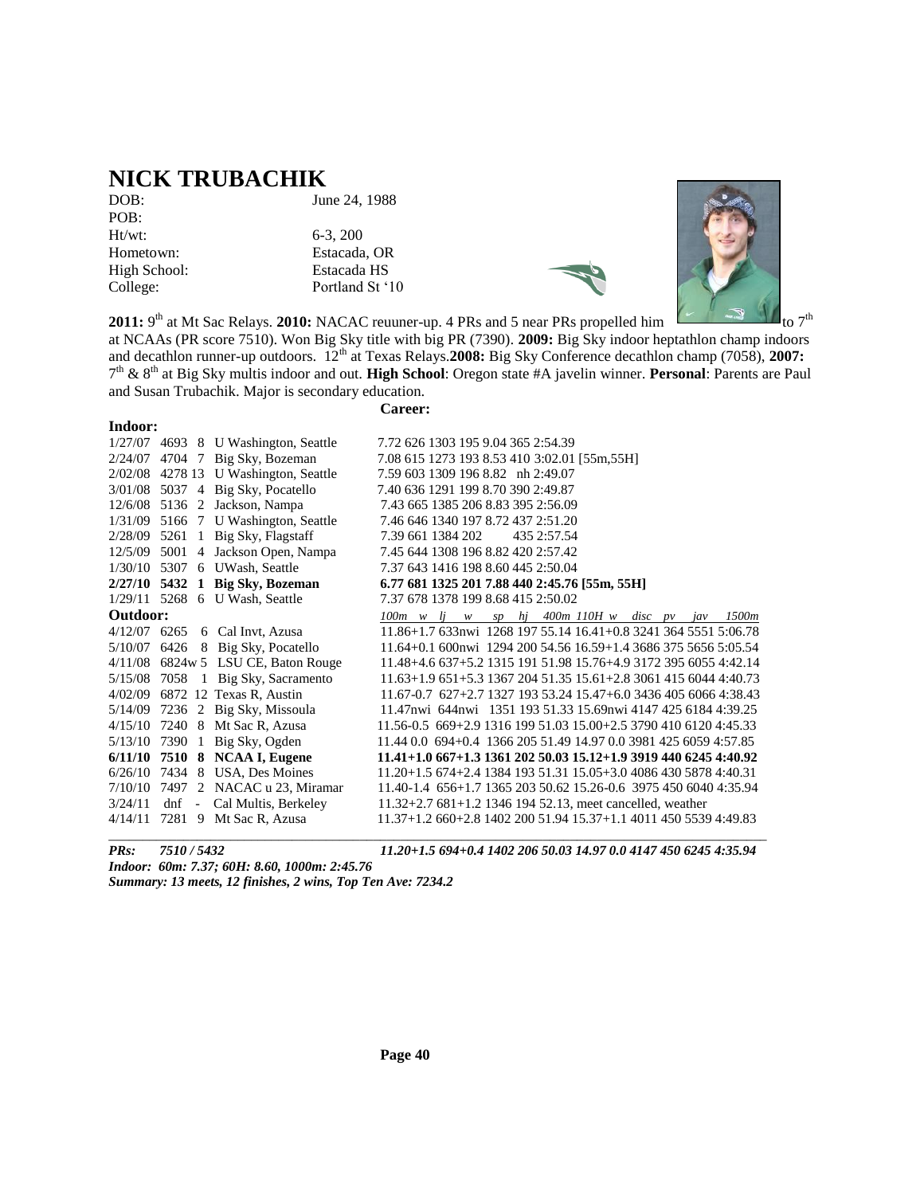# NICK TRUBACHIK

DOB: June 24, 1988
POB:
Ht/wt: 6-3, 200
Hometown: Estacada, OR
High School: Estacada HS
College: Portland St '10

**2011:** 9th at Mt Sac Relays. **2010:** NACAC reuuner-up. 4 PRs and 5 near PRs propelled him to 7th at NCAAs (PR score 7510). Won Big Sky title with big PR (7390). **2009:** Big Sky indoor heptathlon champ indoors and decathlon runner-up outdoors. 12th at Texas Relays.**2008:** Big Sky Conference decathlon champ (7058), **2007:** 7th & 8th at Big Sky multis indoor and out. **High School**: Oregon state #A javelin winner. **Personal**: Parents are Paul and Susan Trubachik. Major is secondary education.

**Career:**

**Indoor:**

1/27/07 4693 8 U Washington, Seattle 7.72 626 1303 195 9.04 365 2:54.39
2/24/07 4704 7 Big Sky, Bozeman 7.08 615 1273 193 8.53 410 3:02.01 [55m,55H]
2/02/08 4278 13 U Washington, Seattle 7.59 603 1309 196 8.82 nh 2:49.07
3/01/08 5037 4 Big Sky, Pocatello 7.40 636 1291 199 8.70 390 2:49.87
12/6/08 5136 2 Jackson, Nampa 7.43 665 1385 206 8.83 395 2:56.09
1/31/09 5166 7 U Washington, Seattle 7.46 646 1340 197 8.72 437 2:51.20
2/28/09 5261 1 Big Sky, Flagstaff 7.39 661 1384 202 435 2:57.54
12/5/09 5001 4 Jackson Open, Nampa 7.45 644 1308 196 8.82 420 2:57.42
1/30/10 5307 6 UWash, Seattle 7.37 643 1416 198 8.60 445 2:50.04
**2/27/10 5432 1 Big Sky, Bozeman 6.77 681 1325 201 7.88 440 2:45.76 [55m, 55H]**
1/29/11 5268 6 U Wash, Seattle 7.37 678 1378 199 8.68 415 2:50.02

**Outdoor:** *100m w lj w sp hj 400m 110H w disc pv jav 1500m*

4/12/07 6265 6 Cal Invt, Azusa 11.86+1.7 633nwi 1268 197 55.14 16.41+0.8 3241 364 5551 5:06.78
5/10/07 6426 8 Big Sky, Pocatello 11.64+0.1 600nwi 1294 200 54.56 16.59+1.4 3686 375 5656 5:05.54
4/11/08 6824w 5 LSU CE, Baton Rouge 11.48+4.6 637+5.2 1315 191 51.98 15.76+4.9 3172 395 6055 4:42.14
5/15/08 7058 1 Big Sky, Sacramento 11.63+1.9 651+5.3 1367 204 51.35 15.61+2.8 3061 415 6044 4:40.73
4/02/09 6872 12 Texas R, Austin 11.67-0.7 627+2.7 1327 193 53.24 15.47+6.0 3436 405 6066 4:38.43
5/14/09 7236 2 Big Sky, Missoula 11.47nwi 644nwi 1351 193 51.33 15.69nwi 4147 425 6184 4:39.25
4/15/10 7240 8 Mt Sac R, Azusa 11.56-0.5 669+2.9 1316 199 51.03 15.00+2.5 3790 410 6120 4:45.33
5/13/10 7390 1 Big Sky, Ogden 11.44 0.0 694+0.4 1366 205 51.49 14.97 0.0 3981 425 6059 4:57.85
**6/11/10 7510 8 NCAA I, Eugene 11.41+1.0 667+1.3 1361 202 50.03 15.12+1.9 3919 440 6245 4:40.92**
6/26/10 7434 8 USA, Des Moines 11.20+1.5 674+2.4 1384 193 51.31 15.05+3.0 4086 430 5878 4:40.31
7/10/10 7497 2 NACAC u 23, Miramar 11.40-1.4 656+1.7 1365 203 50.62 15.26-0.6 3975 450 6040 4:35.94
3/24/11 dnf - Cal Multis, Berkeley 11.32+2.7 681+1.2 1346 194 52.13, meet cancelled, weather
4/14/11 7281 9 Mt Sac R, Azusa 11.37+1.2 660+2.8 1402 200 51.94 15.37+1.1 4011 450 5539 4:49.83

***PRs: 7510 / 5432 11.20+1.5 694+0.4 1402 206 50.03 14.97 0.0 4147 450 6245 4:35.94***

***Indoor: 60m: 7.37; 60H: 8.60, 1000m: 2:45.76***

***Summary: 13 meets, 12 finishes, 2 wins, Top Ten Ave: 7234.2***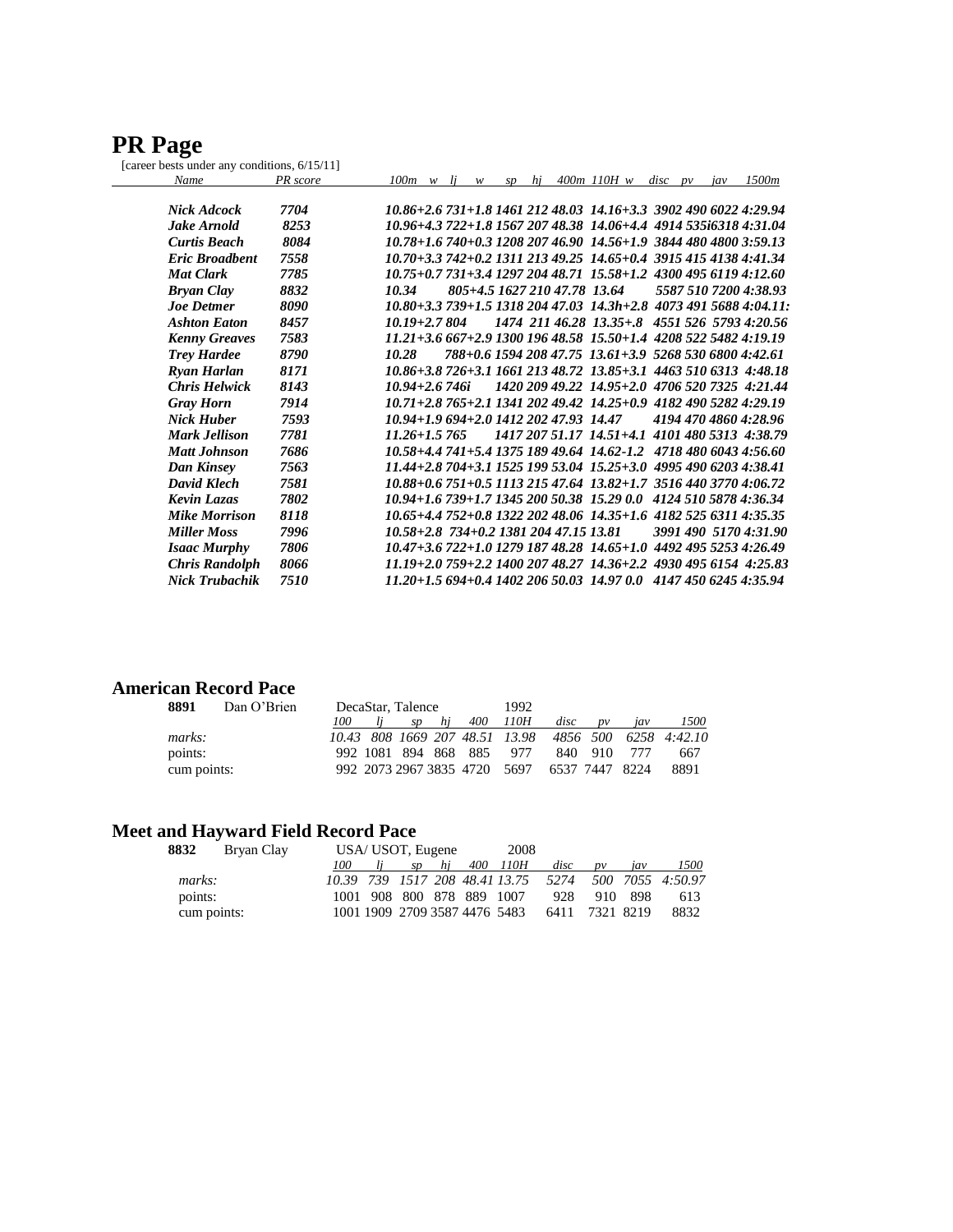# PR Page

[career bests under any conditions, 6/15/11]

| *Name* | *PR score* | *100m w lj w sp hj 400m 110H w disc pv jav 1500m* |
|---|---|---|
| ***Nick Adcock*** | ***7704*** | ***10.86+2.6 731+1.8 1461 212 48.03 14.16+3.3 3902 490 6022 4:29.94*** |
| ***Jake Arnold*** | ***8253*** | ***10.96+4.3 722+1.8 1567 207 48.38 14.06+4.4 4914 535i6318 4:31.04*** |
| ***Curtis Beach*** | ***8084*** | ***10.78+1.6 740+0.3 1208 207 46.90 14.56+1.9 3844 480 4800 3:59.13*** |
| ***Eric Broadbent*** | ***7558*** | ***10.70+3.3 742+0.2 1311 213 49.25 14.65+0.4 3915 415 4138 4:41.34*** |
| ***Mat Clark*** | ***7785*** | ***10.75+0.7 731+3.4 1297 204 48.71 15.58+1.2 4300 495 6119 4:12.60*** |
| ***Bryan Clay*** | ***8832*** | ***10.34 805+4.5 1627 210 47.78 13.64 5587 510 7200 4:38.93*** |
| ***Joe Detmer*** | ***8090*** | ***10.80+3.3 739+1.5 1318 204 47.03 14.3h+2.8 4073 491 5688 4:04.11:*** |
| ***Ashton Eaton*** | ***8457*** | ***10.19+2.7 804 1474 211 46.28 13.35+.8 4551 526 5793 4:20.56*** |
| ***Kenny Greaves*** | ***7583*** | ***11.21+3.6 667+2.9 1300 196 48.58 15.50+1.4 4208 522 5482 4:19.19*** |
| ***Trey Hardee*** | ***8790*** | ***10.28 788+0.6 1594 208 47.75 13.61+3.9 5268 530 6800 4:42.61*** |
| ***Ryan Harlan*** | ***8171*** | ***10.86+3.8 726+3.1 1661 213 48.72 13.85+3.1 4463 510 6313 4:48.18*** |
| ***Chris Helwick*** | ***8143*** | ***10.94+2.6 746i 1420 209 49.22 14.95+2.0 4706 520 7325 4:21.44*** |
| ***Gray Horn*** | ***7914*** | ***10.71+2.8 765+2.1 1341 202 49.42 14.25+0.9 4182 490 5282 4:29.19*** |
| ***Nick Huber*** | ***7593*** | ***10.94+1.9 694+2.0 1412 202 47.93 14.47 4194 470 4860 4:28.96*** |
| ***Mark Jellison*** | ***7781*** | ***11.26+1.5 765 1417 207 51.17 14.51+4.1 4101 480 5313 4:38.79*** |
| ***Matt Johnson*** | ***7686*** | ***10.58+4.4 741+5.4 1375 189 49.64 14.62-1.2 4718 480 6043 4:56.60*** |
| ***Dan Kinsey*** | ***7563*** | ***11.44+2.8 704+3.1 1525 199 53.04 15.25+3.0 4995 490 6203 4:38.41*** |
| ***David Klech*** | ***7581*** | ***10.88+0.6 751+0.5 1113 215 47.64 13.82+1.7 3516 440 3770 4:06.72*** |
| ***Kevin Lazas*** | ***7802*** | ***10.94+1.6 739+1.7 1345 200 50.38 15.29 0.0 4124 510 5878 4:36.34*** |
| ***Mike Morrison*** | ***8118*** | ***10.65+4.4 752+0.8 1322 202 48.06 14.35+1.6 4182 525 6311 4:35.35*** |
| ***Miller Moss*** | ***7996*** | ***10.58+2.8 734+0.2 1381 204 47.15 13.81 3991 490 5170 4:31.90*** |
| ***Isaac Murphy*** | ***7806*** | ***10.47+3.6 722+1.0 1279 187 48.28 14.65+1.0 4492 495 5253 4:26.49*** |
| ***Chris Randolph*** | ***8066*** | ***11.19+2.0 759+2.2 1400 207 48.27 14.36+2.2 4930 495 6154 4:25.83*** |
| ***Nick Trubachik*** | ***7510*** | ***11.20+1.5 694+0.4 1402 206 50.03 14.97 0.0 4147 450 6245 4:35.94*** |

## American Record Pace

**8891** Dan O'Brien — DecaStar, Talence 1992

| | *100* | *lj* | *sp* | *hj* | *400* | *110H* | *disc* | *pv* | *jav* | *1500* |
|---|---|---|---|---|---|---|---|---|---|---|
| *marks:* | *10.43* | *808* | *1669* | *207* | *48.51* | *13.98* | *4856* | *500* | *6258* | *4:42.10* |
| points: | 992 | 1081 | 894 | 868 | 885 | 977 | 840 | 910 | 777 | 667 |
| cum points: | 992 | 2073 | 2967 | 3835 | 4720 | 5697 | 6537 | 7447 | 8224 | 8891 |

## Meet and Hayward Field Record Pace

**8832** Bryan Clay — USA/ USOT, Eugene 2008

| | *100* | *lj* | *sp* | *hj* | *400* | *110H* | *disc* | *pv* | *jav* | *1500* |
|---|---|---|---|---|---|---|---|---|---|---|
| *marks:* | *10.39* | *739* | *1517* | *208* | *48.41* | *13.75* | *5274* | *500* | *7055* | *4:50.97* |
| points: | 1001 | 908 | 800 | 878 | 889 | 1007 | 928 | 910 | 898 | 613 |
| cum points: | 1001 | 1909 | 2709 | 3587 | 4476 | 5483 | 6411 | 7321 | 8219 | 8832 |